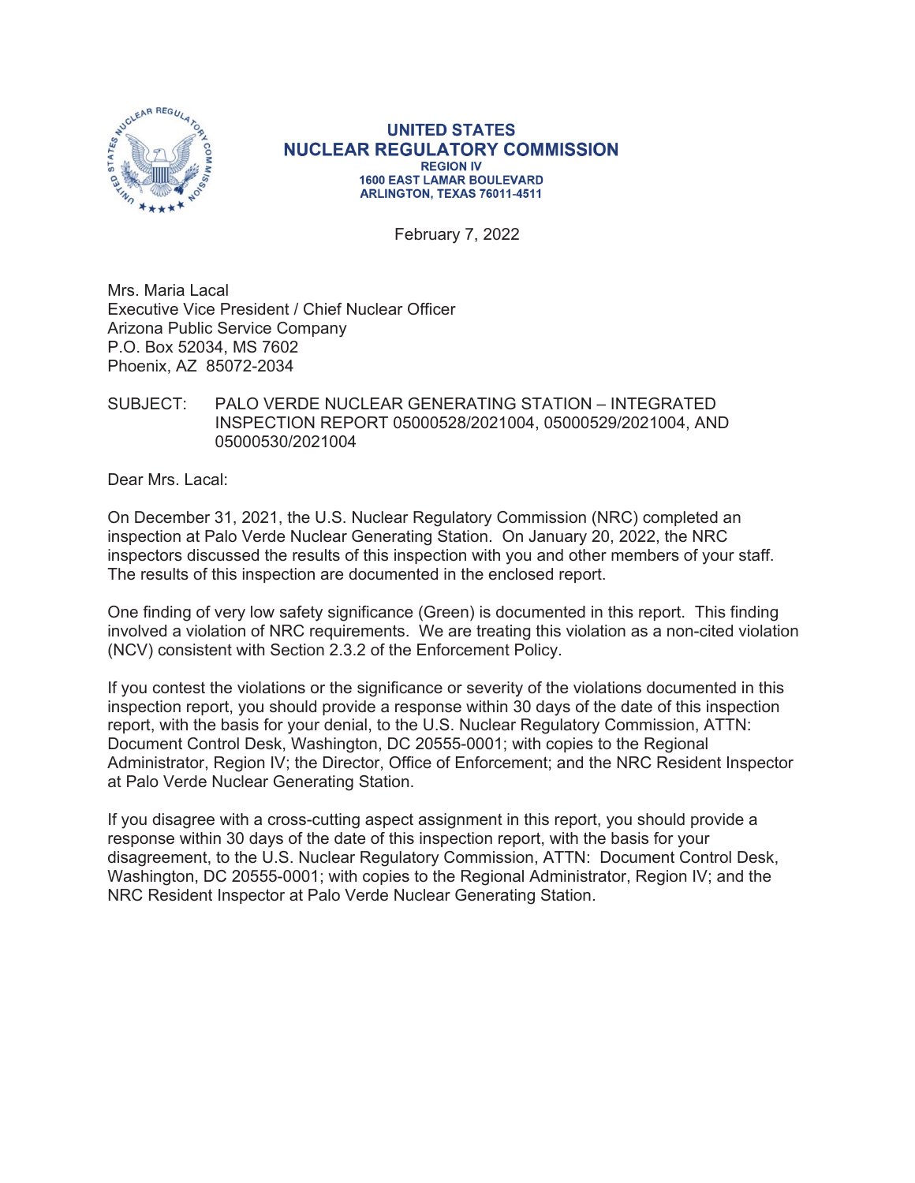**UNITED STATES**
**NUCLEAR REGULATORY COMMISSION**
**REGION IV**
**1600 EAST LAMAR BOULEVARD**
**ARLINGTON, TEXAS 76011-4511**

February 7, 2022

Mrs. Maria Lacal
Executive Vice President / Chief Nuclear Officer
Arizona Public Service Company
P.O. Box 52034, MS 7602
Phoenix, AZ 85072-2034

SUBJECT: PALO VERDE NUCLEAR GENERATING STATION – INTEGRATED INSPECTION REPORT 05000528/2021004, 05000529/2021004, AND 05000530/2021004

Dear Mrs. Lacal:

On December 31, 2021, the U.S. Nuclear Regulatory Commission (NRC) completed an inspection at Palo Verde Nuclear Generating Station. On January 20, 2022, the NRC inspectors discussed the results of this inspection with you and other members of your staff. The results of this inspection are documented in the enclosed report.

One finding of very low safety significance (Green) is documented in this report. This finding involved a violation of NRC requirements. We are treating this violation as a non-cited violation (NCV) consistent with Section 2.3.2 of the Enforcement Policy.

If you contest the violations or the significance or severity of the violations documented in this inspection report, you should provide a response within 30 days of the date of this inspection report, with the basis for your denial, to the U.S. Nuclear Regulatory Commission, ATTN: Document Control Desk, Washington, DC 20555-0001; with copies to the Regional Administrator, Region IV; the Director, Office of Enforcement; and the NRC Resident Inspector at Palo Verde Nuclear Generating Station.

If you disagree with a cross-cutting aspect assignment in this report, you should provide a response within 30 days of the date of this inspection report, with the basis for your disagreement, to the U.S. Nuclear Regulatory Commission, ATTN: Document Control Desk, Washington, DC 20555-0001; with copies to the Regional Administrator, Region IV; and the NRC Resident Inspector at Palo Verde Nuclear Generating Station.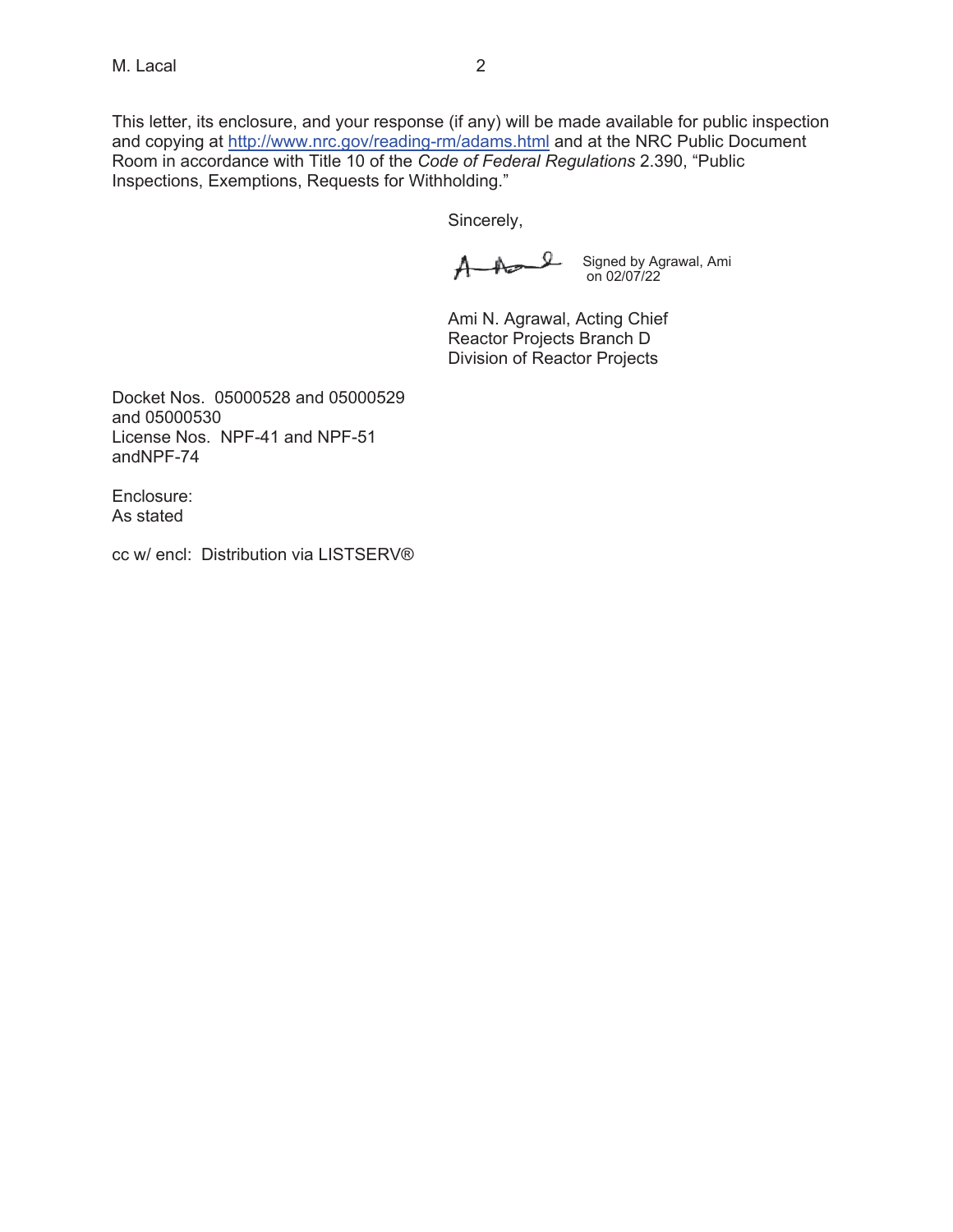This letter, its enclosure, and your response (if any) will be made available for public inspection and copying at http://www.nrc.gov/reading-rm/adams.html and at the NRC Public Document Room in accordance with Title 10 of the *Code of Federal Regulations* 2.390, "Public Inspections, Exemptions, Requests for Withholding."

Sincerely,

Signed by Agrawal, Ami on 02/07/22

Ami N. Agrawal, Acting Chief
Reactor Projects Branch D
Division of Reactor Projects

Docket Nos. 05000528 and 05000529 and 05000530
License Nos. NPF-41 and NPF-51 andNPF-74

Enclosure:
As stated

cc w/ encl: Distribution via LISTSERV®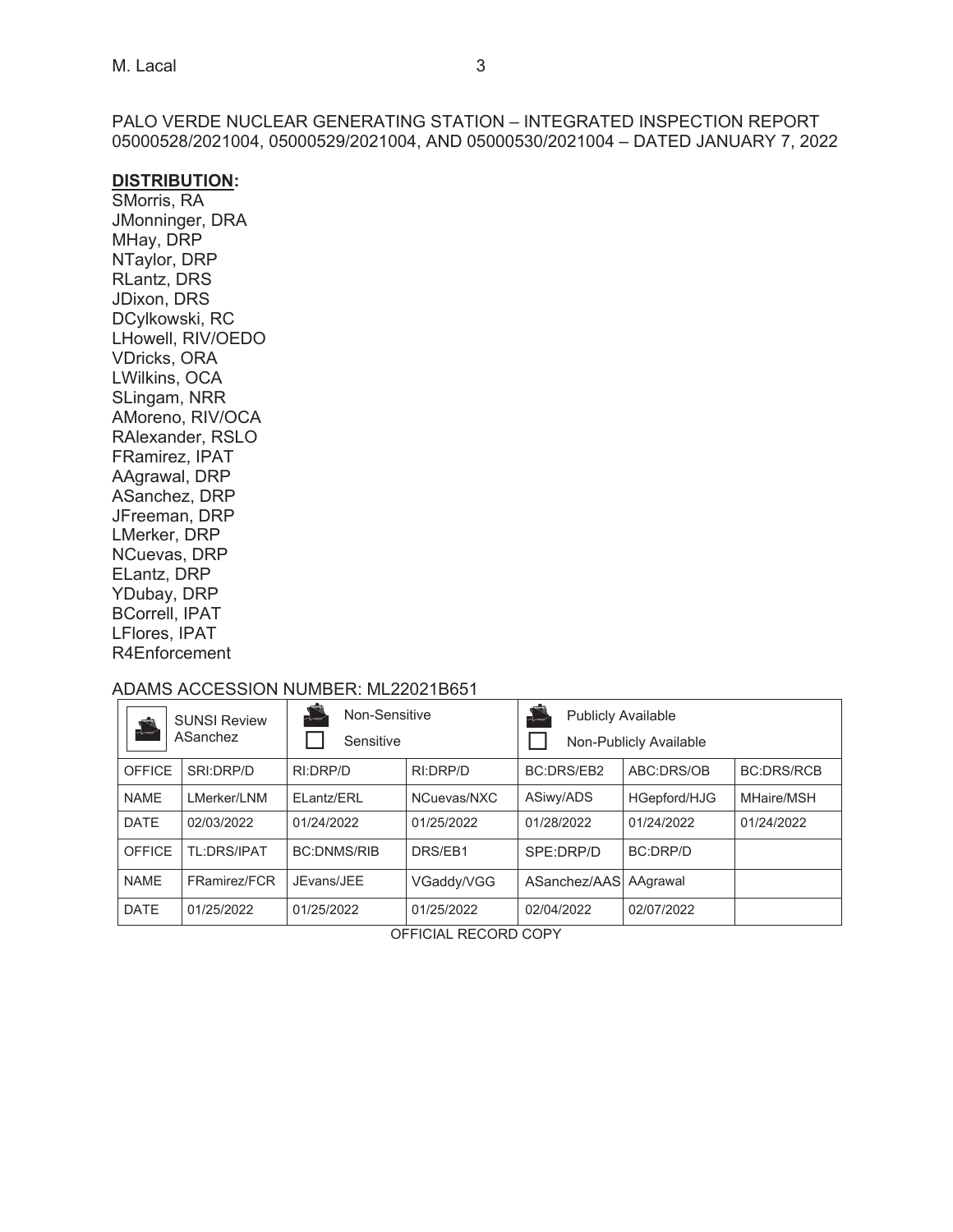PALO VERDE NUCLEAR GENERATING STATION – INTEGRATED INSPECTION REPORT 05000528/2021004, 05000529/2021004, AND 05000530/2021004 – DATED JANUARY 7, 2022

**DISTRIBUTION:**

SMorris, RA
JMonninger, DRA
MHay, DRP
NTaylor, DRP
RLantz, DRS
JDixon, DRS
DCylkowski, RC
LHowell, RIV/OEDO
VDricks, ORA
LWilkins, OCA
SLingam, NRR
AMoreno, RIV/OCA
RAlexander, RSLO
FRamirez, IPAT
AAgrawal, DRP
ASanchez, DRP
JFreeman, DRP
LMerker, DRP
NCuevas, DRP
ELantz, DRP
YDubay, DRP
BCorrell, IPAT
LFlores, IPAT
R4Enforcement

ADAMS ACCESSION NUMBER: ML22021B651

| ☒ SUNSI Review ASanchez | | ☒ Non-Sensitive ☐ Sensitive | | ☒ Publicly Available ☐ Non-Publicly Available | |
|---|---|---|---|---|---|
| OFFICE | SRI:DRP/D | RI:DRP/D | RI:DRP/D | BC:DRS/EB2 | ABC:DRS/OB | BC:DRS/RCB |
| NAME | LMerker/LNM | ELantz/ERL | NCuevas/NXC | ASiwy/ADS | HGepford/HJG | MHaire/MSH |
| DATE | 02/03/2022 | 01/24/2022 | 01/25/2022 | 01/28/2022 | 01/24/2022 | 01/24/2022 |
| OFFICE | TL:DRS/IPAT | BC:DNMS/RIB | DRS/EB1 | SPE:DRP/D | BC:DRP/D | |
| NAME | FRamirez/FCR | JEvans/JEE | VGaddy/VGG | ASanchez/AAS | AAgrawal | |
| DATE | 01/25/2022 | 01/25/2022 | 01/25/2022 | 02/04/2022 | 02/07/2022 | |

OFFICIAL RECORD COPY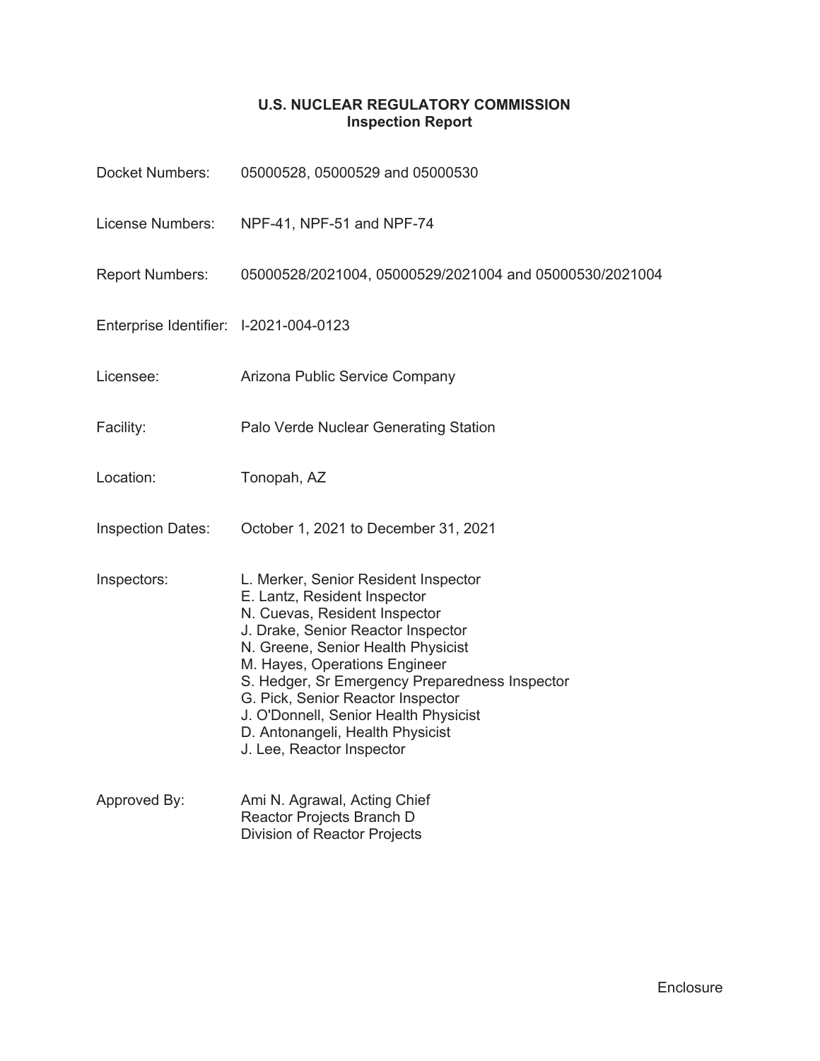## U.S. NUCLEAR REGULATORY COMMISSION
## Inspection Report

Docket Numbers: 05000528, 05000529 and 05000530

License Numbers: NPF-41, NPF-51 and NPF-74

Report Numbers: 05000528/2021004, 05000529/2021004 and 05000530/2021004

Enterprise Identifier: I-2021-004-0123

Licensee: Arizona Public Service Company

Facility: Palo Verde Nuclear Generating Station

Location: Tonopah, AZ

Inspection Dates: October 1, 2021 to December 31, 2021

Inspectors:
L. Merker, Senior Resident Inspector
E. Lantz, Resident Inspector
N. Cuevas, Resident Inspector
J. Drake, Senior Reactor Inspector
N. Greene, Senior Health Physicist
M. Hayes, Operations Engineer
S. Hedger, Sr Emergency Preparedness Inspector
G. Pick, Senior Reactor Inspector
J. O'Donnell, Senior Health Physicist
D. Antonangeli, Health Physicist
J. Lee, Reactor Inspector

Approved By:
Ami N. Agrawal, Acting Chief
Reactor Projects Branch D
Division of Reactor Projects

Enclosure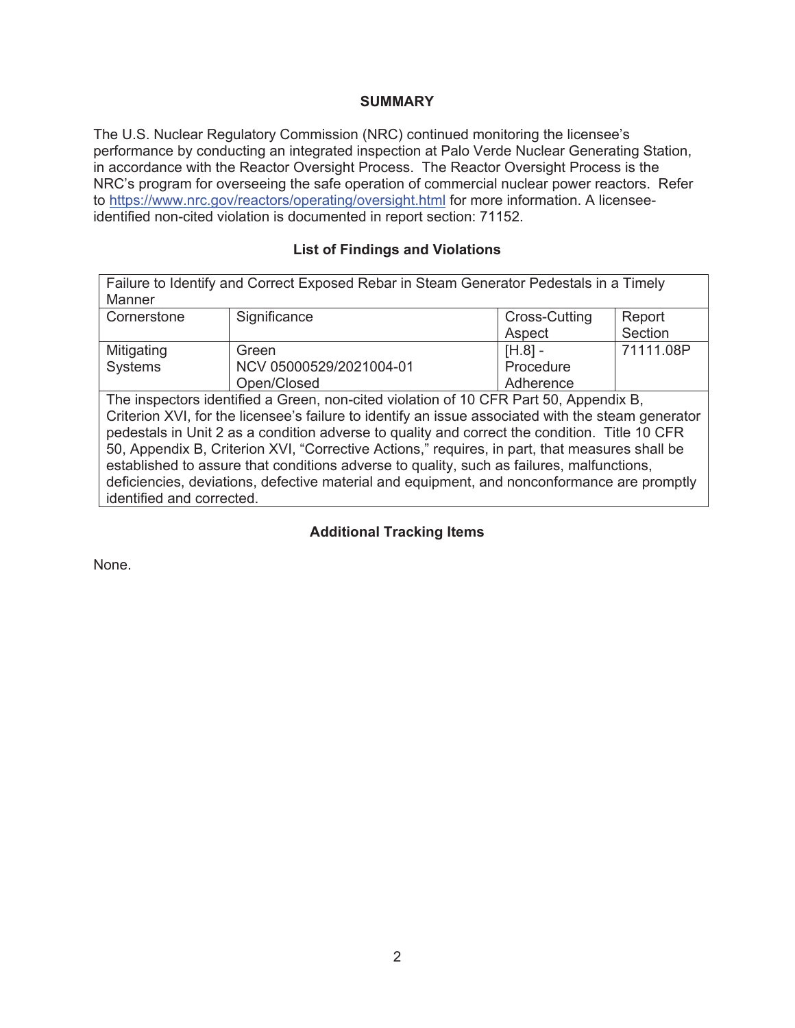## SUMMARY

The U.S. Nuclear Regulatory Commission (NRC) continued monitoring the licensee's performance by conducting an integrated inspection at Palo Verde Nuclear Generating Station, in accordance with the Reactor Oversight Process. The Reactor Oversight Process is the NRC's program for overseeing the safe operation of commercial nuclear power reactors. Refer to https://www.nrc.gov/reactors/operating/oversight.html for more information. A licensee-identified non-cited violation is documented in report section: 71152.

### List of Findings and Violations

| Failure to Identify and Correct Exposed Rebar in Steam Generator Pedestals in a Timely Manner | | | |
|---|---|---|---|
| Cornerstone | Significance | Cross-Cutting Aspect | Report Section |
| Mitigating Systems | Green<br>NCV 05000529/2021004-01<br>Open/Closed | [H.8] - Procedure Adherence | 71111.08P |
| The inspectors identified a Green, non-cited violation of 10 CFR Part 50, Appendix B, Criterion XVI, for the licensee's failure to identify an issue associated with the steam generator pedestals in Unit 2 as a condition adverse to quality and correct the condition. Title 10 CFR 50, Appendix B, Criterion XVI, "Corrective Actions," requires, in part, that measures shall be established to assure that conditions adverse to quality, such as failures, malfunctions, deficiencies, deviations, defective material and equipment, and nonconformance are promptly identified and corrected. | | | |

### Additional Tracking Items

None.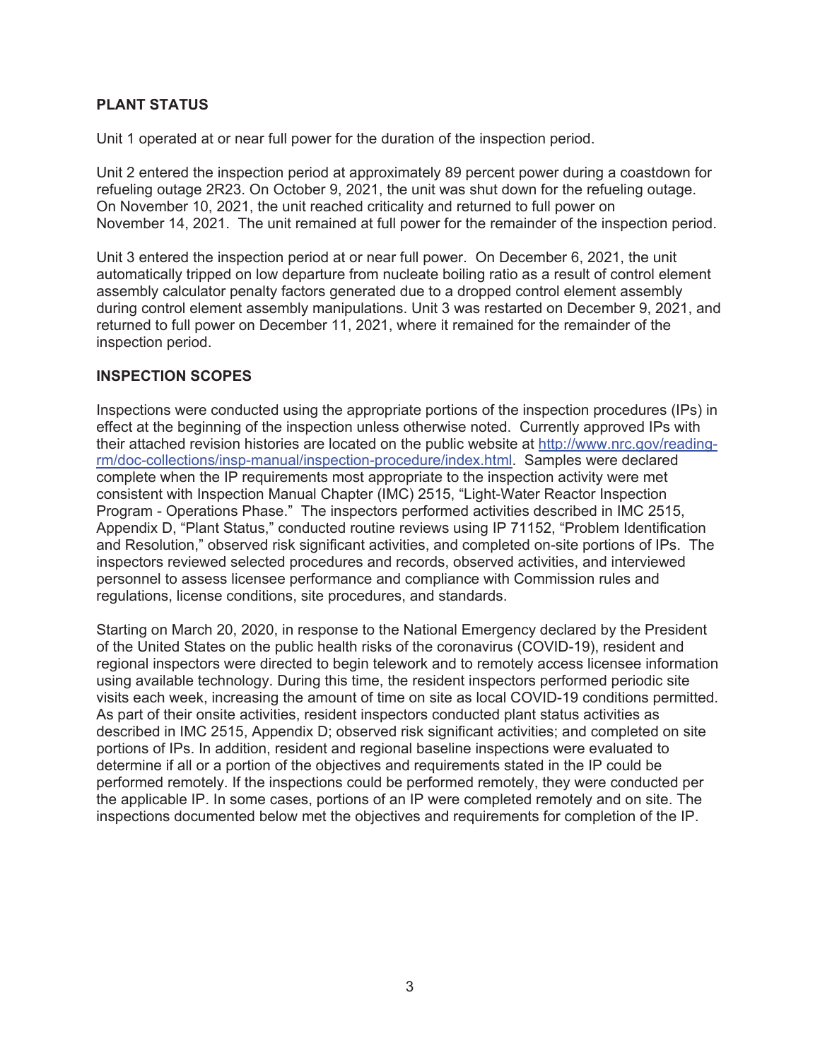## PLANT STATUS

Unit 1 operated at or near full power for the duration of the inspection period.

Unit 2 entered the inspection period at approximately 89 percent power during a coastdown for refueling outage 2R23. On October 9, 2021, the unit was shut down for the refueling outage. On November 10, 2021, the unit reached criticality and returned to full power on November 14, 2021. The unit remained at full power for the remainder of the inspection period.

Unit 3 entered the inspection period at or near full power. On December 6, 2021, the unit automatically tripped on low departure from nucleate boiling ratio as a result of control element assembly calculator penalty factors generated due to a dropped control element assembly during control element assembly manipulations. Unit 3 was restarted on December 9, 2021, and returned to full power on December 11, 2021, where it remained for the remainder of the inspection period.

## INSPECTION SCOPES

Inspections were conducted using the appropriate portions of the inspection procedures (IPs) in effect at the beginning of the inspection unless otherwise noted. Currently approved IPs with their attached revision histories are located on the public website at [http://www.nrc.gov/reading-rm/doc-collections/insp-manual/inspection-procedure/index.html](http://www.nrc.gov/reading-rm/doc-collections/insp-manual/inspection-procedure/index.html). Samples were declared complete when the IP requirements most appropriate to the inspection activity were met consistent with Inspection Manual Chapter (IMC) 2515, "Light-Water Reactor Inspection Program - Operations Phase." The inspectors performed activities described in IMC 2515, Appendix D, "Plant Status," conducted routine reviews using IP 71152, "Problem Identification and Resolution," observed risk significant activities, and completed on-site portions of IPs. The inspectors reviewed selected procedures and records, observed activities, and interviewed personnel to assess licensee performance and compliance with Commission rules and regulations, license conditions, site procedures, and standards.

Starting on March 20, 2020, in response to the National Emergency declared by the President of the United States on the public health risks of the coronavirus (COVID-19), resident and regional inspectors were directed to begin telework and to remotely access licensee information using available technology. During this time, the resident inspectors performed periodic site visits each week, increasing the amount of time on site as local COVID-19 conditions permitted. As part of their onsite activities, resident inspectors conducted plant status activities as described in IMC 2515, Appendix D; observed risk significant activities; and completed on site portions of IPs. In addition, resident and regional baseline inspections were evaluated to determine if all or a portion of the objectives and requirements stated in the IP could be performed remotely. If the inspections could be performed remotely, they were conducted per the applicable IP. In some cases, portions of an IP were completed remotely and on site. The inspections documented below met the objectives and requirements for completion of the IP.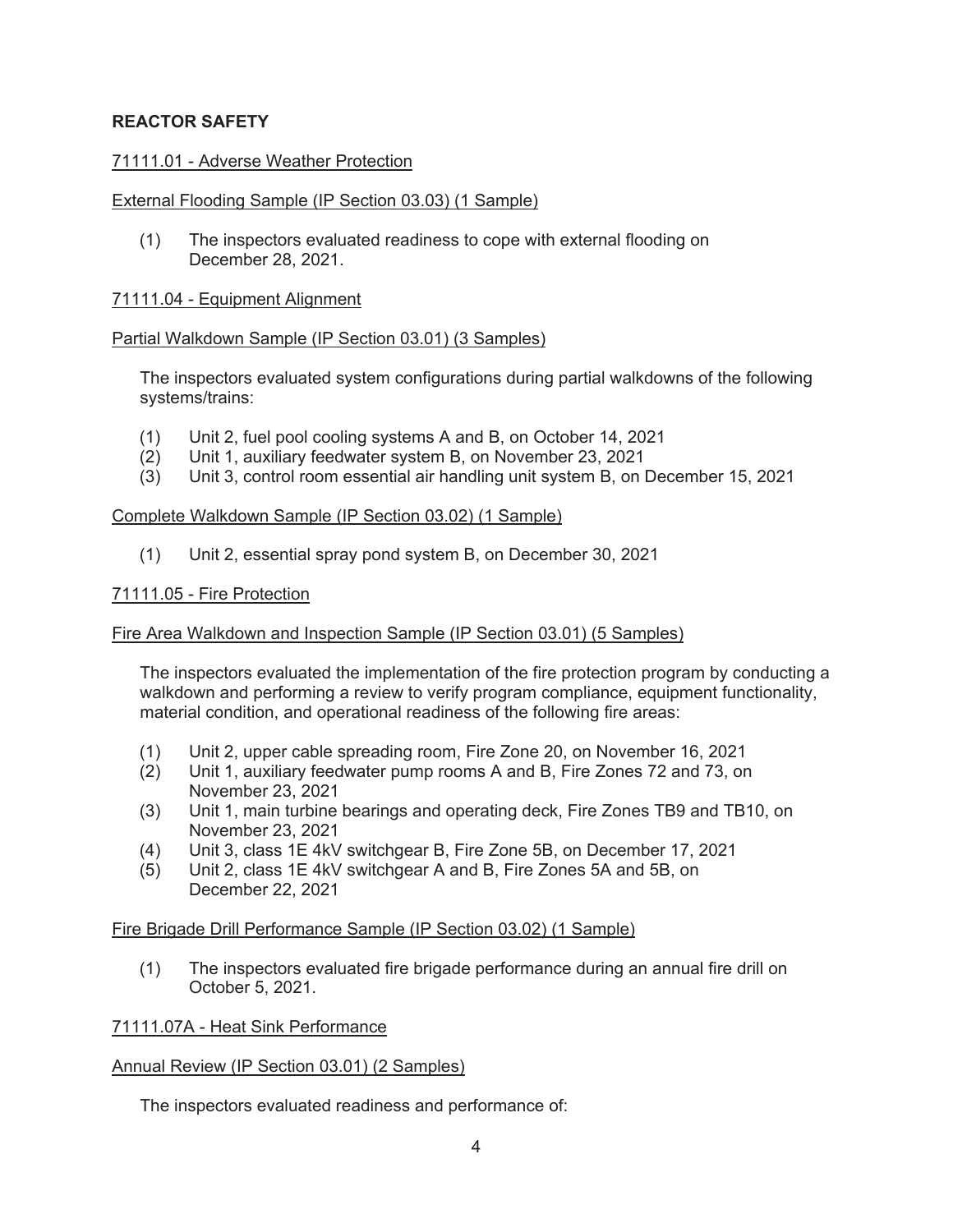## REACTOR SAFETY

71111.01 - Adverse Weather Protection

External Flooding Sample (IP Section 03.03) (1 Sample)

(1) The inspectors evaluated readiness to cope with external flooding on December 28, 2021.

71111.04 - Equipment Alignment

Partial Walkdown Sample (IP Section 03.01) (3 Samples)

The inspectors evaluated system configurations during partial walkdowns of the following systems/trains:

(1) Unit 2, fuel pool cooling systems A and B, on October 14, 2021
(2) Unit 1, auxiliary feedwater system B, on November 23, 2021
(3) Unit 3, control room essential air handling unit system B, on December 15, 2021

Complete Walkdown Sample (IP Section 03.02) (1 Sample)

(1) Unit 2, essential spray pond system B, on December 30, 2021

71111.05 - Fire Protection

Fire Area Walkdown and Inspection Sample (IP Section 03.01) (5 Samples)

The inspectors evaluated the implementation of the fire protection program by conducting a walkdown and performing a review to verify program compliance, equipment functionality, material condition, and operational readiness of the following fire areas:

(1) Unit 2, upper cable spreading room, Fire Zone 20, on November 16, 2021
(2) Unit 1, auxiliary feedwater pump rooms A and B, Fire Zones 72 and 73, on November 23, 2021
(3) Unit 1, main turbine bearings and operating deck, Fire Zones TB9 and TB10, on November 23, 2021
(4) Unit 3, class 1E 4kV switchgear B, Fire Zone 5B, on December 17, 2021
(5) Unit 2, class 1E 4kV switchgear A and B, Fire Zones 5A and 5B, on December 22, 2021

Fire Brigade Drill Performance Sample (IP Section 03.02) (1 Sample)

(1) The inspectors evaluated fire brigade performance during an annual fire drill on October 5, 2021.

71111.07A - Heat Sink Performance

Annual Review (IP Section 03.01) (2 Samples)

The inspectors evaluated readiness and performance of: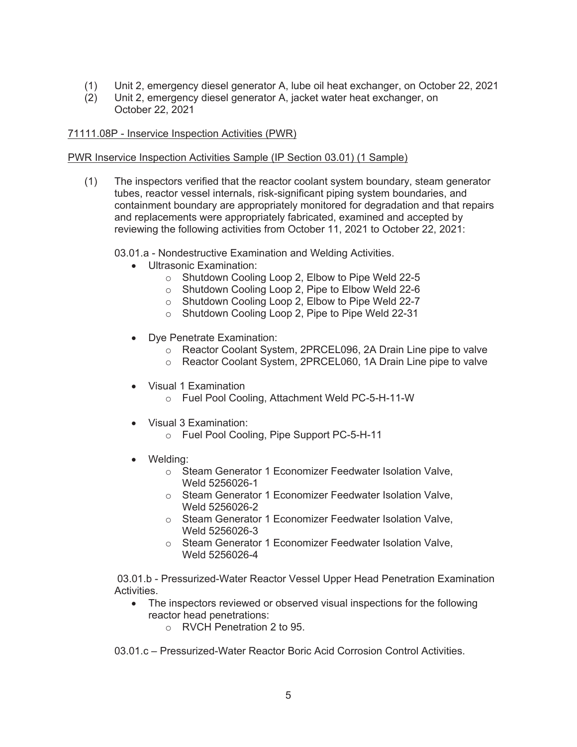(1) Unit 2, emergency diesel generator A, lube oil heat exchanger, on October 22, 2021
(2) Unit 2, emergency diesel generator A, jacket water heat exchanger, on October 22, 2021

71111.08P - Inservice Inspection Activities (PWR)

PWR Inservice Inspection Activities Sample (IP Section 03.01) (1 Sample)

(1) The inspectors verified that the reactor coolant system boundary, steam generator tubes, reactor vessel internals, risk-significant piping system boundaries, and containment boundary are appropriately monitored for degradation and that repairs and replacements were appropriately fabricated, examined and accepted by reviewing the following activities from October 11, 2021 to October 22, 2021:

03.01.a - Nondestructive Examination and Welding Activities.

- Ultrasonic Examination:
  - Shutdown Cooling Loop 2, Elbow to Pipe Weld 22-5
  - Shutdown Cooling Loop 2, Pipe to Elbow Weld 22-6
  - Shutdown Cooling Loop 2, Elbow to Pipe Weld 22-7
  - Shutdown Cooling Loop 2, Pipe to Pipe Weld 22-31
- Dye Penetrate Examination:
  - Reactor Coolant System, 2PRCEL096, 2A Drain Line pipe to valve
  - Reactor Coolant System, 2PRCEL060, 1A Drain Line pipe to valve
- Visual 1 Examination
  - Fuel Pool Cooling, Attachment Weld PC-5-H-11-W
- Visual 3 Examination:
  - Fuel Pool Cooling, Pipe Support PC-5-H-11
- Welding:
  - Steam Generator 1 Economizer Feedwater Isolation Valve, Weld 5256026-1
  - Steam Generator 1 Economizer Feedwater Isolation Valve, Weld 5256026-2
  - Steam Generator 1 Economizer Feedwater Isolation Valve, Weld 5256026-3
  - Steam Generator 1 Economizer Feedwater Isolation Valve, Weld 5256026-4

03.01.b - Pressurized-Water Reactor Vessel Upper Head Penetration Examination Activities.

- The inspectors reviewed or observed visual inspections for the following reactor head penetrations:
  - RVCH Penetration 2 to 95.

03.01.c – Pressurized-Water Reactor Boric Acid Corrosion Control Activities.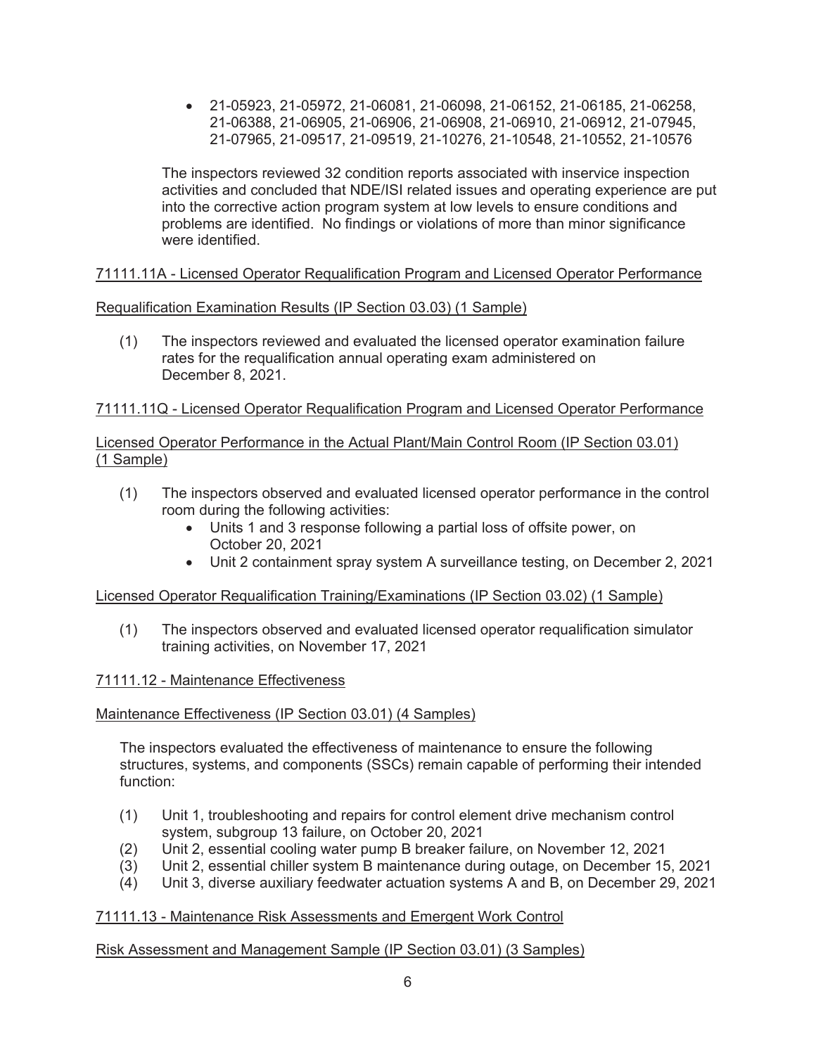- 21-05923, 21-05972, 21-06081, 21-06098, 21-06152, 21-06185, 21-06258, 21-06388, 21-06905, 21-06906, 21-06908, 21-06910, 21-06912, 21-07945, 21-07965, 21-09517, 21-09519, 21-10276, 21-10548, 21-10552, 21-10576

The inspectors reviewed 32 condition reports associated with inservice inspection activities and concluded that NDE/ISI related issues and operating experience are put into the corrective action program system at low levels to ensure conditions and problems are identified. No findings or violations of more than minor significance were identified.

## 71111.11A - Licensed Operator Requalification Program and Licensed Operator Performance

### Requalification Examination Results (IP Section 03.03) (1 Sample)

(1) The inspectors reviewed and evaluated the licensed operator examination failure rates for the requalification annual operating exam administered on December 8, 2021.

## 71111.11Q - Licensed Operator Requalification Program and Licensed Operator Performance

### Licensed Operator Performance in the Actual Plant/Main Control Room (IP Section 03.01) (1 Sample)

(1) The inspectors observed and evaluated licensed operator performance in the control room during the following activities:
   - Units 1 and 3 response following a partial loss of offsite power, on October 20, 2021
   - Unit 2 containment spray system A surveillance testing, on December 2, 2021

### Licensed Operator Requalification Training/Examinations (IP Section 03.02) (1 Sample)

(1) The inspectors observed and evaluated licensed operator requalification simulator training activities, on November 17, 2021

## 71111.12 - Maintenance Effectiveness

### Maintenance Effectiveness (IP Section 03.01) (4 Samples)

The inspectors evaluated the effectiveness of maintenance to ensure the following structures, systems, and components (SSCs) remain capable of performing their intended function:

(1) Unit 1, troubleshooting and repairs for control element drive mechanism control system, subgroup 13 failure, on October 20, 2021
(2) Unit 2, essential cooling water pump B breaker failure, on November 12, 2021
(3) Unit 2, essential chiller system B maintenance during outage, on December 15, 2021
(4) Unit 3, diverse auxiliary feedwater actuation systems A and B, on December 29, 2021

## 71111.13 - Maintenance Risk Assessments and Emergent Work Control

### Risk Assessment and Management Sample (IP Section 03.01) (3 Samples)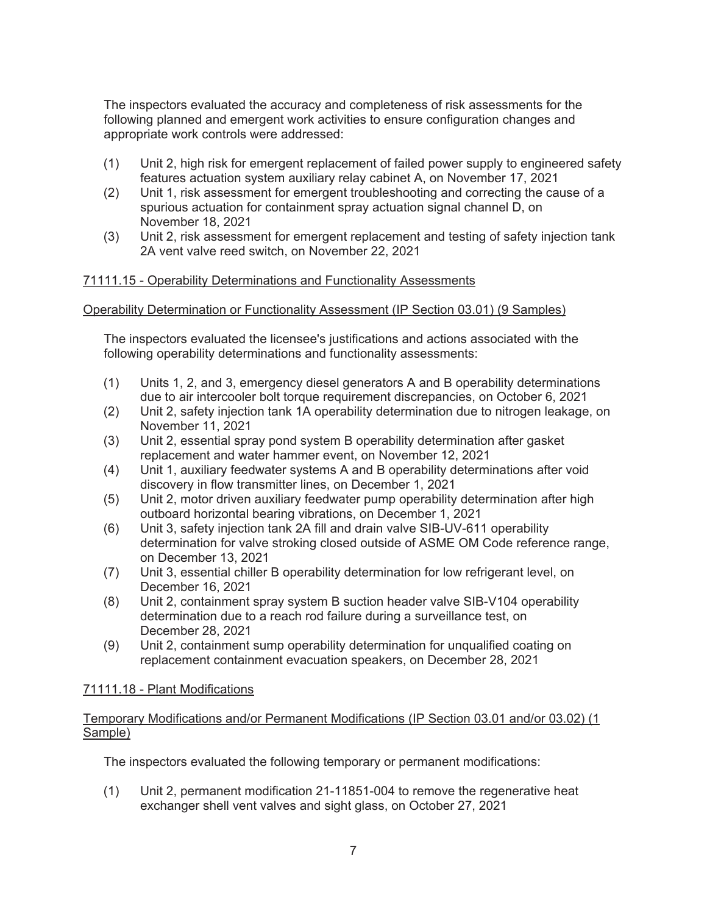The inspectors evaluated the accuracy and completeness of risk assessments for the following planned and emergent work activities to ensure configuration changes and appropriate work controls were addressed:

(1) Unit 2, high risk for emergent replacement of failed power supply to engineered safety features actuation system auxiliary relay cabinet A, on November 17, 2021

(2) Unit 1, risk assessment for emergent troubleshooting and correcting the cause of a spurious actuation for containment spray actuation signal channel D, on November 18, 2021

(3) Unit 2, risk assessment for emergent replacement and testing of safety injection tank 2A vent valve reed switch, on November 22, 2021

## 71111.15 - Operability Determinations and Functionality Assessments

### Operability Determination or Functionality Assessment (IP Section 03.01) (9 Samples)

The inspectors evaluated the licensee's justifications and actions associated with the following operability determinations and functionality assessments:

(1) Units 1, 2, and 3, emergency diesel generators A and B operability determinations due to air intercooler bolt torque requirement discrepancies, on October 6, 2021

(2) Unit 2, safety injection tank 1A operability determination due to nitrogen leakage, on November 11, 2021

(3) Unit 2, essential spray pond system B operability determination after gasket replacement and water hammer event, on November 12, 2021

(4) Unit 1, auxiliary feedwater systems A and B operability determinations after void discovery in flow transmitter lines, on December 1, 2021

(5) Unit 2, motor driven auxiliary feedwater pump operability determination after high outboard horizontal bearing vibrations, on December 1, 2021

(6) Unit 3, safety injection tank 2A fill and drain valve SIB-UV-611 operability determination for valve stroking closed outside of ASME OM Code reference range, on December 13, 2021

(7) Unit 3, essential chiller B operability determination for low refrigerant level, on December 16, 2021

(8) Unit 2, containment spray system B suction header valve SIB-V104 operability determination due to a reach rod failure during a surveillance test, on December 28, 2021

(9) Unit 2, containment sump operability determination for unqualified coating on replacement containment evacuation speakers, on December 28, 2021

## 71111.18 - Plant Modifications

### Temporary Modifications and/or Permanent Modifications (IP Section 03.01 and/or 03.02) (1 Sample)

The inspectors evaluated the following temporary or permanent modifications:

(1) Unit 2, permanent modification 21-11851-004 to remove the regenerative heat exchanger shell vent valves and sight glass, on October 27, 2021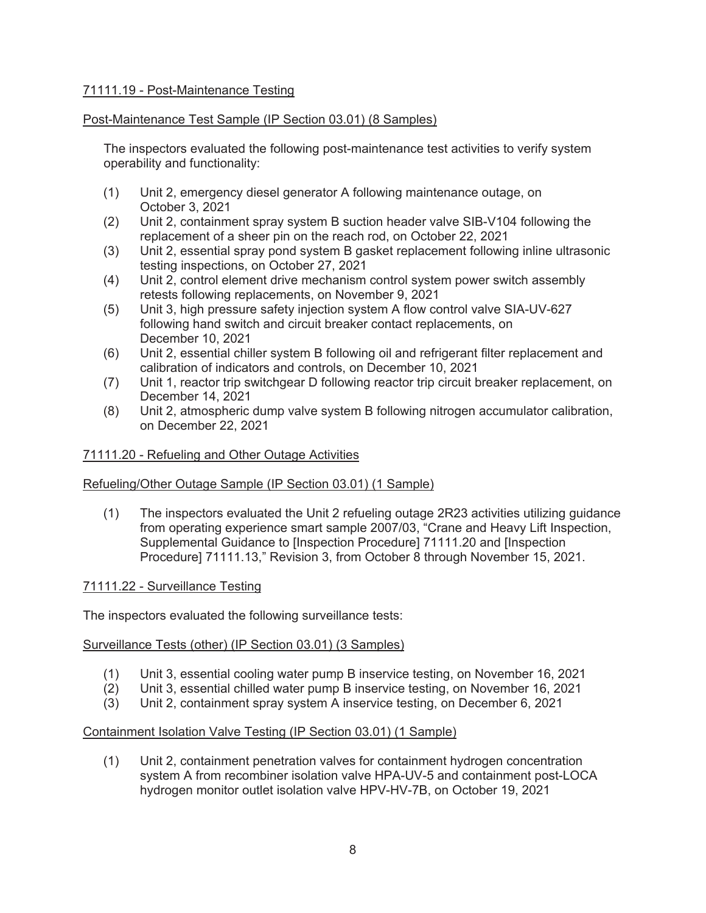## 71111.19 - Post-Maintenance Testing

### Post-Maintenance Test Sample (IP Section 03.01) (8 Samples)

The inspectors evaluated the following post-maintenance test activities to verify system operability and functionality:

(1) Unit 2, emergency diesel generator A following maintenance outage, on October 3, 2021
(2) Unit 2, containment spray system B suction header valve SIB-V104 following the replacement of a sheer pin on the reach rod, on October 22, 2021
(3) Unit 2, essential spray pond system B gasket replacement following inline ultrasonic testing inspections, on October 27, 2021
(4) Unit 2, control element drive mechanism control system power switch assembly retests following replacements, on November 9, 2021
(5) Unit 3, high pressure safety injection system A flow control valve SIA-UV-627 following hand switch and circuit breaker contact replacements, on December 10, 2021
(6) Unit 2, essential chiller system B following oil and refrigerant filter replacement and calibration of indicators and controls, on December 10, 2021
(7) Unit 1, reactor trip switchgear D following reactor trip circuit breaker replacement, on December 14, 2021
(8) Unit 2, atmospheric dump valve system B following nitrogen accumulator calibration, on December 22, 2021

## 71111.20 - Refueling and Other Outage Activities

### Refueling/Other Outage Sample (IP Section 03.01) (1 Sample)

(1) The inspectors evaluated the Unit 2 refueling outage 2R23 activities utilizing guidance from operating experience smart sample 2007/03, "Crane and Heavy Lift Inspection, Supplemental Guidance to [Inspection Procedure] 71111.20 and [Inspection Procedure] 71111.13," Revision 3, from October 8 through November 15, 2021.

## 71111.22 - Surveillance Testing

The inspectors evaluated the following surveillance tests:

### Surveillance Tests (other) (IP Section 03.01) (3 Samples)

(1) Unit 3, essential cooling water pump B inservice testing, on November 16, 2021
(2) Unit 3, essential chilled water pump B inservice testing, on November 16, 2021
(3) Unit 2, containment spray system A inservice testing, on December 6, 2021

### Containment Isolation Valve Testing (IP Section 03.01) (1 Sample)

(1) Unit 2, containment penetration valves for containment hydrogen concentration system A from recombiner isolation valve HPA-UV-5 and containment post-LOCA hydrogen monitor outlet isolation valve HPV-HV-7B, on October 19, 2021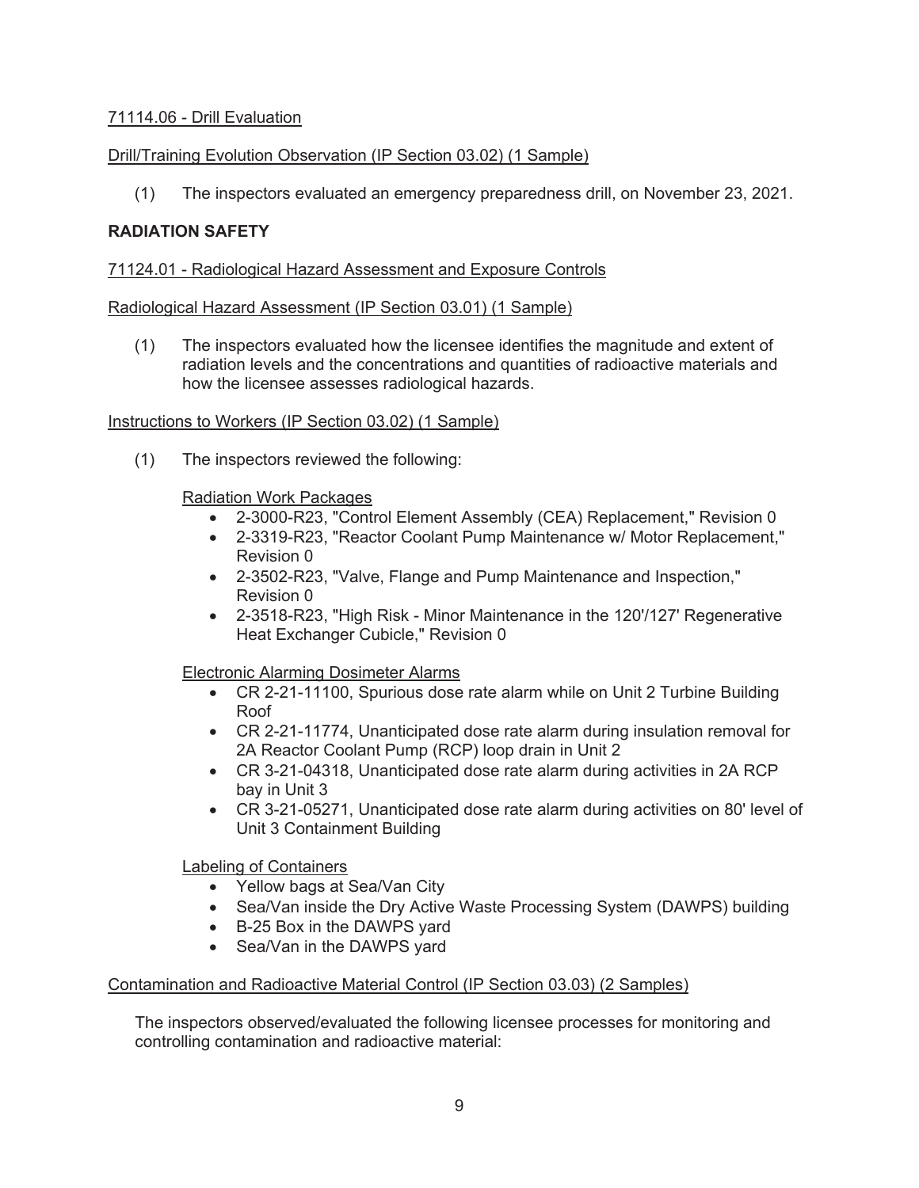71114.06 - Drill Evaluation

Drill/Training Evolution Observation (IP Section 03.02) (1 Sample)

(1) The inspectors evaluated an emergency preparedness drill, on November 23, 2021.

**RADIATION SAFETY**

71124.01 - Radiological Hazard Assessment and Exposure Controls

Radiological Hazard Assessment (IP Section 03.01) (1 Sample)

(1) The inspectors evaluated how the licensee identifies the magnitude and extent of radiation levels and the concentrations and quantities of radioactive materials and how the licensee assesses radiological hazards.

Instructions to Workers (IP Section 03.02) (1 Sample)

(1) The inspectors reviewed the following:

Radiation Work Packages

- 2-3000-R23, "Control Element Assembly (CEA) Replacement," Revision 0
- 2-3319-R23, "Reactor Coolant Pump Maintenance w/ Motor Replacement," Revision 0
- 2-3502-R23, "Valve, Flange and Pump Maintenance and Inspection," Revision 0
- 2-3518-R23, "High Risk - Minor Maintenance in the 120'/127' Regenerative Heat Exchanger Cubicle," Revision 0

Electronic Alarming Dosimeter Alarms

- CR 2-21-11100, Spurious dose rate alarm while on Unit 2 Turbine Building Roof
- CR 2-21-11774, Unanticipated dose rate alarm during insulation removal for 2A Reactor Coolant Pump (RCP) loop drain in Unit 2
- CR 3-21-04318, Unanticipated dose rate alarm during activities in 2A RCP bay in Unit 3
- CR 3-21-05271, Unanticipated dose rate alarm during activities on 80' level of Unit 3 Containment Building

Labeling of Containers

- Yellow bags at Sea/Van City
- Sea/Van inside the Dry Active Waste Processing System (DAWPS) building
- B-25 Box in the DAWPS yard
- Sea/Van in the DAWPS yard

Contamination and Radioactive Material Control (IP Section 03.03) (2 Samples)

The inspectors observed/evaluated the following licensee processes for monitoring and controlling contamination and radioactive material: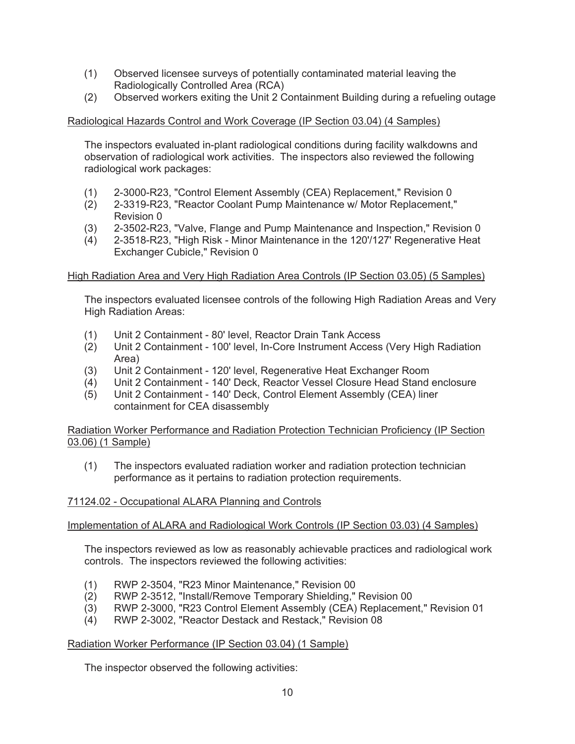(1) Observed licensee surveys of potentially contaminated material leaving the Radiologically Controlled Area (RCA)
(2) Observed workers exiting the Unit 2 Containment Building during a refueling outage

Radiological Hazards Control and Work Coverage (IP Section 03.04) (4 Samples)

The inspectors evaluated in-plant radiological conditions during facility walkdowns and observation of radiological work activities. The inspectors also reviewed the following radiological work packages:

(1) 2-3000-R23, "Control Element Assembly (CEA) Replacement," Revision 0
(2) 2-3319-R23, "Reactor Coolant Pump Maintenance w/ Motor Replacement," Revision 0
(3) 2-3502-R23, "Valve, Flange and Pump Maintenance and Inspection," Revision 0
(4) 2-3518-R23, "High Risk - Minor Maintenance in the 120'/127' Regenerative Heat Exchanger Cubicle," Revision 0

High Radiation Area and Very High Radiation Area Controls (IP Section 03.05) (5 Samples)

The inspectors evaluated licensee controls of the following High Radiation Areas and Very High Radiation Areas:

(1) Unit 2 Containment - 80' level, Reactor Drain Tank Access
(2) Unit 2 Containment - 100' level, In-Core Instrument Access (Very High Radiation Area)
(3) Unit 2 Containment - 120' level, Regenerative Heat Exchanger Room
(4) Unit 2 Containment - 140' Deck, Reactor Vessel Closure Head Stand enclosure
(5) Unit 2 Containment - 140' Deck, Control Element Assembly (CEA) liner containment for CEA disassembly

Radiation Worker Performance and Radiation Protection Technician Proficiency (IP Section 03.06) (1 Sample)

(1) The inspectors evaluated radiation worker and radiation protection technician performance as it pertains to radiation protection requirements.

71124.02 - Occupational ALARA Planning and Controls

Implementation of ALARA and Radiological Work Controls (IP Section 03.03) (4 Samples)

The inspectors reviewed as low as reasonably achievable practices and radiological work controls. The inspectors reviewed the following activities:

(1) RWP 2-3504, "R23 Minor Maintenance," Revision 00
(2) RWP 2-3512, "Install/Remove Temporary Shielding," Revision 00
(3) RWP 2-3000, "R23 Control Element Assembly (CEA) Replacement," Revision 01
(4) RWP 2-3002, "Reactor Destack and Restack," Revision 08

Radiation Worker Performance (IP Section 03.04) (1 Sample)

The inspector observed the following activities: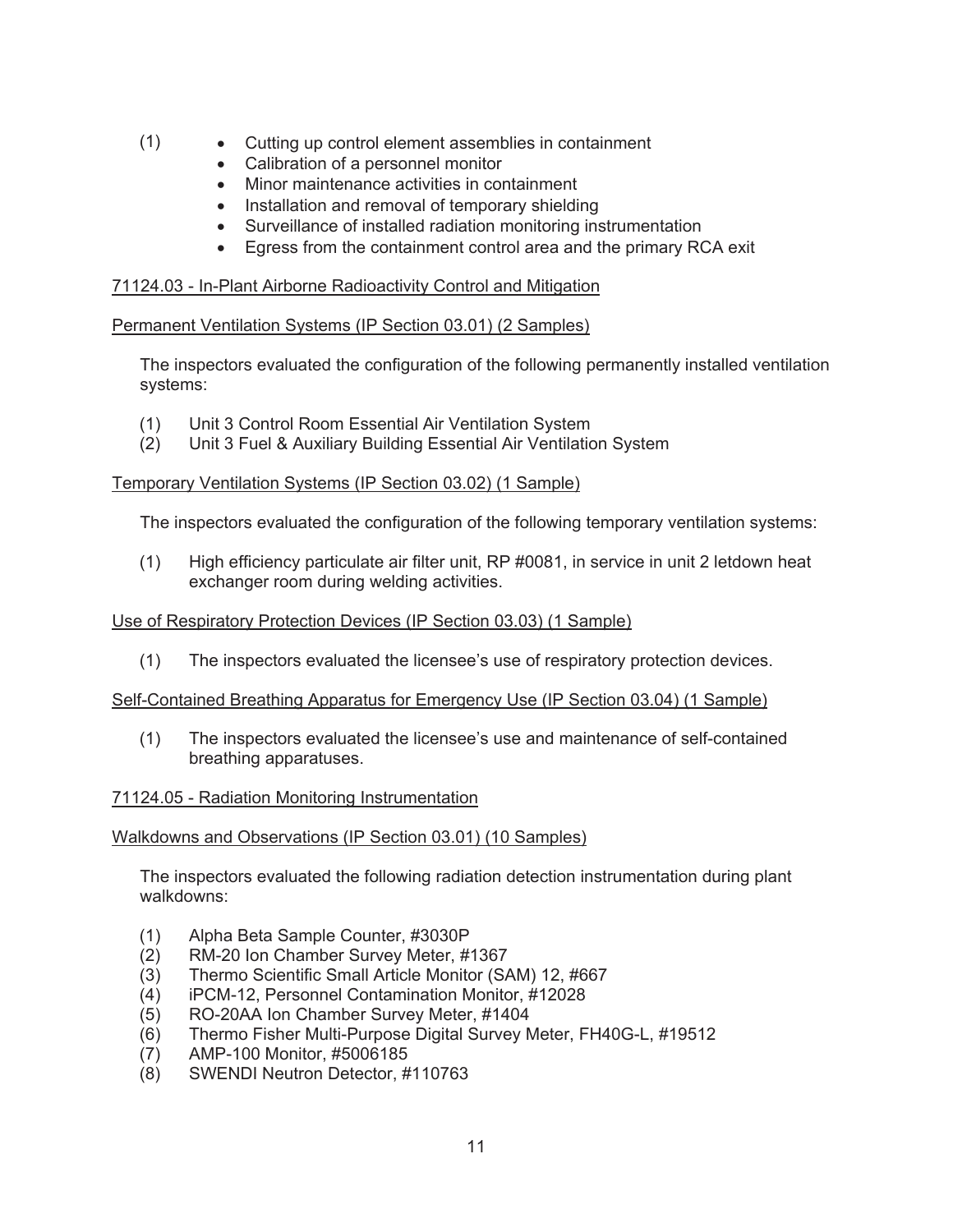(1)
- Cutting up control element assemblies in containment
- Calibration of a personnel monitor
- Minor maintenance activities in containment
- Installation and removal of temporary shielding
- Surveillance of installed radiation monitoring instrumentation
- Egress from the containment control area and the primary RCA exit

71124.03 - In-Plant Airborne Radioactivity Control and Mitigation

Permanent Ventilation Systems (IP Section 03.01) (2 Samples)

The inspectors evaluated the configuration of the following permanently installed ventilation systems:

(1) Unit 3 Control Room Essential Air Ventilation System
(2) Unit 3 Fuel & Auxiliary Building Essential Air Ventilation System

Temporary Ventilation Systems (IP Section 03.02) (1 Sample)

The inspectors evaluated the configuration of the following temporary ventilation systems:

(1) High efficiency particulate air filter unit, RP #0081, in service in unit 2 letdown heat exchanger room during welding activities.

Use of Respiratory Protection Devices (IP Section 03.03) (1 Sample)

(1) The inspectors evaluated the licensee's use of respiratory protection devices.

Self-Contained Breathing Apparatus for Emergency Use (IP Section 03.04) (1 Sample)

(1) The inspectors evaluated the licensee's use and maintenance of self-contained breathing apparatuses.

71124.05 - Radiation Monitoring Instrumentation

Walkdowns and Observations (IP Section 03.01) (10 Samples)

The inspectors evaluated the following radiation detection instrumentation during plant walkdowns:

(1) Alpha Beta Sample Counter, #3030P
(2) RM-20 Ion Chamber Survey Meter, #1367
(3) Thermo Scientific Small Article Monitor (SAM) 12, #667
(4) iPCM-12, Personnel Contamination Monitor, #12028
(5) RO-20AA Ion Chamber Survey Meter, #1404
(6) Thermo Fisher Multi-Purpose Digital Survey Meter, FH40G-L, #19512
(7) AMP-100 Monitor, #5006185
(8) SWENDI Neutron Detector, #110763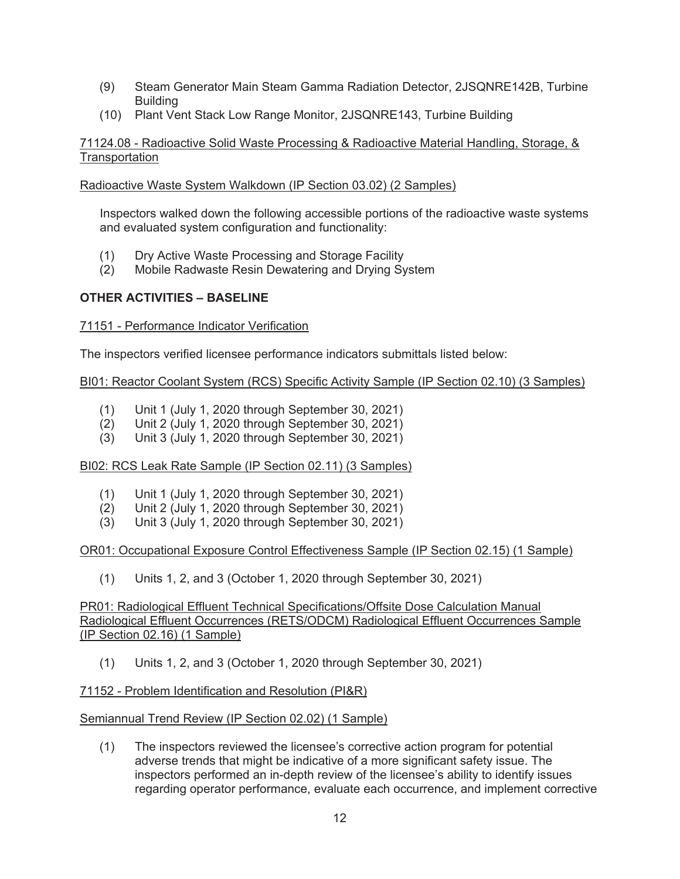(9) Steam Generator Main Steam Gamma Radiation Detector, 2JSQNRE142B, Turbine Building
(10) Plant Vent Stack Low Range Monitor, 2JSQNRE143, Turbine Building

71124.08 - Radioactive Solid Waste Processing & Radioactive Material Handling, Storage, & Transportation

Radioactive Waste System Walkdown (IP Section 03.02) (2 Samples)

Inspectors walked down the following accessible portions of the radioactive waste systems and evaluated system configuration and functionality:

(1) Dry Active Waste Processing and Storage Facility
(2) Mobile Radwaste Resin Dewatering and Drying System

**OTHER ACTIVITIES – BASELINE**

71151 - Performance Indicator Verification

The inspectors verified licensee performance indicators submittals listed below:

BI01: Reactor Coolant System (RCS) Specific Activity Sample (IP Section 02.10) (3 Samples)

(1) Unit 1 (July 1, 2020 through September 30, 2021)
(2) Unit 2 (July 1, 2020 through September 30, 2021)
(3) Unit 3 (July 1, 2020 through September 30, 2021)

BI02: RCS Leak Rate Sample (IP Section 02.11) (3 Samples)

(1) Unit 1 (July 1, 2020 through September 30, 2021)
(2) Unit 2 (July 1, 2020 through September 30, 2021)
(3) Unit 3 (July 1, 2020 through September 30, 2021)

OR01: Occupational Exposure Control Effectiveness Sample (IP Section 02.15) (1 Sample)

(1) Units 1, 2, and 3 (October 1, 2020 through September 30, 2021)

PR01: Radiological Effluent Technical Specifications/Offsite Dose Calculation Manual Radiological Effluent Occurrences (RETS/ODCM) Radiological Effluent Occurrences Sample (IP Section 02.16) (1 Sample)

(1) Units 1, 2, and 3 (October 1, 2020 through September 30, 2021)

71152 - Problem Identification and Resolution (PI&R)

Semiannual Trend Review (IP Section 02.02) (1 Sample)

(1) The inspectors reviewed the licensee's corrective action program for potential adverse trends that might be indicative of a more significant safety issue. The inspectors performed an in-depth review of the licensee's ability to identify issues regarding operator performance, evaluate each occurrence, and implement corrective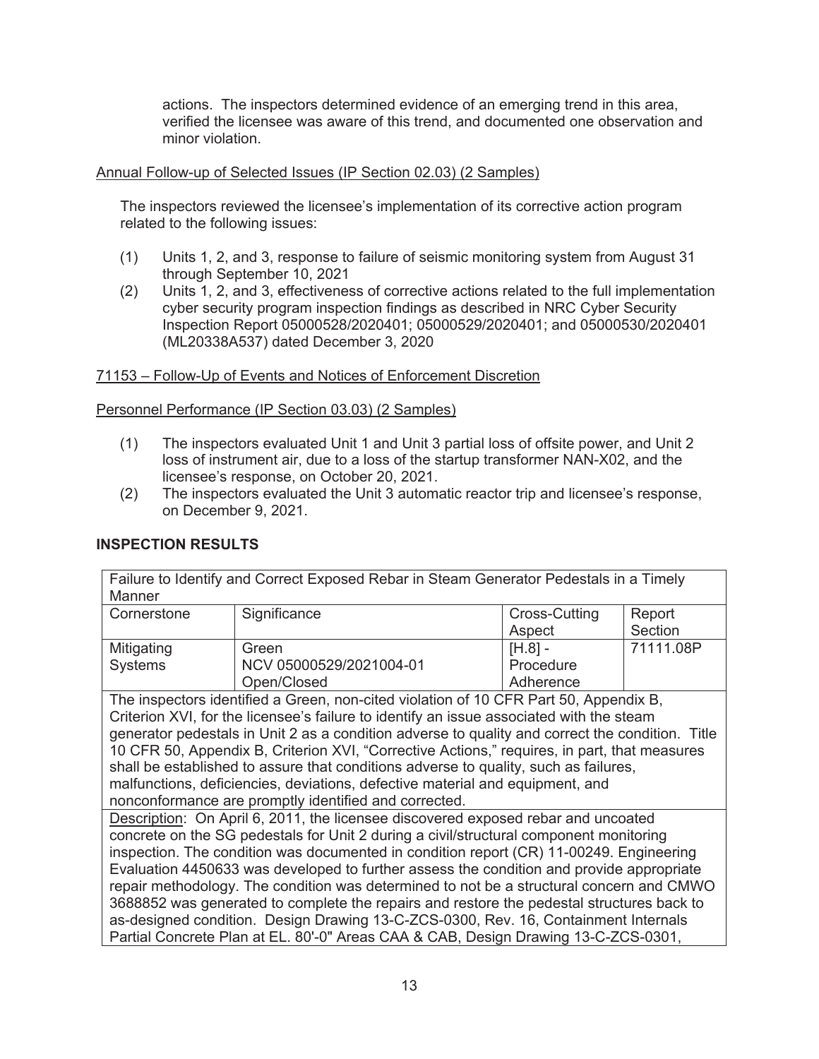actions. The inspectors determined evidence of an emerging trend in this area, verified the licensee was aware of this trend, and documented one observation and minor violation.

Annual Follow-up of Selected Issues (IP Section 02.03) (2 Samples)

The inspectors reviewed the licensee's implementation of its corrective action program related to the following issues:

(1) Units 1, 2, and 3, response to failure of seismic monitoring system from August 31 through September 10, 2021

(2) Units 1, 2, and 3, effectiveness of corrective actions related to the full implementation cyber security program inspection findings as described in NRC Cyber Security Inspection Report 05000528/2020401; 05000529/2020401; and 05000530/2020401 (ML20338A537) dated December 3, 2020

71153 – Follow-Up of Events and Notices of Enforcement Discretion

Personnel Performance (IP Section 03.03) (2 Samples)

(1) The inspectors evaluated Unit 1 and Unit 3 partial loss of offsite power, and Unit 2 loss of instrument air, due to a loss of the startup transformer NAN-X02, and the licensee's response, on October 20, 2021.

(2) The inspectors evaluated the Unit 3 automatic reactor trip and licensee's response, on December 9, 2021.

## INSPECTION RESULTS

| Failure to Identify and Correct Exposed Rebar in Steam Generator Pedestals in a Timely Manner | | | |
|---|---|---|---|
| Cornerstone | Significance | Cross-Cutting Aspect | Report Section |
| Mitigating Systems | Green<br>NCV 05000529/2021004-01<br>Open/Closed | [H.8] - Procedure Adherence | 71111.08P |
| The inspectors identified a Green, non-cited violation of 10 CFR Part 50, Appendix B, Criterion XVI, for the licensee's failure to identify an issue associated with the steam generator pedestals in Unit 2 as a condition adverse to quality and correct the condition. Title 10 CFR 50, Appendix B, Criterion XVI, "Corrective Actions," requires, in part, that measures shall be established to assure that conditions adverse to quality, such as failures, malfunctions, deficiencies, deviations, defective material and equipment, and nonconformance are promptly identified and corrected. | | | |
| Description: On April 6, 2011, the licensee discovered exposed rebar and uncoated concrete on the SG pedestals for Unit 2 during a civil/structural component monitoring inspection. The condition was documented in condition report (CR) 11-00249. Engineering Evaluation 4450633 was developed to further assess the condition and provide appropriate repair methodology. The condition was determined to not be a structural concern and CMWO 3688852 was generated to complete the repairs and restore the pedestal structures back to as-designed condition. Design Drawing 13-C-ZCS-0300, Rev. 16, Containment Internals Partial Concrete Plan at EL. 80'-0" Areas CAA & CAB, Design Drawing 13-C-ZCS-0301, | | | |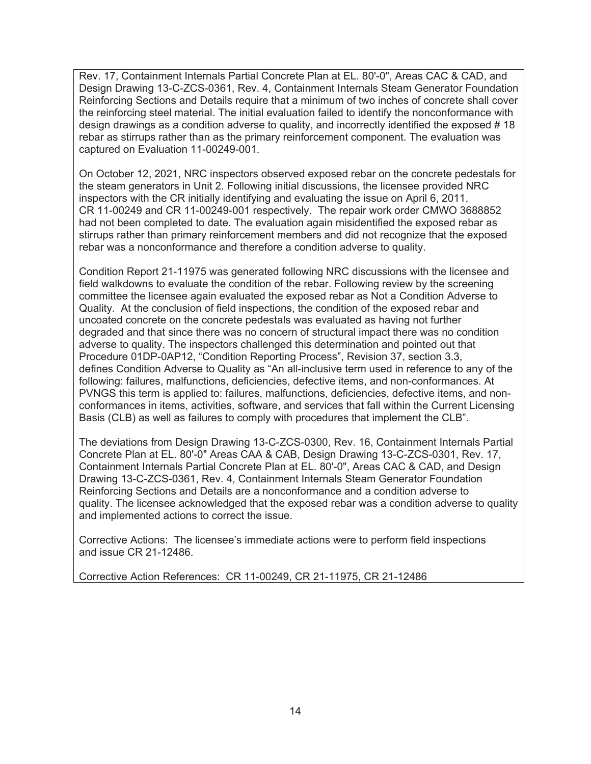Rev. 17, Containment Internals Partial Concrete Plan at EL. 80'-0", Areas CAC & CAD, and Design Drawing 13-C-ZCS-0361, Rev. 4, Containment Internals Steam Generator Foundation Reinforcing Sections and Details require that a minimum of two inches of concrete shall cover the reinforcing steel material. The initial evaluation failed to identify the nonconformance with design drawings as a condition adverse to quality, and incorrectly identified the exposed # 18 rebar as stirrups rather than as the primary reinforcement component. The evaluation was captured on Evaluation 11-00249-001.

On October 12, 2021, NRC inspectors observed exposed rebar on the concrete pedestals for the steam generators in Unit 2. Following initial discussions, the licensee provided NRC inspectors with the CR initially identifying and evaluating the issue on April 6, 2011, CR 11-00249 and CR 11-00249-001 respectively. The repair work order CMWO 3688852 had not been completed to date. The evaluation again misidentified the exposed rebar as stirrups rather than primary reinforcement members and did not recognize that the exposed rebar was a nonconformance and therefore a condition adverse to quality.

Condition Report 21-11975 was generated following NRC discussions with the licensee and field walkdowns to evaluate the condition of the rebar. Following review by the screening committee the licensee again evaluated the exposed rebar as Not a Condition Adverse to Quality. At the conclusion of field inspections, the condition of the exposed rebar and uncoated concrete on the concrete pedestals was evaluated as having not further degraded and that since there was no concern of structural impact there was no condition adverse to quality. The inspectors challenged this determination and pointed out that Procedure 01DP-0AP12, "Condition Reporting Process", Revision 37, section 3.3, defines Condition Adverse to Quality as "An all-inclusive term used in reference to any of the following: failures, malfunctions, deficiencies, defective items, and non-conformances. At PVNGS this term is applied to: failures, malfunctions, deficiencies, defective items, and non-conformances in items, activities, software, and services that fall within the Current Licensing Basis (CLB) as well as failures to comply with procedures that implement the CLB".

The deviations from Design Drawing 13-C-ZCS-0300, Rev. 16, Containment Internals Partial Concrete Plan at EL. 80'-0" Areas CAA & CAB, Design Drawing 13-C-ZCS-0301, Rev. 17, Containment Internals Partial Concrete Plan at EL. 80'-0", Areas CAC & CAD, and Design Drawing 13-C-ZCS-0361, Rev. 4, Containment Internals Steam Generator Foundation Reinforcing Sections and Details are a nonconformance and a condition adverse to quality. The licensee acknowledged that the exposed rebar was a condition adverse to quality and implemented actions to correct the issue.

Corrective Actions: The licensee's immediate actions were to perform field inspections and issue CR 21-12486.

Corrective Action References: CR 11-00249, CR 21-11975, CR 21-12486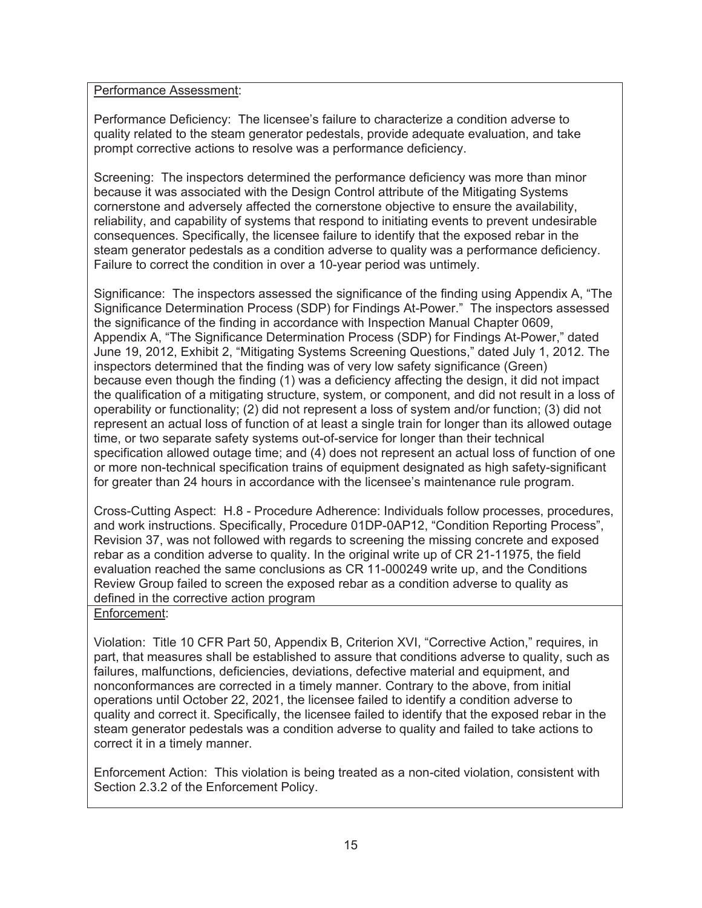Performance Assessment:

Performance Deficiency: The licensee's failure to characterize a condition adverse to quality related to the steam generator pedestals, provide adequate evaluation, and take prompt corrective actions to resolve was a performance deficiency.

Screening: The inspectors determined the performance deficiency was more than minor because it was associated with the Design Control attribute of the Mitigating Systems cornerstone and adversely affected the cornerstone objective to ensure the availability, reliability, and capability of systems that respond to initiating events to prevent undesirable consequences. Specifically, the licensee failure to identify that the exposed rebar in the steam generator pedestals as a condition adverse to quality was a performance deficiency. Failure to correct the condition in over a 10-year period was untimely.

Significance: The inspectors assessed the significance of the finding using Appendix A, "The Significance Determination Process (SDP) for Findings At-Power." The inspectors assessed the significance of the finding in accordance with Inspection Manual Chapter 0609, Appendix A, "The Significance Determination Process (SDP) for Findings At-Power," dated June 19, 2012, Exhibit 2, "Mitigating Systems Screening Questions," dated July 1, 2012. The inspectors determined that the finding was of very low safety significance (Green) because even though the finding (1) was a deficiency affecting the design, it did not impact the qualification of a mitigating structure, system, or component, and did not result in a loss of operability or functionality; (2) did not represent a loss of system and/or function; (3) did not represent an actual loss of function of at least a single train for longer than its allowed outage time, or two separate safety systems out-of-service for longer than their technical specification allowed outage time; and (4) does not represent an actual loss of function of one or more non-technical specification trains of equipment designated as high safety-significant for greater than 24 hours in accordance with the licensee's maintenance rule program.

Cross-Cutting Aspect: H.8 - Procedure Adherence: Individuals follow processes, procedures, and work instructions. Specifically, Procedure 01DP-0AP12, "Condition Reporting Process", Revision 37, was not followed with regards to screening the missing concrete and exposed rebar as a condition adverse to quality. In the original write up of CR 21-11975, the field evaluation reached the same conclusions as CR 11-000249 write up, and the Conditions Review Group failed to screen the exposed rebar as a condition adverse to quality as defined in the corrective action program

Enforcement:

Violation: Title 10 CFR Part 50, Appendix B, Criterion XVI, "Corrective Action," requires, in part, that measures shall be established to assure that conditions adverse to quality, such as failures, malfunctions, deficiencies, deviations, defective material and equipment, and nonconformances are corrected in a timely manner. Contrary to the above, from initial operations until October 22, 2021, the licensee failed to identify a condition adverse to quality and correct it. Specifically, the licensee failed to identify that the exposed rebar in the steam generator pedestals was a condition adverse to quality and failed to take actions to correct it in a timely manner.

Enforcement Action: This violation is being treated as a non-cited violation, consistent with Section 2.3.2 of the Enforcement Policy.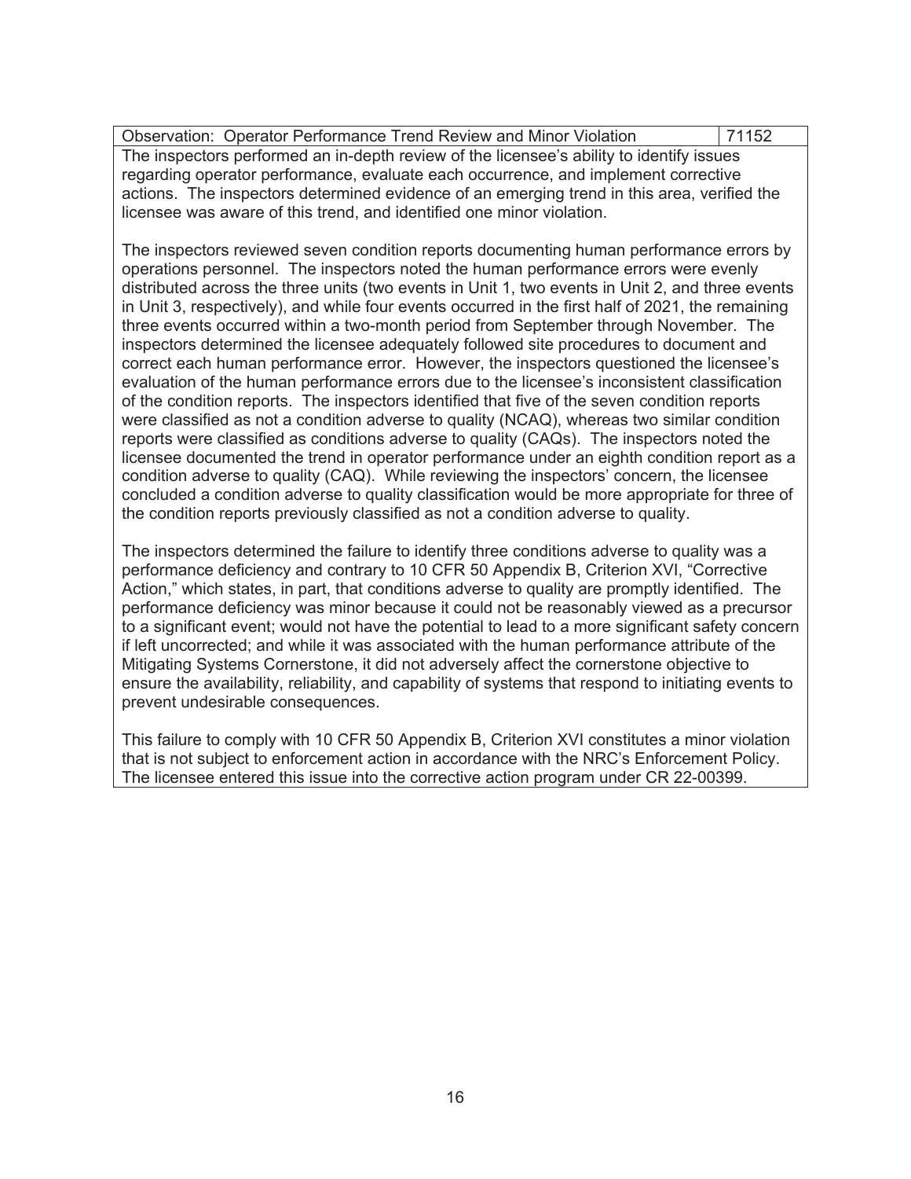| Observation: Operator Performance Trend Review and Minor Violation | 71152 |
|---|---|

The inspectors performed an in-depth review of the licensee's ability to identify issues regarding operator performance, evaluate each occurrence, and implement corrective actions. The inspectors determined evidence of an emerging trend in this area, verified the licensee was aware of this trend, and identified one minor violation.

The inspectors reviewed seven condition reports documenting human performance errors by operations personnel. The inspectors noted the human performance errors were evenly distributed across the three units (two events in Unit 1, two events in Unit 2, and three events in Unit 3, respectively), and while four events occurred in the first half of 2021, the remaining three events occurred within a two-month period from September through November. The inspectors determined the licensee adequately followed site procedures to document and correct each human performance error. However, the inspectors questioned the licensee's evaluation of the human performance errors due to the licensee's inconsistent classification of the condition reports. The inspectors identified that five of the seven condition reports were classified as not a condition adverse to quality (NCAQ), whereas two similar condition reports were classified as conditions adverse to quality (CAQs). The inspectors noted the licensee documented the trend in operator performance under an eighth condition report as a condition adverse to quality (CAQ). While reviewing the inspectors' concern, the licensee concluded a condition adverse to quality classification would be more appropriate for three of the condition reports previously classified as not a condition adverse to quality.

The inspectors determined the failure to identify three conditions adverse to quality was a performance deficiency and contrary to 10 CFR 50 Appendix B, Criterion XVI, "Corrective Action," which states, in part, that conditions adverse to quality are promptly identified. The performance deficiency was minor because it could not be reasonably viewed as a precursor to a significant event; would not have the potential to lead to a more significant safety concern if left uncorrected; and while it was associated with the human performance attribute of the Mitigating Systems Cornerstone, it did not adversely affect the cornerstone objective to ensure the availability, reliability, and capability of systems that respond to initiating events to prevent undesirable consequences.

This failure to comply with 10 CFR 50 Appendix B, Criterion XVI constitutes a minor violation that is not subject to enforcement action in accordance with the NRC's Enforcement Policy. The licensee entered this issue into the corrective action program under CR 22-00399.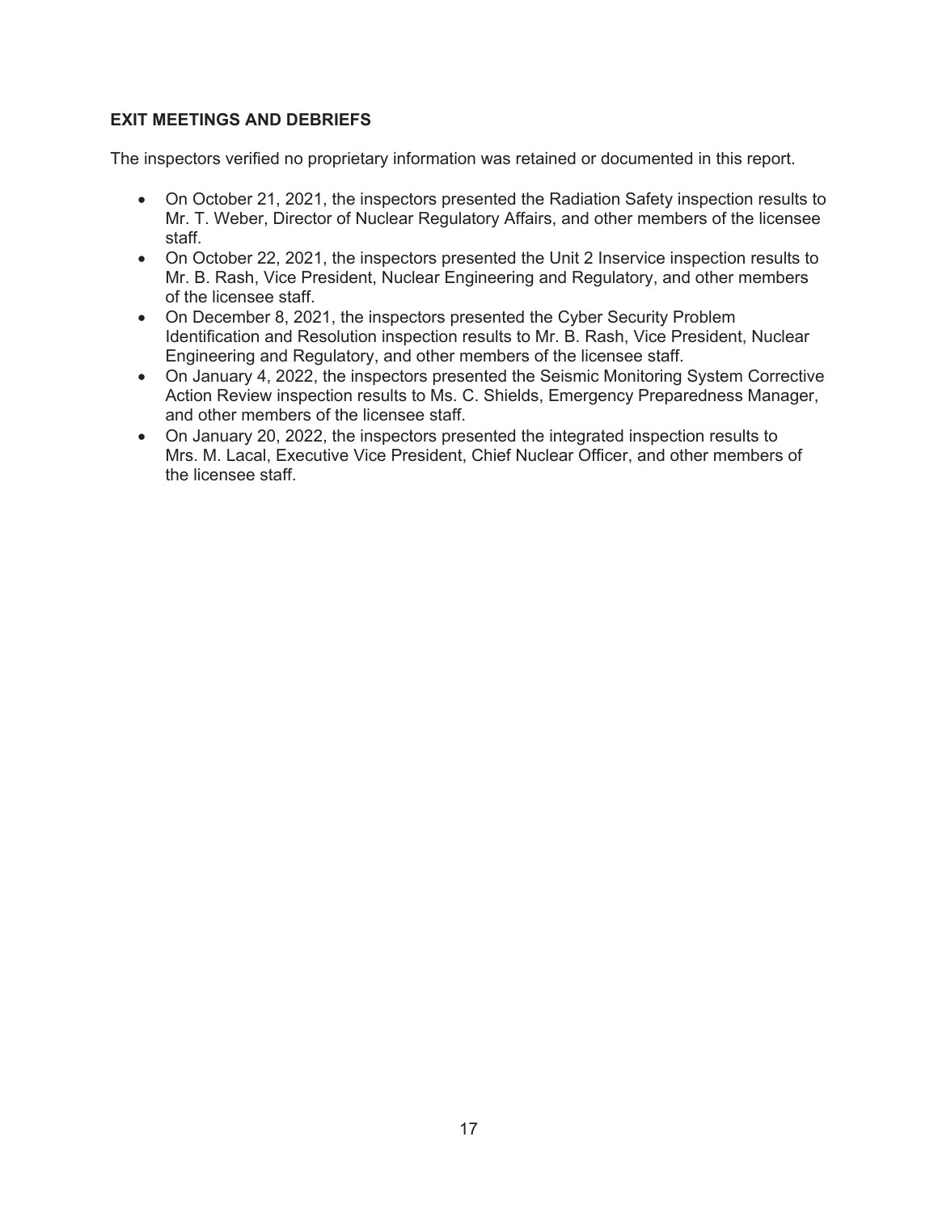**EXIT MEETINGS AND DEBRIEFS**

The inspectors verified no proprietary information was retained or documented in this report.

- On October 21, 2021, the inspectors presented the Radiation Safety inspection results to Mr. T. Weber, Director of Nuclear Regulatory Affairs, and other members of the licensee staff.
- On October 22, 2021, the inspectors presented the Unit 2 Inservice inspection results to Mr. B. Rash, Vice President, Nuclear Engineering and Regulatory, and other members of the licensee staff.
- On December 8, 2021, the inspectors presented the Cyber Security Problem Identification and Resolution inspection results to Mr. B. Rash, Vice President, Nuclear Engineering and Regulatory, and other members of the licensee staff.
- On January 4, 2022, the inspectors presented the Seismic Monitoring System Corrective Action Review inspection results to Ms. C. Shields, Emergency Preparedness Manager, and other members of the licensee staff.
- On January 20, 2022, the inspectors presented the integrated inspection results to Mrs. M. Lacal, Executive Vice President, Chief Nuclear Officer, and other members of the licensee staff.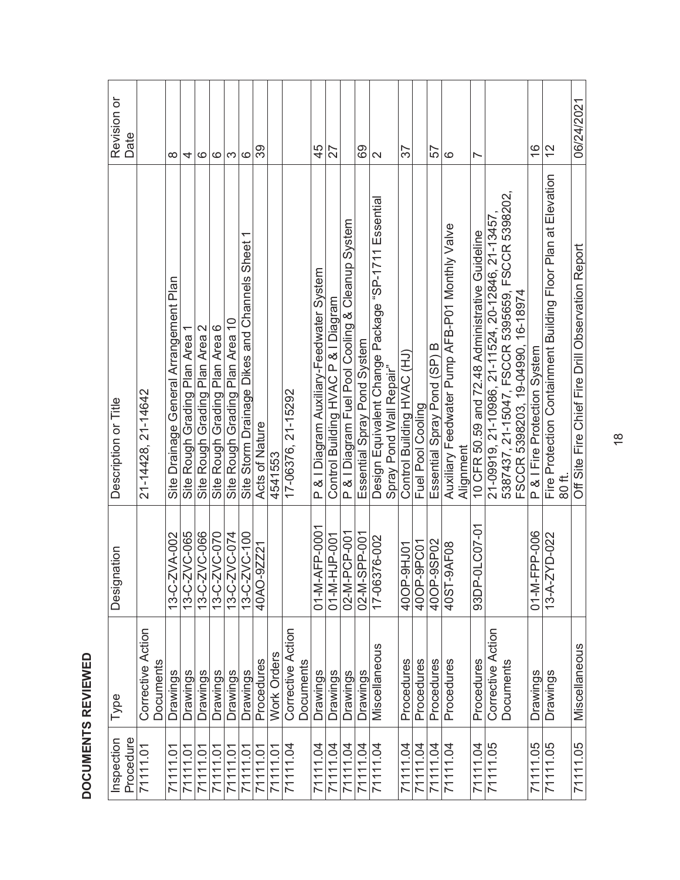**DOCUMENTS REVIEWED**

| Inspection Procedure | Type | Designation | Description or Title | Revision or Date |
|---|---|---|---|---|
| 71111.01 | Corrective Action Documents | | 21-14428, 21-14642 | |
| 71111.01 | Drawings | 13-C-ZVA-002 | Site Drainage General Arrangement Plan | 8 |
| 71111.01 | Drawings | 13-C-ZVC-065 | Site Rough Grading Plan Area 1 | 4 |
| 71111.01 | Drawings | 13-C-ZVC-066 | Site Rough Grading Plan Area 2 | 6 |
| 71111.01 | Drawings | 13-C-ZVC-070 | Site Rough Grading Plan Area 6 | 6 |
| 71111.01 | Drawings | 13-C-ZVC-074 | Site Rough Grading Plan Area 10 | 3 |
| 71111.01 | Drawings | 13-C-ZVC-100 | Site Storm Drainage Dikes and Channels Sheet 1 | 6 |
| 71111.01 | Procedures | 40AO-9ZZ21 | Acts of Nature | 39 |
| 71111.01 | Work Orders | | 4541553 | |
| 71111.04 | Corrective Action Documents | | 17-06376, 21-15292 | |
| 71111.04 | Drawings | 01-M-AFP-0001 | P & I Diagram Auxiliary-Feedwater System | 45 |
| 71111.04 | Drawings | 01-M-HJP-001 | Control Building HVAC P & I Diagram | 27 |
| 71111.04 | Drawings | 02-M-PCP-001 | P & I Diagram Fuel Pool Cooling & Cleanup System | |
| 71111.04 | Drawings | 02-M-SPP-001 | Essential Spray Pond System | 69 |
| 71111.04 | Miscellaneous | 17-06376-002 | Design Equivalent Change Package "SP-1711 Essential Spray Pond Wall Repair" | 2 |
| 71111.04 | Procedures | 40OP-9HJ01 | Control Building HVAC (HJ) | 37 |
| 71111.04 | Procedures | 40OP-9PC01 | Fuel Pool Cooling | |
| 71111.04 | Procedures | 40OP-9SP02 | Essential Spray Pond (SP) B | 57 |
| 71111.04 | Procedures | 40ST-9AF08 | Auxiliary Feedwater Pump AFB-P01 Monthly Valve Alignment | 6 |
| 71111.04 | Procedures | 93DP-0LC07-01 | 10 CFR 50.59 and 72.48 Administrative Guideline | 7 |
| 71111.05 | Corrective Action Documents | | 21-09919, 21-10986, 21-11524, 20-12846, 21-13457, 5387437, 21-15047, FSCCR 5395659, FSCCR 5398202, FSCCR 5398203, 19-04990, 16-18974 | |
| 71111.05 | Drawings | 01-M-FPP-006 | P & I Fire Protection System | 16 |
| 71111.05 | Drawings | 13-A-ZYD-022 | Fire Protection Containment Building Floor Plan at Elevation 80 ft. | 12 |
| 71111.05 | Miscellaneous | | Off Site Fire Chief Fire Drill Observation Report | 06/24/2021 |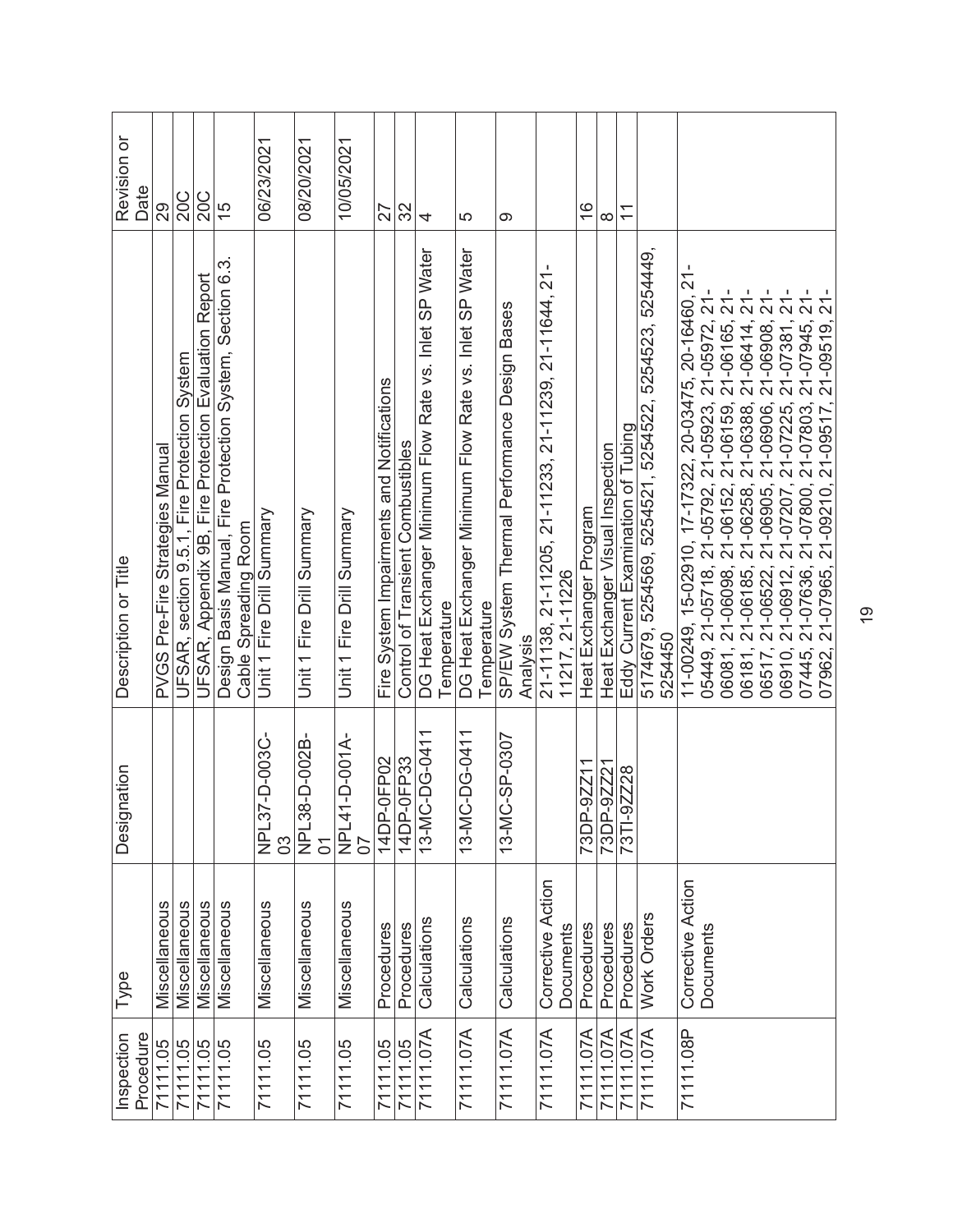| Inspection Procedure | Type | Designation | Description or Title | Revision or Date |
|---|---|---|---|---|
| 71111.05 | Miscellaneous | | PVGS Pre-Fire Strategies Manual | 29 |
| 71111.05 | Miscellaneous | | UFSAR, section 9.5.1, Fire Protection System | 20C |
| 71111.05 | Miscellaneous | | UFSAR, Appendix 9B, Fire Protection Evaluation Report | 20C |
| 71111.05 | Miscellaneous | | Design Basis Manual, Fire Protection System, Section 6.3. Cable Spreading Room | 15 |
| 71111.05 | Miscellaneous | NPL37-D-003C-03 | Unit 1 Fire Drill Summary | 06/23/2021 |
| 71111.05 | Miscellaneous | NPL38-D-002B-01 | Unit 1 Fire Drill Summary | 08/20/2021 |
| 71111.05 | Miscellaneous | NPL41-D-001A-07 | Unit 1 Fire Drill Summary | 10/05/2021 |
| 71111.05 | Procedures | 14DP-0FP02 | Fire System Impairments and Notifications | 27 |
| 71111.05 | Procedures | 14DP-0FP33 | Control of Transient Combustibles | 32 |
| 71111.07A | Calculations | 13-MC-DG-0411 | DG Heat Exchanger Minimum Flow Rate vs. Inlet SP Water Temperature | 4 |
| 71111.07A | Calculations | 13-MC-DG-0411 | DG Heat Exchanger Minimum Flow Rate vs. Inlet SP Water Temperature | 5 |
| 71111.07A | Calculations | 13-MC-SP-0307 | SP/EW System Thermal Performance Design Bases Analysis | 9 |
| 71111.07A | Corrective Action Documents | | 21-11138, 21-11205, 21-11233, 21-11239, 21-11644, 21-11217, 21-11226 | |
| 71111.07A | Procedures | 73DP-9ZZ11 | Heat Exchanger Program | 16 |
| 71111.07A | Procedures | 73DP-9ZZ21 | Heat Exchanger Visual Inspection | 8 |
| 71111.07A | Procedures | 73TI-9ZZ28 | Eddy Current Examination of Tubing | 11 |
| 71111.07A | Work Orders | | 5174679, 5254569, 5254521, 5254522, 5254523, 5254449, 5254450 | |
| 71111.08P | Corrective Action Documents | | 11-00249, 15-02910, 17-17322, 20-03475, 20-16460, 21-05449, 21-05718, 21-05792, 21-05923, 21-05972, 21-06081, 21-06098, 21-06152, 21-06159, 21-06165, 21-06181, 21-06185, 21-06258, 21-06388, 21-06414, 21-06517, 21-06522, 21-06905, 21-06906, 21-06908, 21-06910, 21-06912, 21-07207, 21-07225, 21-07381, 21-07445, 21-07636, 21-07800, 21-07803, 21-07945, 21-07962, 21-07965, 21-09210, 21-09517, 21-09519, 21- | |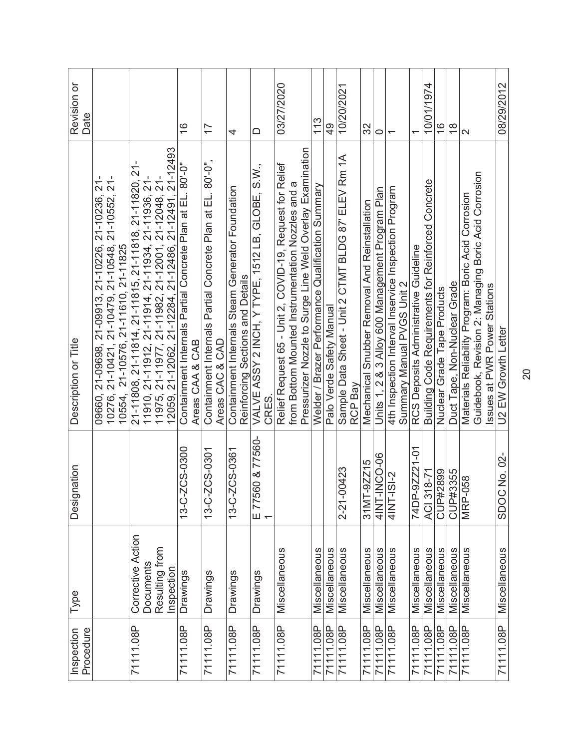| Inspection Procedure | Type | Designation | Description or Title | Revision or Date |
|---|---|---|---|---|
| | | | 09660, 21-09698, 21-09913, 21-10226, 21-10236, 21-10276, 21-10421, 21-10479, 21-10548, 21-10552, 21-10554, 21-10576, 21-11610, 21-11825 | |
| 71111.08P | Corrective Action Documents Resulting from Inspection | | 21-11808, 21-11814, 21-11815, 21-11818, 21-11820, 21-11910, 21-11912, 21-11914, 21-11934, 21-11936, 21-11975, 21-11977, 21-11982, 21-12001, 21-12048, 21-12059, 21-12062, 21-12284, 21-12486, 21-12491, 21-12493 | |
| 71111.08P | Drawings | 13-C-ZCS-0300 | Containment Internals Partial Concrete Plan at EL. 80'-0" Areas CAA & CAB | 16 |
| 71111.08P | Drawings | 13-C-ZCS-0301 | Containment Internals Partial Concrete Plan at EL. 80'-0", Areas CAC & CAD | 17 |
| 71111.08P | Drawings | 13-C-ZCS-0361 | Containment Internals Steam Generator Foundation Reinforcing Sections and Details | 4 |
| 71111.08P | Drawings | E 77560 & 77560-1 | VALVE ASSY 2 INCH, Y TYPE, 1512 LB, GLOBE, S.W., CRES. | D |
| 71111.08P | Miscellaneous | | Relief Request 65 - Unit 2, COVID-19, Request for Relief from Bottom Mounted Instrumentation Nozzles and a Pressurizer Nozzle to Surge Line Weld Overlay Examination | 03/27/2020 |
| 71111.08P | Miscellaneous | | Welder / Brazer Performance Qualification Summary | 113 |
| 71111.08P | Miscellaneous | | Palo Verde Safety Manual | 49 |
| 71111.08P | Miscellaneous | 2-21-00423 | Sample Data Sheet - Unit 2 CTMT BLDG 87' ELEV Rm 1A RCP Bay | 10/20/2021 |
| 71111.08P | Miscellaneous | 31MT-9ZZ15 | Mechanical Snubber Removal And Reinstallation | 32 |
| 71111.08P | Miscellaneous | 4INT-INCO-06 | Units 1, 2 & 3 Alloy 600 Management Program Plan | 0 |
| 71111.08P | Miscellaneous | 4INT-ISI-2 | 4th Inspection Interval Inservice Inspection Program Summary Manual PVGS Unit 2 | 1 |
| 71111.08P | Miscellaneous | 74DP-9ZZ21-01 | RCS Deposits Administrative Guideline | 1 |
| 71111.08P | Miscellaneous | ACI 318-71 | Building Code Requirements for Reinforced Concrete | 10/01/1974 |
| 71111.08P | Miscellaneous | CUP#2899 | Nuclear Grade Tape Products | 16 |
| 71111.08P | Miscellaneous | CUP#3355 | Duct Tape, Non-Nuclear Grade | 18 |
| 71111.08P | Miscellaneous | MRP-058 | Materials Reliability Program: Boric Acid Corrosion Guidebook, Revision 2: Managing Boric Acid Corrosion Issues at PWR Power Stations | 2 |
| 71111.08P | Miscellaneous | SDOC No. 02- | U2 EW Growth Letter | 08/29/2012 |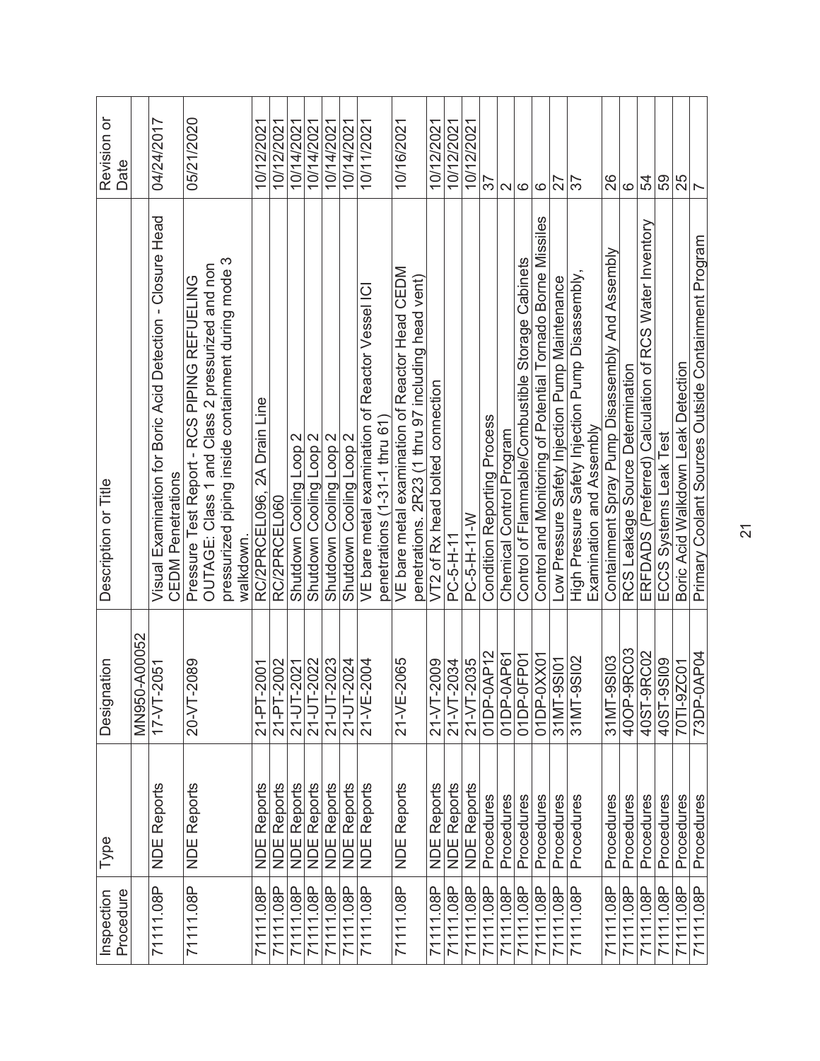| Inspection Procedure | Type | Designation | Description or Title | Revision or Date |
|---|---|---|---|---|
| | | MN950-A00052 | | |
| 71111.08P | NDE Reports | 17-VT-2051 | Visual Examination for Boric Acid Detection - Closure Head CEDM Penetrations | 04/24/2017 |
| 71111.08P | NDE Reports | 20-VT-2089 | Pressure Test Report - RCS PIPING REFUELING OUTAGE: Class 1 and Class 2 pressurized and non pressurized piping inside containment during mode 3 walkdown. | 05/21/2020 |
| 71111.08P | NDE Reports | 21-PT-2001 | RC/2PRCEL096, 2A Drain Line | 10/12/2021 |
| 71111.08P | NDE Reports | 21-PT-2002 | RC/2PRCEL060 | 10/12/2021 |
| 71111.08P | NDE Reports | 21-UT-2021 | Shutdown Cooling Loop 2 | 10/14/2021 |
| 71111.08P | NDE Reports | 21-UT-2022 | Shutdown Cooling Loop 2 | 10/14/2021 |
| 71111.08P | NDE Reports | 21-UT-2023 | Shutdown Cooling Loop 2 | 10/14/2021 |
| 71111.08P | NDE Reports | 21-UT-2024 | Shutdown Cooling Loop 2 | 10/14/2021 |
| 71111.08P | NDE Reports | 21-VE-2004 | VE bare metal examination of Reactor Vessel ICI penetrations (1-31-1 thru 61) | 10/11/2021 |
| 71111.08P | NDE Reports | 21-VE-2065 | VE bare metal examination of Reactor Head CEDM penetrations. 2R23 (1 thru 97 including head vent) | 10/16/2021 |
| 71111.08P | NDE Reports | 21-VT-2009 | VT2 of Rx head bolted connection | 10/12/2021 |
| 71111.08P | NDE Reports | 21-VT-2034 | PC-5-H-11 | 10/12/2021 |
| 71111.08P | NDE Reports | 21-VT-2035 | PC-5-H-11-W | 10/12/2021 |
| 71111.08P | Procedures | 01DP-0AP12 | Condition Reporting Process | 37 |
| 71111.08P | Procedures | 01DP-0AP61 | Chemical Control Program | 2 |
| 71111.08P | Procedures | 01DP-0FP01 | Control of Flammable/Combustible Storage Cabinets | 6 |
| 71111.08P | Procedures | 01DP-0XX01 | Control and Monitoring of Potential Tornado Borne Missiles | 6 |
| 71111.08P | Procedures | 31MT-9SI01 | Low Pressure Safety Injection Pump Maintenance | 27 |
| 71111.08P | Procedures | 31MT-9SI02 | High Pressure Safety Injection Pump Disassembly, Examination and Assembly | 37 |
| 71111.08P | Procedures | 31MT-9SI03 | Containment Spray Pump Disassembly And Assembly | 26 |
| 71111.08P | Procedures | 40OP-9RC03 | RCS Leakage Source Determination | 6 |
| 71111.08P | Procedures | 40ST-9RC02 | ERFDADS (Preferred) Calculation of RCS Water Inventory | 54 |
| 71111.08P | Procedures | 40ST-9SI09 | ECCS Systems Leak Test | 59 |
| 71111.08P | Procedures | 70TI-9ZC01 | Boric Acid Walkdown Leak Detection | 25 |
| 71111.08P | Procedures | 73DP-0AP04 | Primary Coolant Sources Outside Containment Program | 7 |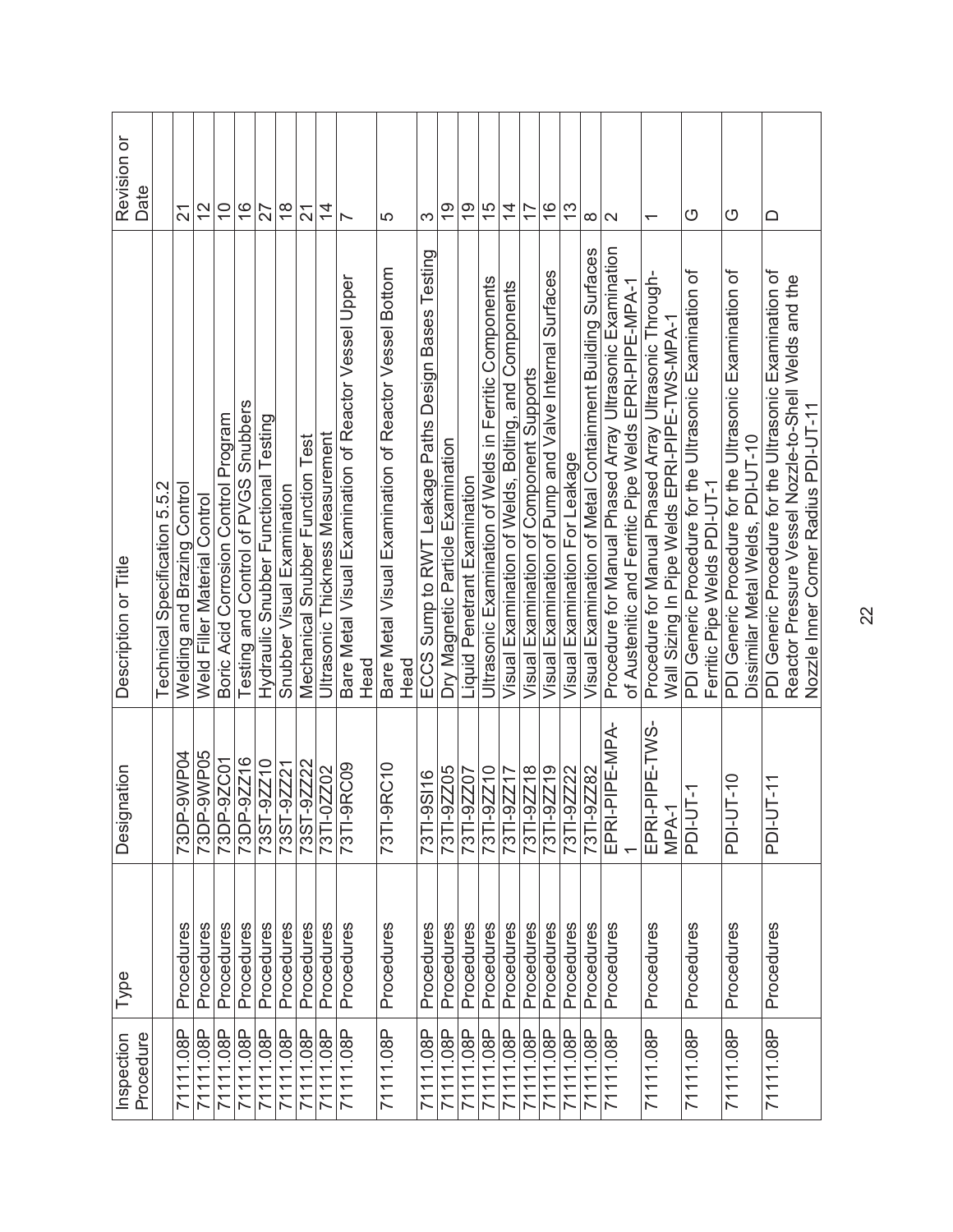| Inspection Procedure | Type | Designation | Description or Title | Revision or Date |
|---|---|---|---|---|
| | | | Technical Specification 5.5.2 | |
| 71111.08P | Procedures | 73DP-9WP04 | Welding and Brazing Control | 21 |
| 71111.08P | Procedures | 73DP-9WP05 | Weld Filler Material Control | 12 |
| 71111.08P | Procedures | 73DP-9ZC01 | Boric Acid Corrosion Control Program | 10 |
| 71111.08P | Procedures | 73DP-9ZZ16 | Testing and Control of PVGS Snubbers | 16 |
| 71111.08P | Procedures | 73ST-9ZZ10 | Hydraulic Snubber Functional Testing | 27 |
| 71111.08P | Procedures | 73ST-9ZZ21 | Snubber Visual Examination | 18 |
| 71111.08P | Procedures | 73ST-9ZZ22 | Mechanical Snubber Function Test | 21 |
| 71111.08P | Procedures | 73TI-0ZZ02 | Ultrasonic Thickness Measurement | 14 |
| 71111.08P | Procedures | 73TI-9RC09 | Bare Metal Visual Examination of Reactor Vessel Upper Head | 7 |
| 71111.08P | Procedures | 73TI-9RC10 | Bare Metal Visual Examination of Reactor Vessel Bottom Head | 5 |
| 71111.08P | Procedures | 73TI-9SI16 | ECCS Sump to RWT Leakage Paths Design Bases Testing | 3 |
| 71111.08P | Procedures | 73TI-9ZZ05 | Dry Magnetic Particle Examination | 19 |
| 71111.08P | Procedures | 73TI-9ZZ07 | Liquid Penetrant Examination | 19 |
| 71111.08P | Procedures | 73TI-9ZZ10 | Ultrasonic Examination of Welds in Ferritic Components | 15 |
| 71111.08P | Procedures | 73TI-9ZZ17 | Visual Examination of Welds, Bolting, and Components | 14 |
| 71111.08P | Procedures | 73TI-9ZZ18 | Visual Examination of Component Supports | 17 |
| 71111.08P | Procedures | 73TI-9ZZ19 | Visual Examination of Pump and Valve Internal Surfaces | 16 |
| 71111.08P | Procedures | 73TI-9ZZ22 | Visual Examination For Leakage | 13 |
| 71111.08P | Procedures | 73TI-9ZZ82 | Visual Examination of Metal Containment Building Surfaces | 8 |
| 71111.08P | Procedures | EPRI-PIPE-MPA-1 | Procedure for Manual Phased Array Ultrasonic Examination of Austenitic and Ferritic Pipe Welds EPRI-PIPE-MPA-1 | 2 |
| 71111.08P | Procedures | EPRI-PIPE-TWS-MPA-1 | Procedure for Manual Phased Array Ultrasonic Through-Wall Sizing In Pipe Welds EPRI-PIPE-TWS-MPA-1 | 1 |
| 71111.08P | Procedures | PDI-UT-1 | PDI Generic Procedure for the Ultrasonic Examination of Ferritic Pipe Welds PDI-UT-1 | G |
| 71111.08P | Procedures | PDI-UT-10 | PDI Generic Procedure for the Ultrasonic Examination of Dissimilar Metal Welds, PDI-UT-10 | G |
| 71111.08P | Procedures | PDI-UT-11 | PDI Generic Procedure for the Ultrasonic Examination of Reactor Pressure Vessel Nozzle-to-Shell Welds and the Nozzle Inner Corner Radius PDI-UT-11 | D |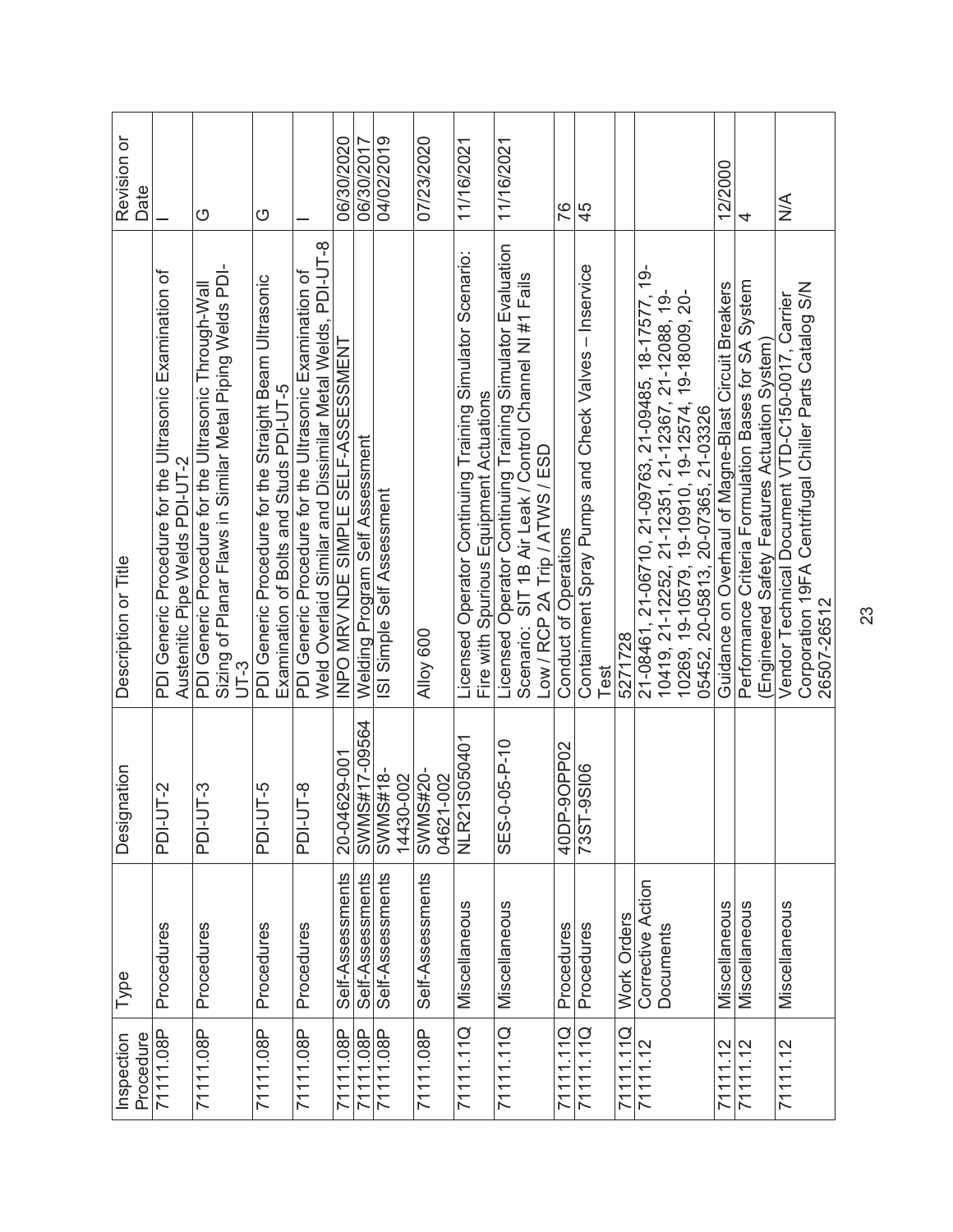| Inspection Procedure | Type | Designation | Description or Title | Revision or Date |
|---|---|---|---|---|
| 71111.08P | Procedures | PDI-UT-2 | PDI Generic Procedure for the Ultrasonic Examination of Austenitic Pipe Welds PDI-UT-2 | I |
| 71111.08P | Procedures | PDI-UT-3 | PDI Generic Procedure for the Ultrasonic Through-Wall Sizing of Planar Flaws in Similar Metal Piping Welds PDI-UT-3 | G |
| 71111.08P | Procedures | PDI-UT-5 | PDI Generic Procedure for the Straight Beam Ultrasonic Examination of Bolts and Studs PDI-UT-5 | G |
| 71111.08P | Procedures | PDI-UT-8 | PDI Generic Procedure for the Ultrasonic Examination of Weld Overlaid Similar and Dissimilar Metal Welds, PDI-UT-8 | I |
| 71111.08P | Self-Assessments | 20-04629-001 | INPO MRV NDE SIMPLE SELF-ASSESSMENT | 06/30/2020 |
| 71111.08P | Self-Assessments | SWMS#17-09564 | Welding Program Self Assessment | 06/30/2017 |
| 71111.08P | Self-Assessments | SWMS#18-14430-002 | ISI Simple Self Assessment | 04/02/2019 |
| 71111.08P | Self-Assessments | SWMS#20-04621-002 | Alloy 600 | 07/23/2020 |
| 71111.11Q | Miscellaneous | NLR21S050401 | Licensed Operator Continuing Training Simulator Scenario: Fire with Spurious Equipment Actuations | 11/16/2021 |
| 71111.11Q | Miscellaneous | SES-0-05-P-10 | Licensed Operator Continuing Training Simulator Evaluation Scenario: SIT 1B Air Leak / Control Channel NI #1 Fails Low / RCP 2A Trip / ATWS / ESD | 11/16/2021 |
| 71111.11Q | Procedures | 40DP-9OP02 | Conduct of Operations | 76 |
| 71111.11Q | Procedures | 73ST-9SI06 | Containment Spray Pumps and Check Valves – Inservice Test | 45 |
| 71111.11Q | Work Orders | | 5271728 | |
| 71111.12 | Corrective Action Documents | | 21-08461, 21-06710, 21-09763, 21-09485, 18-17577, 19-10419, 21-12252, 21-12351, 21-12367, 21-12088, 19-10269, 19-10579, 19-10910, 19-12574, 19-18009, 20-05452, 20-05813, 20-07365, 21-03326 | |
| 71111.12 | Miscellaneous | | Guidance on Overhaul of Magne-Blast Circuit Breakers | 12/2000 |
| 71111.12 | Miscellaneous | | Performance Criteria Formulation Bases for SA System (Engineered Safety Features Actuation System) | 4 |
| 71111.12 | Miscellaneous | | Vendor Technical Document VTD-C150-0017, Carrier Corporation 19FA Centrifugal Chiller Parts Catalog S/N 26507-26512 | N/A |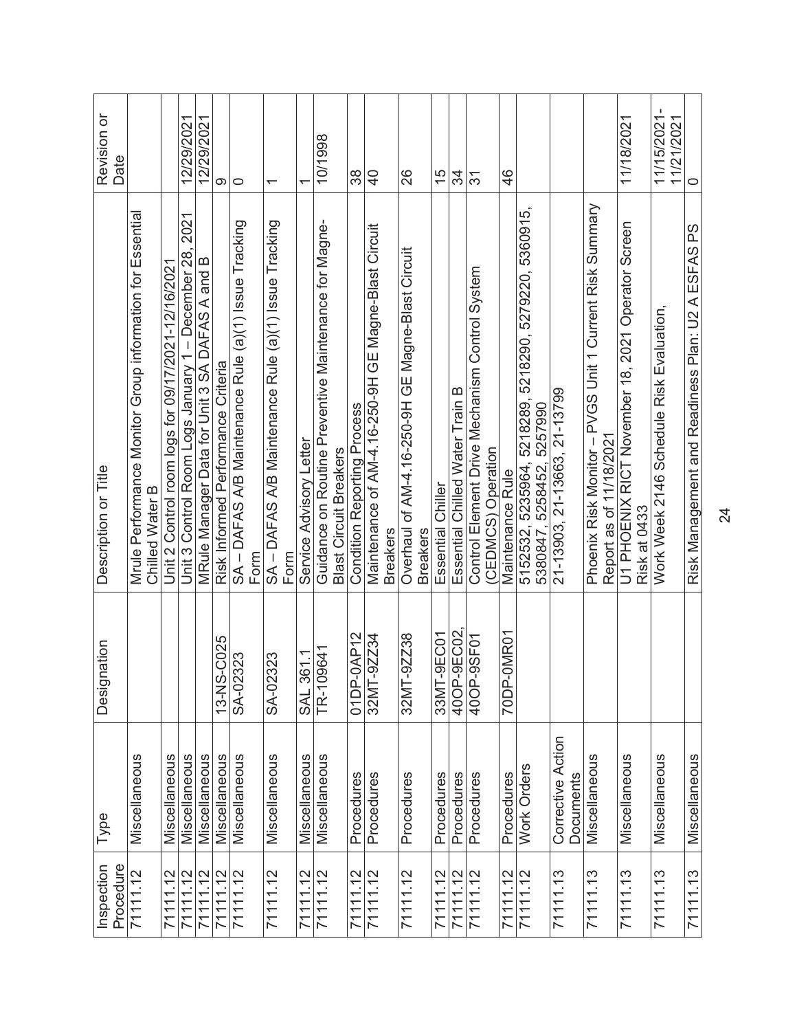| Inspection Procedure | Type | Designation | Description or Title | Revision or Date |
|---|---|---|---|---|
| 71111.12 | Miscellaneous | | Mrule Performance Monitor Group information for Essential Chilled Water B | |
| 71111.12 | Miscellaneous | | Unit 2 Control room logs for 09/17/2021-12/16/2021 | |
| 71111.12 | Miscellaneous | | Unit 3 Control Room Logs January 1 – December 28, 2021 | 12/29/2021 |
| 71111.12 | Miscellaneous | | MRule Manager Data for Unit 3 SA DAFAS A and B | 12/29/2021 |
| 71111.12 | Miscellaneous | 13-NS-C025 | Risk Informed Performance Criteria | 9 |
| 71111.12 | Miscellaneous | SA-02323 | SA – DAFAS A/B Maintenance Rule (a)(1) Issue Tracking Form | 0 |
| 71111.12 | Miscellaneous | SA-02323 | SA – DAFAS A/B Maintenance Rule (a)(1) Issue Tracking Form | 1 |
| 71111.12 | Miscellaneous | SAL 361.1 | Service Advisory Letter | 1 |
| 71111.12 | Miscellaneous | TR-109641 | Guidance on Routine Preventive Maintenance for Magne-Blast Circuit Breakers | 10/1998 |
| 71111.12 | Procedures | 01DP-0AP12 | Condition Reporting Process | 38 |
| 71111.12 | Procedures | 32MT-9ZZ34 | Maintenance of AM-4.16-250-9H GE Magne-Blast Circuit Breakers | 40 |
| 71111.12 | Procedures | 32MT-9ZZ38 | Overhaul of AM-4.16-250-9H GE Magne-Blast Circuit Breakers | 26 |
| 71111.12 | Procedures | 33MT-9EC01 | Essential Chiller | 15 |
| 71111.12 | Procedures | 40OP-9EC02, | Essential Chilled Water Train B | 34 |
| 71111.12 | Procedures | 40OP-9SF01 | Control Element Drive Mechanism Control System (CEDMCS) Operation | 31 |
| 71111.12 | Procedures | 70DP-0MR01 | Maintenance Rule | 46 |
| 71111.12 | Work Orders | | 5152532, 5235964, 5218289, 5218290, 5279220, 5360915, 5380847, 5258452, 5257990 | |
| 71111.13 | Corrective Action Documents | | 21-13903, 21-13663, 21-13799 | |
| 71111.13 | Miscellaneous | | Phoenix Risk Monitor – PVGS Unit 1 Current Risk Summary Report as of 11/18/2021 | |
| 71111.13 | Miscellaneous | | U1 PHOENIX RICT November 18, 2021 Operator Screen Risk at 0433 | 11/18/2021 |
| 71111.13 | Miscellaneous | | Work Week 2146 Schedule Risk Evaluation, | 11/15/2021-11/21/2021 |
| 71111.13 | Miscellaneous | | Risk Management and Readiness Plan: U2 A ESFAS PS | 0 |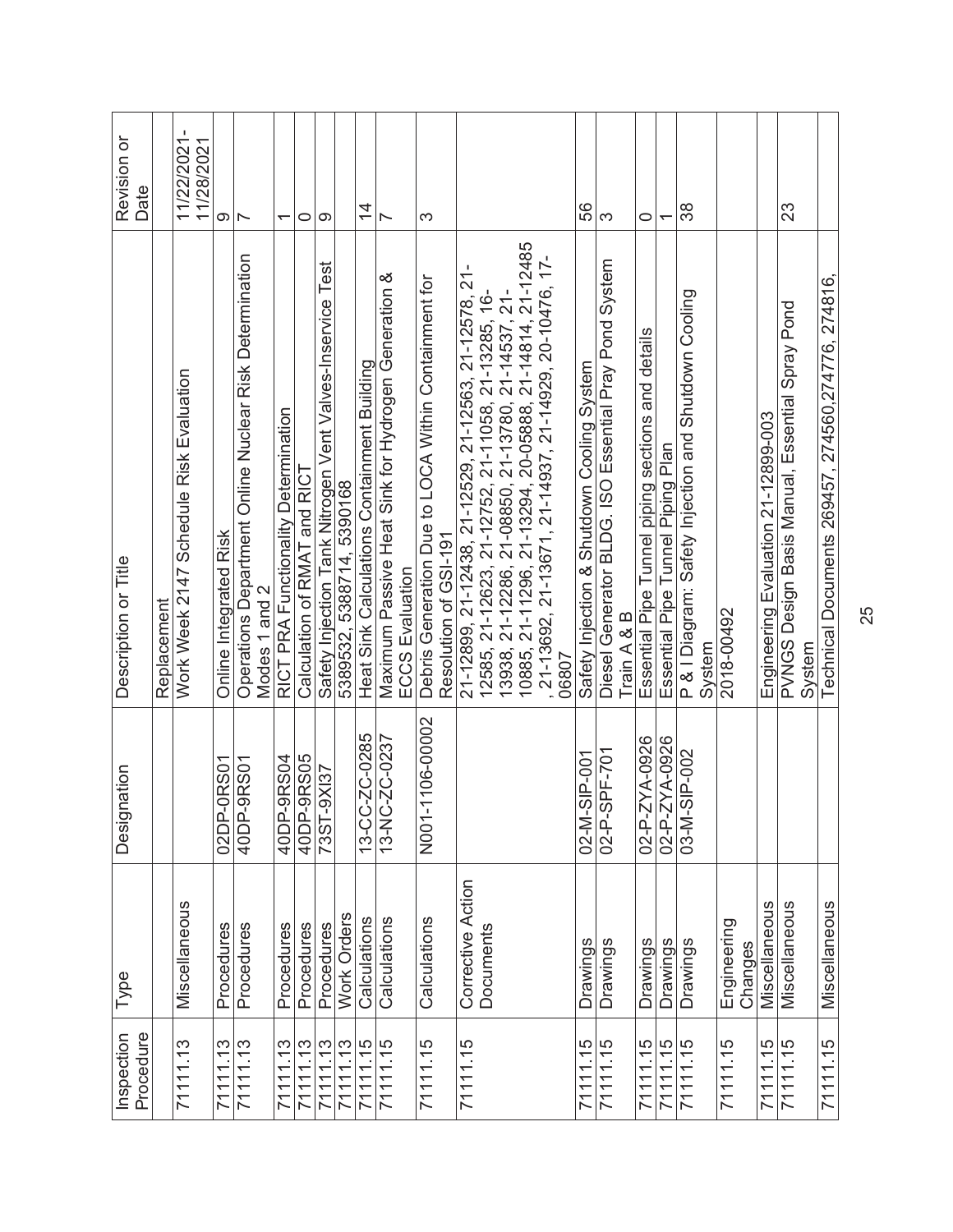| Inspection Procedure | Type | Designation | Description or Title | Revision or Date |
|---|---|---|---|---|
| | | | Replacement | |
| 71111.13 | Miscellaneous | | Work Week 2147 Schedule Risk Evaluation | 11/22/2021-11/28/2021 |
| 71111.13 | Procedures | 02DP-0RS01 | Online Integrated Risk | 9 |
| 71111.13 | Procedures | 40DP-9RS01 | Operations Department Online Nuclear Risk Determination Modes 1 and 2 | 7 |
| 71111.13 | Procedures | 40DP-9RS04 | RICT PRA Functionality Determination | 1 |
| 71111.13 | Procedures | 40DP-9RS05 | Calculation of RMAT and RICT | 0 |
| 71111.13 | Procedures | 73ST-9XI37 | Safety Injection Tank Nitrogen Vent Valves-Inservice Test | 9 |
| 71111.13 | Work Orders | | 5389532, 5388714, 5390168 | |
| 71111.15 | Calculations | 13-CC-ZC-0285 | Heat Sink Calculations Containment Building | 14 |
| 71111.15 | Calculations | 13-NC-ZC-0237 | Maximum Passive Heat Sink for Hydrogen Generation & ECCS Evaluation | 7 |
| 71111.15 | Calculations | N001-1106-00002 | Debris Generation Due to LOCA Within Containment for Resolution of GSI-191 | 3 |
| 71111.15 | Corrective Action Documents | | 21-12899, 21-12438, 21-12529, 21-12563, 21-12578, 21-12585, 21-12623, 21-12752, 21-11058, 21-13285, 16-13938, 21-12286, 21-08850, 21-13780, 21-14537, 21-10885, 21-11296, 21-13294, 20-05888, 21-14814, 21-12485, 21-13692, 21-13671, 21-14937, 21-14929, 20-10476, 17-06807 | |
| 71111.15 | Drawings | 02-M-SIP-001 | Safety Injection & Shutdown Cooling System | 56 |
| 71111.15 | Drawings | 02-P-SPF-701 | Diesel Generator BLDG. ISO Essential Pray Pond System Train A & B | 3 |
| 71111.15 | Drawings | 02-P-ZYA-0926 | Essential Pipe Tunnel piping sections and details | 0 |
| 71111.15 | Drawings | 02-P-ZYA-0926 | Essential Pipe Tunnel Piping Plan | 1 |
| 71111.15 | Drawings | 03-M-SIP-002 | P & I Diagram: Safety Injection and Shutdown Cooling System | 38 |
| 71111.15 | Engineering Changes | | 2018-00492 | |
| 71111.15 | Miscellaneous | | Engineering Evaluation 21-12899-003 | |
| 71111.15 | Miscellaneous | | PVNGS Design Basis Manual, Essential Spray Pond System | 23 |
| 71111.15 | Miscellaneous | | Technical Documents 269457, 274560,274776, 274816, | |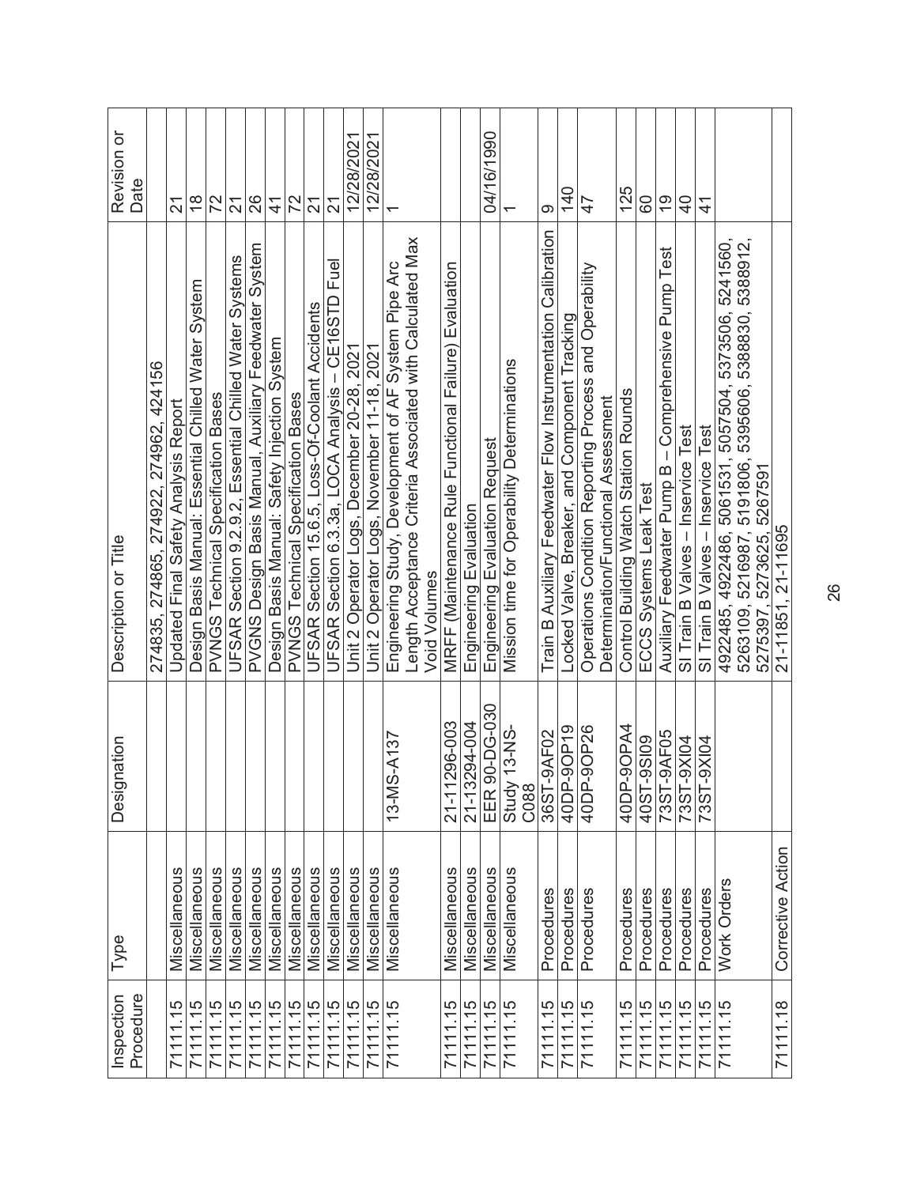| Inspection Procedure | Type | Designation | Description or Title | Revision or Date |
|---|---|---|---|---|
| | | | 274835, 274865, 274922, 274962, 424156 | |
| 71111.15 | Miscellaneous | | Updated Final Safety Analysis Report | 21 |
| 71111.15 | Miscellaneous | | Design Basis Manual: Essential Chilled Water System | 18 |
| 71111.15 | Miscellaneous | | PVNGS Technical Specification Bases | 72 |
| 71111.15 | Miscellaneous | | UFSAR Section 9.2.9.2, Essential Chilled Water Systems | 21 |
| 71111.15 | Miscellaneous | | PVGNS Design Basis Manual, Auxiliary Feedwater System | 26 |
| 71111.15 | Miscellaneous | | Design Basis Manual: Safety Injection System | 41 |
| 71111.15 | Miscellaneous | | PVNGS Technical Specification Bases | 72 |
| 71111.15 | Miscellaneous | | UFSAR Section 15.6.5, Loss-Of-Coolant Accidents | 21 |
| 71111.15 | Miscellaneous | | UFSAR Section 6.3.3a, LOCA Analysis – CE16STD Fuel | 21 |
| 71111.15 | Miscellaneous | | Unit 2 Operator Logs, December 20-28, 2021 | 12/28/2021 |
| 71111.15 | Miscellaneous | | Unit 2 Operator Logs, November 11-18, 2021 | 12/28/2021 |
| 71111.15 | Miscellaneous | 13-MS-A137 | Engineering Study, Development of AF System Pipe Arc Length Acceptance Criteria Associated with Calculated Max Void Volumes | 1 |
| 71111.15 | Miscellaneous | 21-11296-003 | MRFF (Maintenance Rule Functional Failure) Evaluation | |
| 71111.15 | Miscellaneous | 21-13294-004 | Engineering Evaluation | |
| 71111.15 | Miscellaneous | EER 90-DG-030 | Engineering Evaluation Request | 04/16/1990 |
| 71111.15 | Miscellaneous | Study 13-NS-C088 | Mission time for Operability Determinations | 1 |
| 71111.15 | Procedures | 36ST-9AF02 | Train B Auxiliary Feedwater Flow Instrumentation Calibration | 9 |
| 71111.15 | Procedures | 40DP-9OP19 | Locked Valve, Breaker, and Component Tracking | 140 |
| 71111.15 | Procedures | 40DP-9OP26 | Operations Condition Reporting Process and Operability Determination/Functional Assessment | 47 |
| 71111.15 | Procedures | 40DP-9OPA4 | Control Building Watch Station Rounds | 125 |
| 71111.15 | Procedures | 40ST-9SI09 | ECCS Systems Leak Test | 60 |
| 71111.15 | Procedures | 73ST-9AF05 | Auxiliary Feedwater Pump B – Comprehensive Pump Test | 19 |
| 71111.15 | Procedures | 73ST-9XI04 | SI Train B Valves – Inservice Test | 40 |
| 71111.15 | Procedures | 73ST-9XI04 | SI Train B Valves – Inservice Test | 41 |
| 71111.15 | Work Orders | | 4922485, 4922486, 5061531, 5057504, 5373506, 5241560, 5263109, 5216987, 5191806, 5395606, 5388830, 5388912, 5275397, 5273625, 5267591 | |
| 71111.18 | Corrective Action | | 21-11851, 21-11695 | |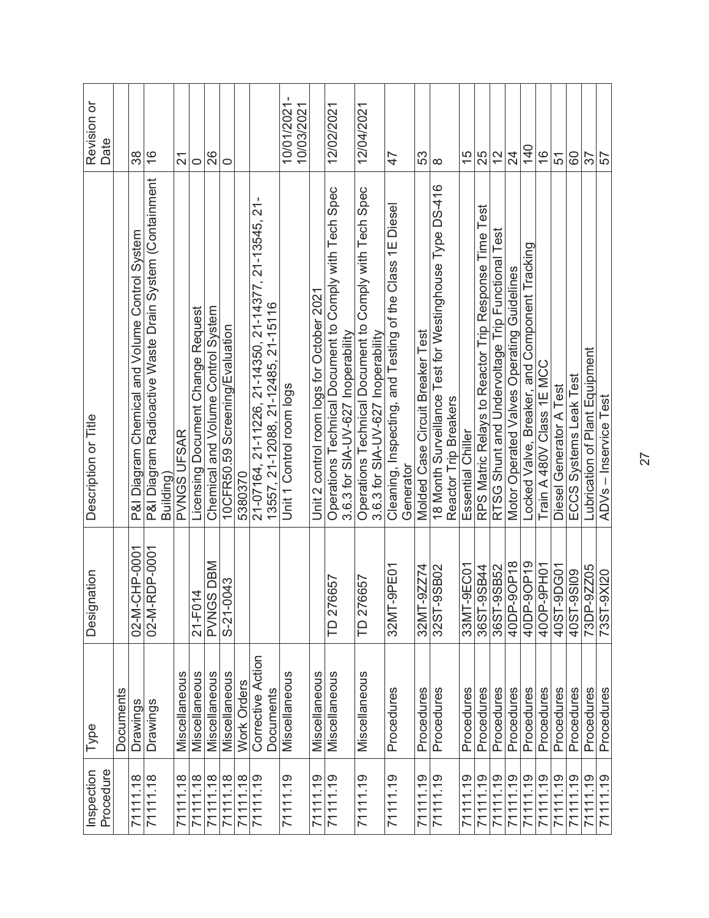| Inspection Procedure | Type | Designation | Description or Title | Revision or Date |
|---|---|---|---|---|
| | Documents | | | |
| 71111.18 | Drawings | 02-M-CHP-0001 | P&I Diagram Chemical and Volume Control System | 38 |
| 71111.18 | Drawings | 02-M-RDP-0001 | P&I Diagram Radioactive Waste Drain System (Containment Building) | 16 |
| 71111.18 | Miscellaneous | | PVNGS UFSAR | 21 |
| 71111.18 | Miscellaneous | 21-F014 | Licensing Document Change Request | 0 |
| 71111.18 | Miscellaneous | PVNGS DBM | Chemical and Volume Control System | 26 |
| 71111.18 | Miscellaneous | S-21-0043 | 10CFR50.59 Screening/Evaluation | 0 |
| 71111.18 | Work Orders | | 5380370 | |
| 71111.19 | Corrective Action Documents | | 21-07164, 21-11226, 21-14350, 21-14377, 21-13545, 21-13557, 21-12088, 21-12485, 21-15116 | |
| 71111.19 | Miscellaneous | | Unit 1 Control room logs | 10/01/2021-10/03/2021 |
| 71111.19 | Miscellaneous | | Unit 2 control room logs for October 2021 | |
| 71111.19 | Miscellaneous | TD 276657 | Operations Technical Document to Comply with Tech Spec 3.6.3 for SIA-UV-627 Inoperability | 12/02/2021 |
| 71111.19 | Miscellaneous | TD 276657 | Operations Technical Document to Comply with Tech Spec 3.6.3 for SIA-UV-627 Inoperability | 12/04/2021 |
| 71111.19 | Procedures | 32MT-9PE01 | Cleaning, Inspecting, and Testing of the Class 1E Diesel Generator | 47 |
| 71111.19 | Procedures | 32MT-9ZZ74 | Molded Case Circuit Breaker Test | 53 |
| 71111.19 | Procedures | 32ST-9SB02 | 18 Month Surveillance Test for Westinghouse Type DS-416 Reactor Trip Breakers | 8 |
| 71111.19 | Procedures | 33MT-9EC01 | Essential Chiller | 15 |
| 71111.19 | Procedures | 36ST-9SB44 | RPS Matric Relays to Reactor Trip Response Time Test | 25 |
| 71111.19 | Procedures | 36ST-9SB52 | RTSG Shunt and Undervoltage Trip Functional Test | 12 |
| 71111.19 | Procedures | 40DP-9OP18 | Motor Operated Valves Operating Guidelines | 24 |
| 71111.19 | Procedures | 40DP-9OP19 | Locked Valve, Breaker, and Component Tracking | 140 |
| 71111.19 | Procedures | 40OP-9PH01 | Train A 480V Class 1E MCC | 16 |
| 71111.19 | Procedures | 40ST-9DG01 | Diesel Generator A Test | 51 |
| 71111.19 | Procedures | 40ST-9SI09 | ECCS Systems Leak Test | 60 |
| 71111.19 | Procedures | 73DP-9ZZ05 | Lubrication of Plant Equipment | 37 |
| 71111.19 | Procedures | 73ST-9XI20 | ADVs – Inservice Test | 57 |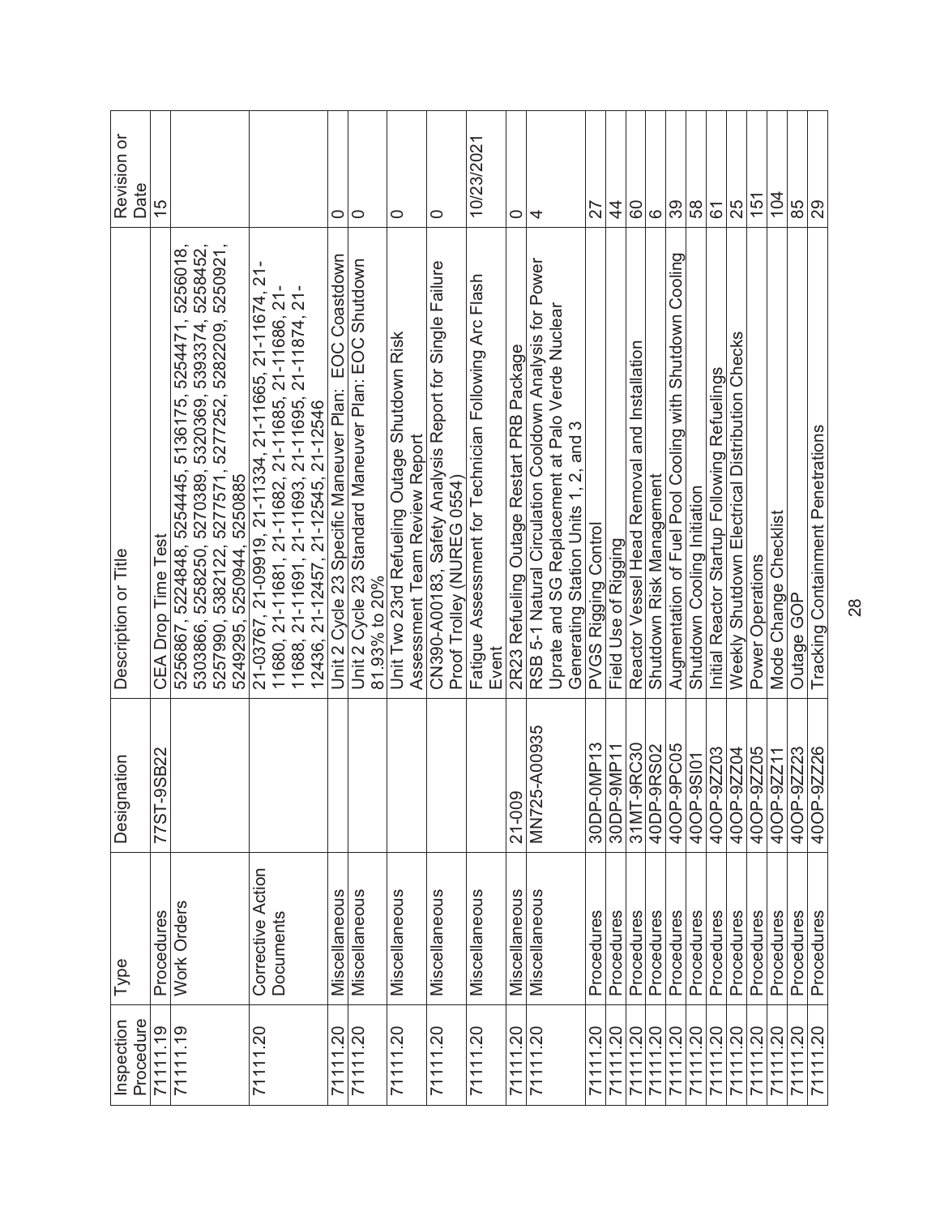| Inspection Procedure | Type | Designation | Description or Title | Revision or Date |
|---|---|---|---|---|
| 71111.19 | Procedures | 77ST-9SB22 | CEA Drop Time Test | 15 |
| 71111.19 | Work Orders | | 5256867, 5224848, 5254445, 5136175, 5254471, 5256018, 5303866, 5258250, 5270389, 5320369, 5393374, 5258452, 5257990, 5382122, 5277571, 5277252, 5282209, 5250921, 5249295, 5250944, 5250885 | |
| 71111.20 | Corrective Action Documents | | 21-03767, 21-09919, 21-11334, 21-11665, 21-11674, 21-11680, 21-11681, 21-11682, 21-11685, 21-11686, 21-11688, 21-11691, 21-11693, 21-11695, 21-11874, 21-12436, 21-12457, 21-12545, 21-12546 | |
| 71111.20 | Miscellaneous | | Unit 2 Cycle 23 Specific Maneuver Plan: EOC Coastdown | 0 |
| 71111.20 | Miscellaneous | | Unit 2 Cycle 23 Standard Maneuver Plan: EOC Shutdown 81.93% to 20% | 0 |
| 71111.20 | Miscellaneous | | Unit Two 23rd Refueling Outage Shutdown Risk Assessment Team Review Report | 0 |
| 71111.20 | Miscellaneous | | CN390-A00183, Safety Analysis Report for Single Failure Proof Trolley (NUREG 0554) | 0 |
| 71111.20 | Miscellaneous | | Fatigue Assessment for Technician Following Arc Flash Event | 10/23/2021 |
| 71111.20 | Miscellaneous | 21-009 | 2R23 Refueling Outage Restart PRB Package | 0 |
| 71111.20 | Miscellaneous | MN725-A00935 | RSB 5-1 Natural Circulation Cooldown Analysis for Power Uprate and SG Replacement at Palo Verde Nuclear Generating Station Units 1, 2, and 3 | 4 |
| 71111.20 | Procedures | 30DP-0MP13 | PVGS Rigging Control | 27 |
| 71111.20 | Procedures | 30DP-9MP11 | Field Use of Rigging | 44 |
| 71111.20 | Procedures | 31MT-9RC30 | Reactor Vessel Head Removal and Installation | 60 |
| 71111.20 | Procedures | 40DP-9RS02 | Shutdown Risk Management | 6 |
| 71111.20 | Procedures | 40OP-9PC05 | Augmentation of Fuel Pool Cooling with Shutdown Cooling | 39 |
| 71111.20 | Procedures | 40OP-9SI01 | Shutdown Cooling Initiation | 58 |
| 71111.20 | Procedures | 40OP-9ZZ03 | Initial Reactor Startup Following Refuelings | 61 |
| 71111.20 | Procedures | 40OP-9ZZ04 | Weekly Shutdown Electrical Distribution Checks | 25 |
| 71111.20 | Procedures | 40OP-9ZZ05 | Power Operations | 151 |
| 71111.20 | Procedures | 40OP-9ZZ11 | Mode Change Checklist | 104 |
| 71111.20 | Procedures | 40OP-9ZZ23 | Outage GOP | 85 |
| 71111.20 | Procedures | 40OP-9ZZ26 | Tracking Containment Penetrations | 29 |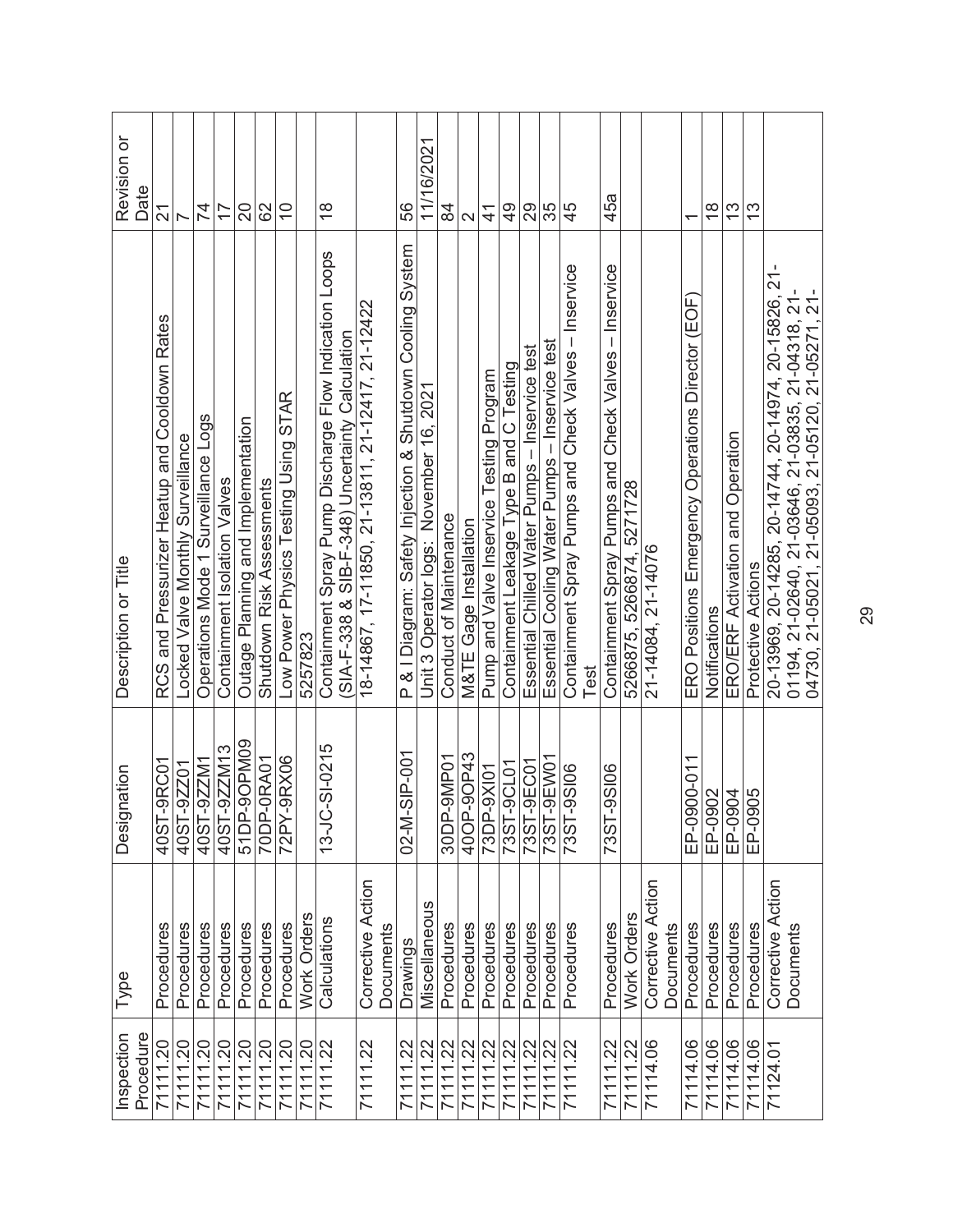| Inspection Procedure | Type | Designation | Description or Title | Revision or Date |
|---|---|---|---|---|
| 71111.20 | Procedures | 40ST-9RC01 | RCS and Pressurizer Heatup and Cooldown Rates | 21 |
| 71111.20 | Procedures | 40ST-9ZZ01 | Locked Valve Monthly Surveillance | 7 |
| 71111.20 | Procedures | 40ST-9ZZM1 | Operations Mode 1 Surveillance Logs | 74 |
| 71111.20 | Procedures | 40ST-9ZZM13 | Containment Isolation Valves | 17 |
| 71111.20 | Procedures | 51DP-9OPM09 | Outage Planning and Implementation | 20 |
| 71111.20 | Procedures | 70DP-0RA01 | Shutdown Risk Assessments | 62 |
| 71111.20 | Procedures | 72PY-9RX06 | Low Power Physics Testing Using STAR | 10 |
| 71111.20 | Work Orders | | 5257823 | |
| 71111.22 | Calculations | 13-JC-SI-0215 | Containment Spray Pump Discharge Flow Indication Loops (SIA-F-338 & SIB-F-348) Uncertainty Calculation | 18 |
| 71111.22 | Corrective Action Documents | | 18-14867, 17-11850, 21-13811, 21-12417, 21-12422 | |
| 71111.22 | Drawings | 02-M-SIP-001 | P & I Diagram: Safety Injection & Shutdown Cooling System | 56 |
| 71111.22 | Miscellaneous | | Unit 3 Operator logs: November 16, 2021 | 11/16/2021 |
| 71111.22 | Procedures | 30DP-9MP01 | Conduct of Maintenance | 84 |
| 71111.22 | Procedures | 40OP-9OP43 | M&TE Gage Installation | 2 |
| 71111.22 | Procedures | 73DP-9XI01 | Pump and Valve Inservice Testing Program | 41 |
| 71111.22 | Procedures | 73ST-9CL01 | Containment Leakage Type B and C Testing | 49 |
| 71111.22 | Procedures | 73ST-9EC01 | Essential Chilled Water Pumps – Inservice test | 29 |
| 71111.22 | Procedures | 73ST-9EW01 | Essential Cooling Water Pumps – Inservice test | 35 |
| 71111.22 | Procedures | 73ST-9SI06 | Containment Spray Pumps and Check Valves – Inservice Test | 45 |
| 71111.22 | Procedures | 73ST-9SI06 | Containment Spray Pumps and Check Valves – Inservice | 45a |
| 71111.22 | Work Orders | | 5266875, 5266874, 5271728 | |
| 71114.06 | Corrective Action Documents | | 21-14084, 21-14076 | |
| 71114.06 | Procedures | EP-0900-011 | ERO Positions Emergency Operations Director (EOF) | 1 |
| 71114.06 | Procedures | EP-0902 | Notifications | 18 |
| 71114.06 | Procedures | EP-0904 | ERO/ERF Activation and Operation | 13 |
| 71114.06 | Procedures | EP-0905 | Protective Actions | 13 |
| 71124.01 | Corrective Action Documents | | 20-13969, 20-14285, 20-14744, 20-14974, 20-15826, 21-01194, 21-02640, 21-03646, 21-03835, 21-04318, 21-04730, 21-05021, 21-05093, 21-05120, 21-05271, 21- | |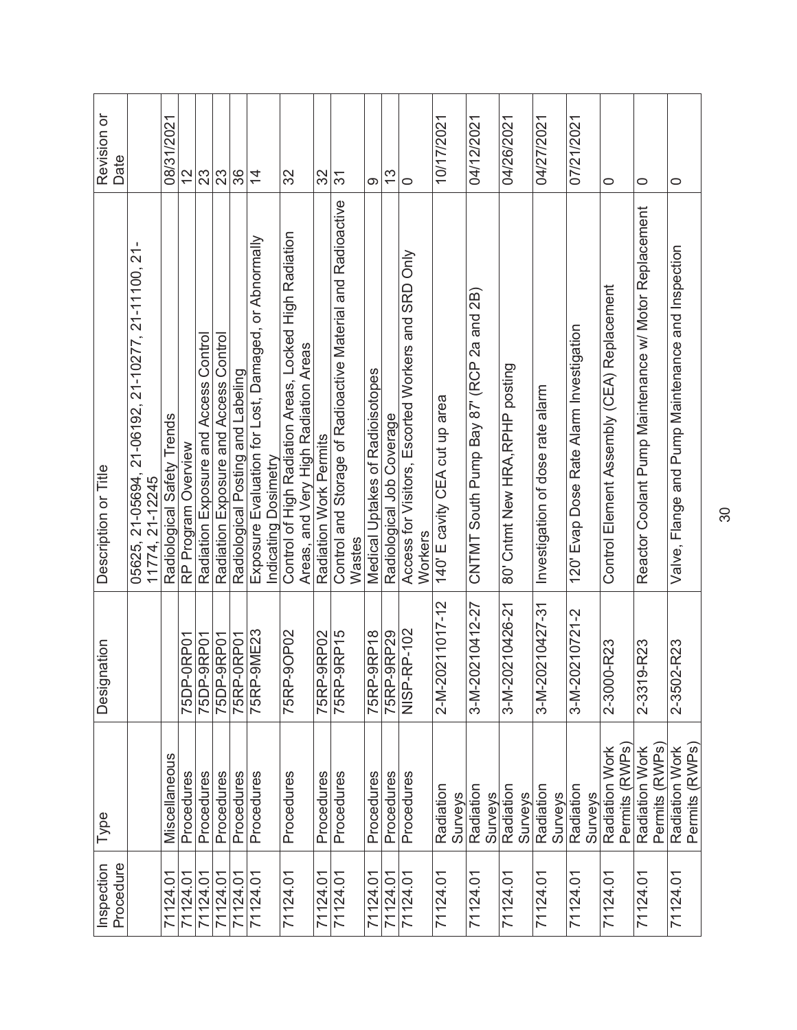| Inspection Procedure | Type | Designation | Description or Title | Revision or Date |
|---|---|---|---|---|
| | | | 05625, 21-05694, 21-06192, 21-10277, 21-11100, 21-11774, 21-12245 | |
| 71124.01 | Miscellaneous | | Radiological Safety Trends | 08/31/2021 |
| 71124.01 | Procedures | 75DP-0RP01 | RP Program Overview | 12 |
| 71124.01 | Procedures | 75DP-9RP01 | Radiation Exposure and Access Control | 23 |
| 71124.01 | Procedures | 75DP-9RP01 | Radiation Exposure and Access Control | 23 |
| 71124.01 | Procedures | 75RP-0RP01 | Radiological Posting and Labeling | 36 |
| 71124.01 | Procedures | 75RP-9ME23 | Exposure Evaluation for Lost, Damaged, or Abnormally Indicating Dosimetry | 14 |
| 71124.01 | Procedures | 75RP-9OP02 | Control of High Radiation Areas, Locked High Radiation Areas, and Very High Radiation Areas | 32 |
| 71124.01 | Procedures | 75RP-9RP02 | Radiation Work Permits | 32 |
| 71124.01 | Procedures | 75RP-9RP15 | Control and Storage of Radioactive Material and Radioactive Wastes | 31 |
| 71124.01 | Procedures | 75RP-9RP18 | Medical Uptakes of Radioisotopes | 9 |
| 71124.01 | Procedures | 75RP-9RP29 | Radiological Job Coverage | 13 |
| 71124.01 | Procedures | NISP-RP-102 | Access for Visitors, Escorted Workers and SRD Only Workers | 0 |
| 71124.01 | Radiation Surveys | 2-M-20211017-12 | 140' E cavity CEA cut up area | 10/17/2021 |
| 71124.01 | Radiation Surveys | 3-M-20210412-27 | CNTMT South Pump Bay 87' (RCP 2a and 2B) | 04/12/2021 |
| 71124.01 | Radiation Surveys | 3-M-20210426-21 | 80' Cntmt New HRA,RPHP posting | 04/26/2021 |
| 71124.01 | Radiation Surveys | 3-M-20210427-31 | Investigation of dose rate alarm | 04/27/2021 |
| 71124.01 | Radiation Surveys | 3-M-20210721-2 | 120' Evap Dose Rate Alarm Investigation | 07/21/2021 |
| 71124.01 | Radiation Work Permits (RWPs) | 2-3000-R23 | Control Element Assembly (CEA) Replacement | 0 |
| 71124.01 | Radiation Work Permits (RWPs) | 2-3319-R23 | Reactor Coolant Pump Maintenance w/ Motor Replacement | 0 |
| 71124.01 | Radiation Work Permits (RWPs) | 2-3502-R23 | Valve, Flange and Pump Maintenance and Inspection | 0 |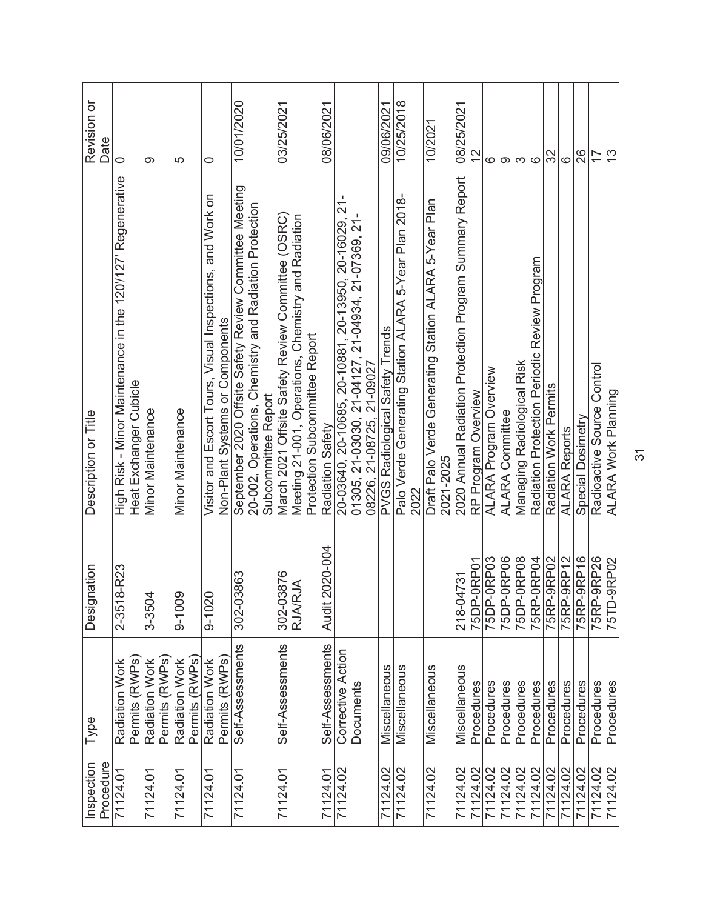| Inspection Procedure | Type | Designation | Description or Title | Revision or Date |
|---|---|---|---|---|
| 71124.01 | Radiation Work Permits (RWPs) | 2-3518-R23 | High Risk - Minor Maintenance in the 120'/127' Regenerative Heat Exchanger Cubicle | 0 |
| 71124.01 | Radiation Work Permits (RWPs) | 3-3504 | Minor Maintenance | 9 |
| 71124.01 | Radiation Work Permits (RWPs) | 9-1009 | Minor Maintenance | 5 |
| 71124.01 | Radiation Work Permits (RWPs) | 9-1020 | Visitor and Escort Tours, Visual Inspections, and Work on Non-Plant Systems or Components | 0 |
| 71124.01 | Self-Assessments | 302-03863 | September 2020 Offsite Safety Review Committee Meeting 20-002, Operations, Chemistry and Radiation Protection Subcommittee Report | 10/01/2020 |
| 71124.01 | Self-Assessments | 302-03876 RJA/RJA | March 2021 Offsite Safety Review Committee (OSRC) Meeting 21-001, Operations, Chemistry and Radiation Protection Subcommittee Report | 03/25/2021 |
| 71124.01 | Self-Assessments | Audit 2020-004 | Radiation Safety | 08/06/2021 |
| 71124.02 | Corrective Action Documents | | 20-03640, 20-10685, 20-10881, 20-13950, 20-16029, 21-01305, 21-03030, 21-04127, 21-04934, 21-07369, 21-08226, 21-08725, 21-09027 | |
| 71124.02 | Miscellaneous | | PVGS Radiological Safety Trends | 09/06/2021 |
| 71124.02 | Miscellaneous | | Palo Verde Generating Station ALARA 5-Year Plan 2018-2022 | 10/25/2018 |
| 71124.02 | Miscellaneous | | Draft Palo Verde Generating Station ALARA 5-Year Plan 2021-2025 | 10/2021 |
| 71124.02 | Miscellaneous | 218-04731 | 2020 Annual Radiation Protection Program Summary Report | 08/25/2021 |
| 71124.02 | Procedures | 75DP-0RP01 | RP Program Overview | 12 |
| 71124.02 | Procedures | 75DP-0RP03 | ALARA Program Overview | 6 |
| 71124.02 | Procedures | 75DP-0RP06 | ALARA Committee | 9 |
| 71124.02 | Procedures | 75DP-0RP08 | Managing Radiological Risk | 3 |
| 71124.02 | Procedures | 75RP-0RP04 | Radiation Protection Periodic Review Program | 6 |
| 71124.02 | Procedures | 75RP-9RP02 | Radiation Work Permits | 32 |
| 71124.02 | Procedures | 75RP-9RP12 | ALARA Reports | 6 |
| 71124.02 | Procedures | 75RP-9RP16 | Special Dosimetry | 26 |
| 71124.02 | Procedures | 75RP-9RP26 | Radioactive Source Control | 17 |
| 71124.02 | Procedures | 75TD-9RP02 | ALARA Work Planning | 13 |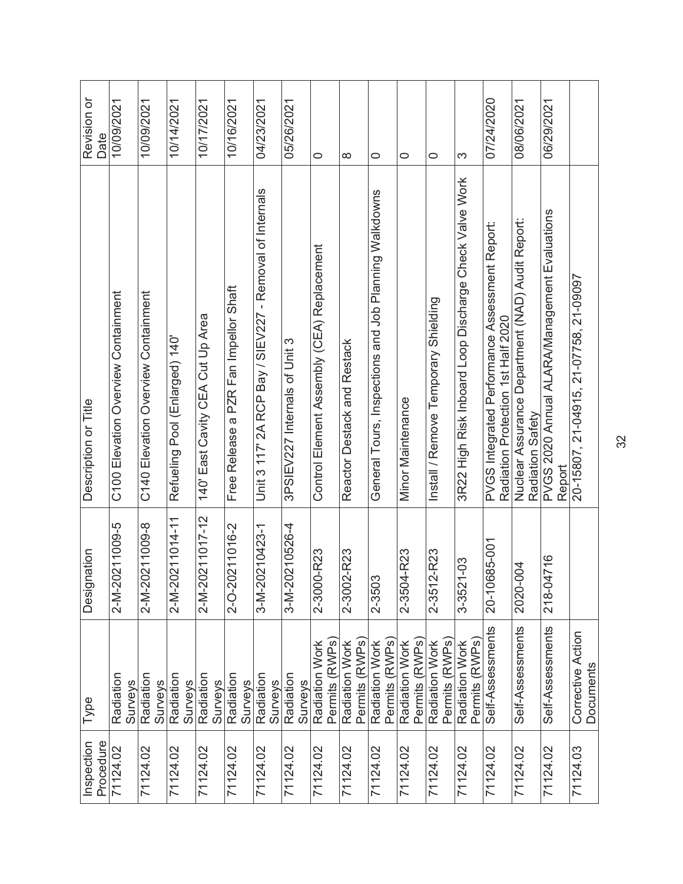| Inspection Procedure | Type | Designation | Description or Title | Revision or Date |
|---|---|---|---|---|
| 71124.02 | Radiation Surveys | 2-M-20211009-5 | C100 Elevation Overview Containment | 10/09/2021 |
| 71124.02 | Radiation Surveys | 2-M-20211009-8 | C140 Elevation Overview Containment | 10/09/2021 |
| 71124.02 | Radiation Surveys | 2-M-20211014-11 | Refueling Pool (Enlarged) 140' | 10/14/2021 |
| 71124.02 | Radiation Surveys | 2-M-20211017-12 | 140' East Cavity CEA Cut Up Area | 10/17/2021 |
| 71124.02 | Radiation Surveys | 2-O-20211016-2 | Free Release a PZR Fan Impellor Shaft | 10/16/2021 |
| 71124.02 | Radiation Surveys | 3-M-20210423-1 | Unit 3 117' 2A RCP Bay / SIEV227 - Removal of Internals | 04/23/2021 |
| 71124.02 | Radiation Surveys | 3-M-20210526-4 | 3PSIEV227 Internals of Unit 3 | 05/26/2021 |
| 71124.02 | Radiation Work Permits (RWPs) | 2-3000-R23 | Control Element Assembly (CEA) Replacement | 0 |
| 71124.02 | Radiation Work Permits (RWPs) | 2-3002-R23 | Reactor Destack and Restack | 8 |
| 71124.02 | Radiation Work Permits (RWPs) | 2-3503 | General Tours, Inspections and Job Planning Walkdowns | 0 |
| 71124.02 | Radiation Work Permits (RWPs) | 2-3504-R23 | Minor Maintenance | 0 |
| 71124.02 | Radiation Work Permits (RWPs) | 2-3512-R23 | Install / Remove Temporary Shielding | 0 |
| 71124.02 | Radiation Work Permits (RWPs) | 3-3521-03 | 3R22 High Risk Inboard Loop Discharge Check Valve Work | 3 |
| 71124.02 | Self-Assessments | 20-10685-001 | PVGS Integrated Performance Assessment Report: Radiation Protection 1st Half 2020 | 07/24/2020 |
| 71124.02 | Self-Assessments | 2020-004 | Nuclear Assurance Department (NAD) Audit Report: Radiation Safety | 08/06/2021 |
| 71124.02 | Self-Assessments | 218-04716 | PVGS 2020 Annual ALARA/Management Evaluations Report | 06/29/2021 |
| 71124.03 | Corrective Action Documents | | 20-15807, 21-04915, 21-07758, 21-09097 | |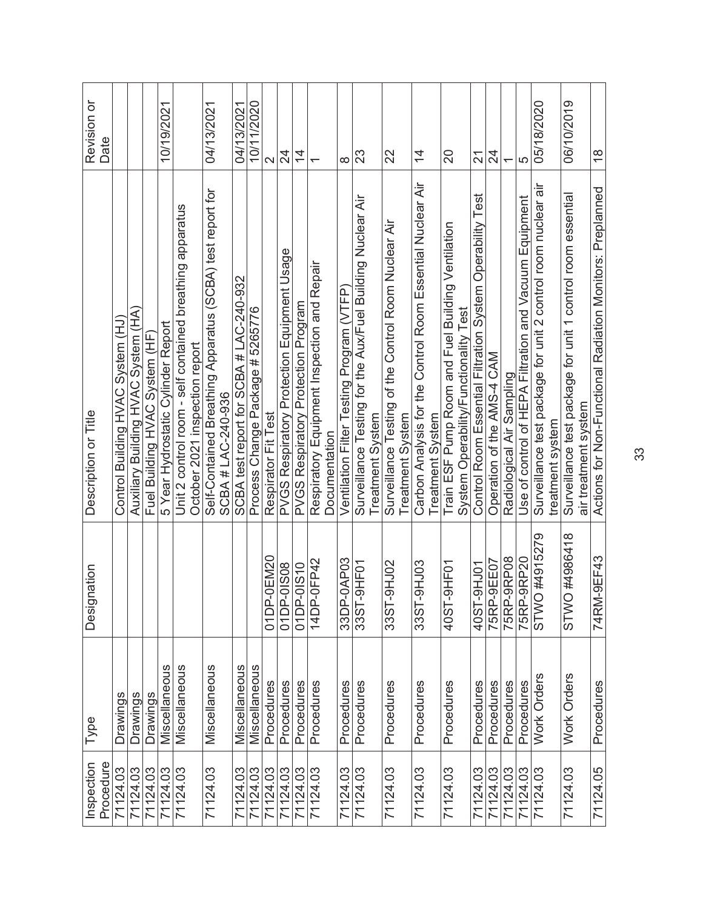| Inspection Procedure | Type | Designation | Description or Title | Revision or Date |
|---|---|---|---|---|
| 71124.03 | Drawings | | Control Building HVAC System (HJ) | |
| 71124.03 | Drawings | | Auxiliary Building HVAC System (HA) | |
| 71124.03 | Drawings | | Fuel Building HVAC System (HF) | |
| 71124.03 | Miscellaneous | | 5 Year Hydrostatic Cylinder Report | 10/19/2021 |
| 71124.03 | Miscellaneous | | Unit 2 control room - self contained breathing apparatus October 2021 inspection report | |
| 71124.03 | Miscellaneous | | Self-Contained Breathing Apparatus (SCBA) test report for SCBA # LAC-240-936 | 04/13/2021 |
| 71124.03 | Miscellaneous | | SCBA test report for SCBA # LAC-240-932 | 04/13/2021 |
| 71124.03 | Miscellaneous | | Process Change Package # 5265776 | 10/11/2020 |
| 71124.03 | Procedures | 01DP-0EM20 | Respirator Fit Test | 2 |
| 71124.03 | Procedures | 01DP-0IS08 | PVGS Respiratory Protection Equipment Usage | 24 |
| 71124.03 | Procedures | 01DP-0IS10 | PVGS Respiratory Protection Program | 14 |
| 71124.03 | Procedures | 14DP-0FP42 | Respiratory Equipment Inspection and Repair Documentation | 1 |
| 71124.03 | Procedures | 33DP-0AP03 | Ventilation Filter Testing Program (VTFP) | 8 |
| 71124.03 | Procedures | 33ST-9HF01 | Surveillance Testing for the Aux/Fuel Building Nuclear Air Treatment System | 23 |
| 71124.03 | Procedures | 33ST-9HJ02 | Surveillance Testing of the Control Room Nuclear Air Treatment System | 22 |
| 71124.03 | Procedures | 33ST-9HJ03 | Carbon Analysis for the Control Room Essential Nuclear Air Treatment System | 14 |
| 71124.03 | Procedures | 40ST-9HF01 | Train ESF Pump Room and Fuel Building Ventilation System Operability/Functionality Test | 20 |
| 71124.03 | Procedures | 40ST-9HJ01 | Control Room Essential Filtration System Operability Test | 21 |
| 71124.03 | Procedures | 75RP-9EE07 | Operation of the AMS-4 CAM | 24 |
| 71124.03 | Procedures | 75RP-9RP08 | Radiological Air Sampling | 1 |
| 71124.03 | Procedures | 75RP-9RP20 | Use of control of HEPA Filtration and Vacuum Equipment | 5 |
| 71124.03 | Work Orders | STWO #4915279 | Surveillance test package for unit 2 control room nuclear air treatment system | 05/18/2020 |
| 71124.03 | Work Orders | STWO #4986418 | Surveillance test package for unit 1 control room essential air treatment system | 06/10/2019 |
| 71124.05 | Procedures | 74RM-9EF43 | Actions for Non-Functional Radiation Monitors: Preplanned | 18 |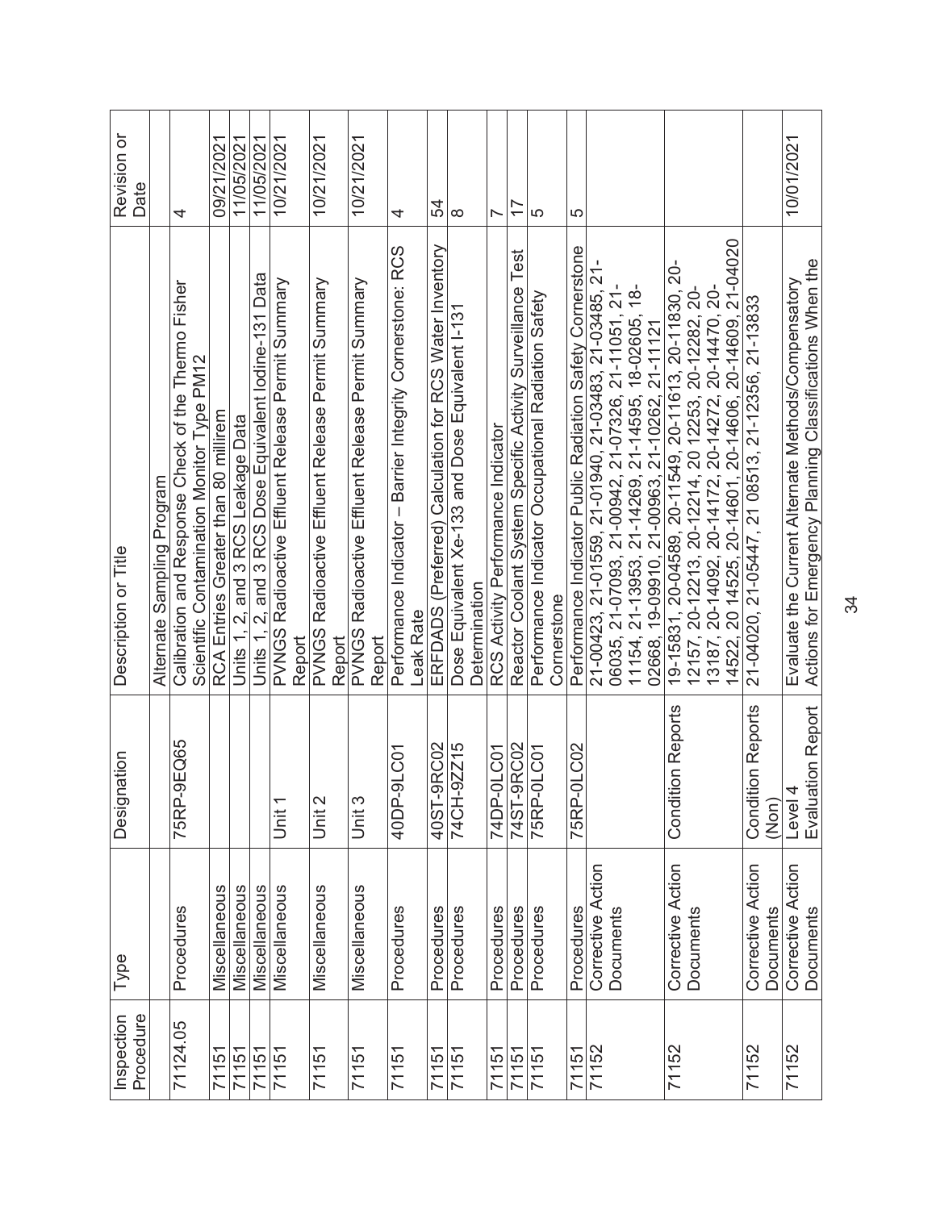| Inspection Procedure | Type | Designation | Description or Title | Revision or Date |
|---|---|---|---|---|
| | | | Alternate Sampling Program | |
| 71124.05 | Procedures | 75RP-9EQ65 | Calibration and Response Check of the Thermo Fisher Scientific Contamination Monitor Type PM12 | 4 |
| 71151 | Miscellaneous | | RCA Entries Greater than 80 millirem | 09/21/2021 |
| 71151 | Miscellaneous | | Units 1, 2, and 3 RCS Leakage Data | 11/05/2021 |
| 71151 | Miscellaneous | | Units 1, 2, and 3 RCS Dose Equivalent Iodine-131 Data | 11/05/2021 |
| 71151 | Miscellaneous | Unit 1 | PVNGS Radioactive Effluent Release Permit Summary Report | 10/21/2021 |
| 71151 | Miscellaneous | Unit 2 | PVNGS Radioactive Effluent Release Permit Summary Report | 10/21/2021 |
| 71151 | Miscellaneous | Unit 3 | PVNGS Radioactive Effluent Release Permit Summary Report | 10/21/2021 |
| 71151 | Procedures | 40DP-9LC01 | Performance Indicator – Barrier Integrity Cornerstone: RCS Leak Rate | 4 |
| 71151 | Procedures | 40ST-9RC02 | ERFDADS (Preferred) Calculation for RCS Water Inventory | 54 |
| 71151 | Procedures | 74CH-9ZZ15 | Dose Equivalent Xe-133 and Dose Equivalent I-131 Determination | 8 |
| 71151 | Procedures | 74DP-0LC01 | RCS Activity Performance Indicator | 7 |
| 71151 | Procedures | 74ST-9RC02 | Reactor Coolant System Specific Activity Surveillance Test | 17 |
| 71151 | Procedures | 75RP-0LC01 | Performance Indicator Occupational Radiation Safety Cornerstone | 5 |
| 71151 | Procedures | 75RP-0LC02 | Performance Indicator Public Radiation Safety Cornerstone | 5 |
| 71152 | Corrective Action Documents | | 21-00423, 21-01559, 21-01940, 21-03483, 21-03485, 21-06035, 21-07093, 21-00942, 21-07326, 21-11051, 21-11154, 21-13953, 21-14269, 21-14595, 18-02605, 18-02668, 19-09910, 21-00963, 21-10262, 21-11121 | |
| 71152 | Corrective Action Documents | Condition Reports | 19-15831, 20-04589, 20-11549, 20-11613, 20-11830, 20-12157, 20-12213, 20-12214, 20 12253, 20-12282, 20-13187, 20-14092, 20-14172, 20-14272, 20-14470, 20-14522, 20 14525, 20-14601, 20-14606, 20-14609, 21-04020 | |
| 71152 | Corrective Action Documents | Condition Reports (Non) | 21-04020, 21-05447, 21 08513, 21-12356, 21-13833 | |
| 71152 | Corrective Action Documents | Level 4 Evaluation Report | Evaluate the Current Alternate Methods/Compensatory Actions for Emergency Planning Classifications When the | 10/01/2021 |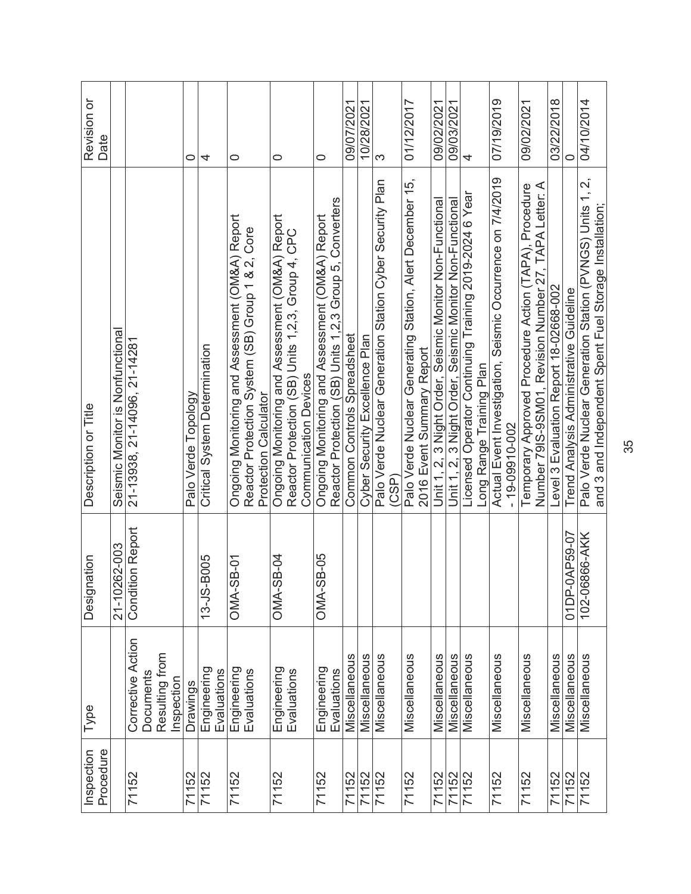| Inspection Procedure | Type | Designation | Description or Title | Revision or Date |
|---|---|---|---|---|
| | | 21-10262-003 | Seismic Monitor is Nonfunctional | |
| 71152 | Corrective Action Documents Resulting from Inspection | Condition Report | 21-13938, 21-14096, 21-14281 | |
| 71152 | Drawings | | Palo Verde Topology | 0 |
| 71152 | Engineering Evaluations | 13-JS-B005 | Critical System Determination | 4 |
| 71152 | Engineering Evaluations | OMA-SB-01 | Ongoing Monitoring and Assessment (OM&A) Report Reactor Protection System (SB) Group 1 & 2, Core Protection Calculator | 0 |
| 71152 | Engineering Evaluations | OMA-SB-04 | Ongoing Monitoring and Assessment (OM&A) Report Reactor Protection (SB) Units 1,2,3, Group 4, CPC Communication Devices | 0 |
| 71152 | Engineering Evaluations | OMA-SB-05 | Ongoing Monitoring and Assessment (OM&A) Report Reactor Protection (SB) Units 1,2,3 Group 5, Converters | 0 |
| 71152 | Miscellaneous | | Common Controls Spreadsheet | 09/07/2021 |
| 71152 | Miscellaneous | | Cyber Security Excellence Plan | 10/28/2021 |
| 71152 | Miscellaneous | | Palo Verde Nuclear Generation Station Cyber Security Plan (CSP) | 3 |
| 71152 | Miscellaneous | | Palo Verde Nuclear Generating Station, Alert December 15, 2016 Event Summary Report | 01/12/2017 |
| 71152 | Miscellaneous | | Unit 1, 2, 3 Night Order, Seismic Monitor Non-Functional | 09/02/2021 |
| 71152 | Miscellaneous | | Unit 1, 2, 3 Night Order, Seismic Monitor Non-Functional | 09/03/2021 |
| 71152 | Miscellaneous | | Licensed Operator Continuing Training 2019-2024 6 Year Long Range Training Plan | 4 |
| 71152 | Miscellaneous | | Actual Event Investigation, Seismic Occurrence on 7/4/2019 - 19-09910-002 | 07/19/2019 |
| 71152 | Miscellaneous | | Temporary Approved Procedure Action (TAPA), Procedure Number 79IS-9SM01, Revision Number 27, TAPA Letter: A | 09/02/2021 |
| 71152 | Miscellaneous | | Level 3 Evaluation Report 18-02668-002 | 03/22/2018 |
| 71152 | Miscellaneous | 01DP-0AP59-07 | Trend Analysis Administrative Guideline | 0 |
| 71152 | Miscellaneous | 102-06866-AKK | Palo Verde Nuclear Generation Station (PVNGS) Units 1, 2, and 3 and Independent Spent Fuel Storage Installation; | 04/10/2014 |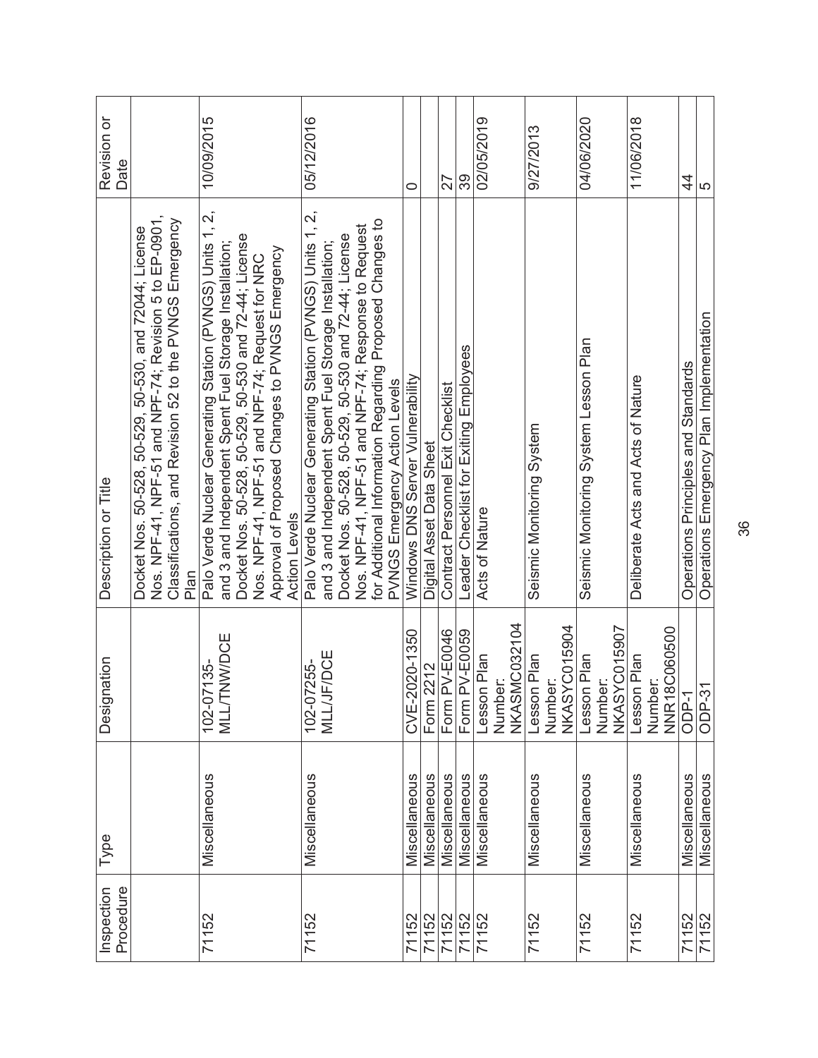| Inspection Procedure | Type | Designation | Description or Title | Revision or Date |
|---|---|---|---|---|
| | | | Docket Nos. 50-528, 50-529, 50-530, and 72044; License Nos. NPF-41, NPF-51 and NPF-74; Revision 5 to EP-0901, Classifications, and Revision 52 to the PVNGS Emergency Plan | |
| 71152 | Miscellaneous | 102-07135-MLL/TNW/DCE | Palo Verde Nuclear Generating Station (PVNGS) Units 1, 2, and 3 and Independent Spent Fuel Storage Installation; Docket Nos. 50-528, 50-529, 50-530 and 72-44; License Nos. NPF-41, NPF-51 and NPF-74; Request for NRC Approval of Proposed Changes to PVNGS Emergency Action Levels | 10/09/2015 |
| 71152 | Miscellaneous | 102-07255-MLL/JF/DCE | Palo Verde Nuclear Generating Station (PVNGS) Units 1, 2, and 3 and Independent Spent Fuel Storage Installation; Docket Nos. 50-528, 50-529, 50-530 and 72-44; License Nos. NPF-41, NPF-51 and NPF-74; Response to Request for Additional Information Regarding Proposed Changes to PVNGS Emergency Action Levels | 05/12/2016 |
| 71152 | Miscellaneous | CVE-2020-1350 | Windows DNS Server Vulnerability | 0 |
| 71152 | Miscellaneous | Form 2212 | Digital Asset Data Sheet | |
| 71152 | Miscellaneous | Form PV-E0046 | Contract Personnel Exit Checklist | 27 |
| 71152 | Miscellaneous | Form PV-E0059 | Leader Checklist for Exiting Employees | 39 |
| 71152 | Miscellaneous | Lesson Plan Number: NKASMC032104 | Acts of Nature | 02/05/2019 |
| 71152 | Miscellaneous | Lesson Plan Number: NKASYC015904 | Seismic Monitoring System | 9/27/2013 |
| 71152 | Miscellaneous | Lesson Plan Number: NKASYC015907 | Seismic Monitoring System Lesson Plan | 04/06/2020 |
| 71152 | Miscellaneous | Lesson Plan Number: NNR18C060500 | Deliberate Acts and Acts of Nature | 11/06/2018 |
| 71152 | Miscellaneous | ODP-1 | Operations Principles and Standards | 44 |
| 71152 | Miscellaneous | ODP-31 | Operations Emergency Plan Implementation | 5 |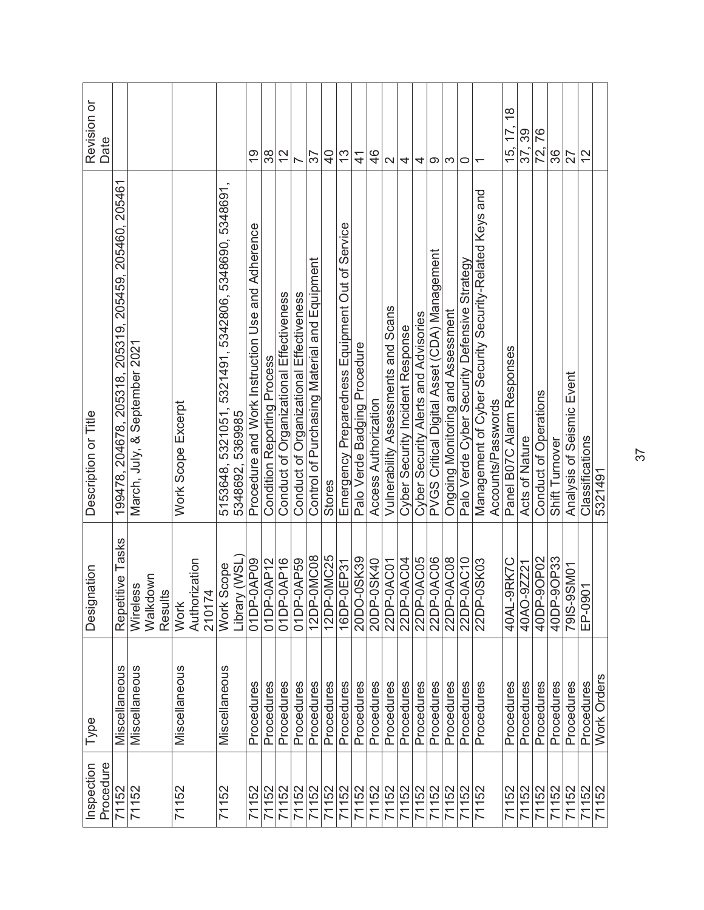| Inspection Procedure | Type | Designation | Description or Title | Revision or Date |
|---|---|---|---|---|
| 71152 | Miscellaneous | Repetitive Tasks | 199478, 204678, 205318, 205319, 205459, 205460, 205461 | |
| 71152 | Miscellaneous | Wireless Walkdown Results | March, July, & September 2021 | |
| 71152 | Miscellaneous | Work Authorization 210174 | Work Scope Excerpt | |
| 71152 | Miscellaneous | Work Scope Library (WSL) | 5153648, 5321051, 5321491, 5342806, 5348690, 5348691, 5348692, 5369985 | |
| 71152 | Procedures | 01DP-0AP09 | Procedure and Work Instruction Use and Adherence | 19 |
| 71152 | Procedures | 01DP-0AP12 | Condition Reporting Process | 38 |
| 71152 | Procedures | 01DP-0AP16 | Conduct of Organizational Effectiveness | 12 |
| 71152 | Procedures | 01DP-0AP59 | Conduct of Organizational Effectiveness | 7 |
| 71152 | Procedures | 12DP-0MC08 | Control of Purchasing Material and Equipment | 37 |
| 71152 | Procedures | 12DP-0MC25 | Stores | 40 |
| 71152 | Procedures | 16DP-0EP31 | Emergency Preparedness Equipment Out of Service | 13 |
| 71152 | Procedures | 20DO-0SK39 | Palo Verde Badging Procedure | 41 |
| 71152 | Procedures | 20DP-0SK40 | Access Authorization | 46 |
| 71152 | Procedures | 22DP-0AC01 | Vulnerability Assessments and Scans | 2 |
| 71152 | Procedures | 22DP-0AC04 | Cyber Security Incident Response | 4 |
| 71152 | Procedures | 22DP-0AC05 | Cyber Security Alerts and Advisories | 4 |
| 71152 | Procedures | 22DP-0AC06 | PVGS Critical Digital Asset (CDA) Management | 9 |
| 71152 | Procedures | 22DP-0AC08 | Ongoing Monitoring and Assessment | 3 |
| 71152 | Procedures | 22DP-0AC10 | Palo Verde Cyber Security Defensive Strategy | 0 |
| 71152 | Procedures | 22DP-0SK03 | Management of Cyber Security Security-Related Keys and Accounts/Passwords | 1 |
| 71152 | Procedures | 40AL-9RK7C | Panel B07C Alarm Responses | 15, 17, 18 |
| 71152 | Procedures | 40AO-9ZZ21 | Acts of Nature | 37, 39 |
| 71152 | Procedures | 40DP-9OP02 | Conduct of Operations | 72, 76 |
| 71152 | Procedures | 40DP-9OP33 | Shift Turnover | 36 |
| 71152 | Procedures | 79IS-9SM01 | Analysis of Seismic Event | 27 |
| 71152 | Procedures | EP-0901 | Classifications | 12 |
| 71152 | Work Orders | | 5321491 | |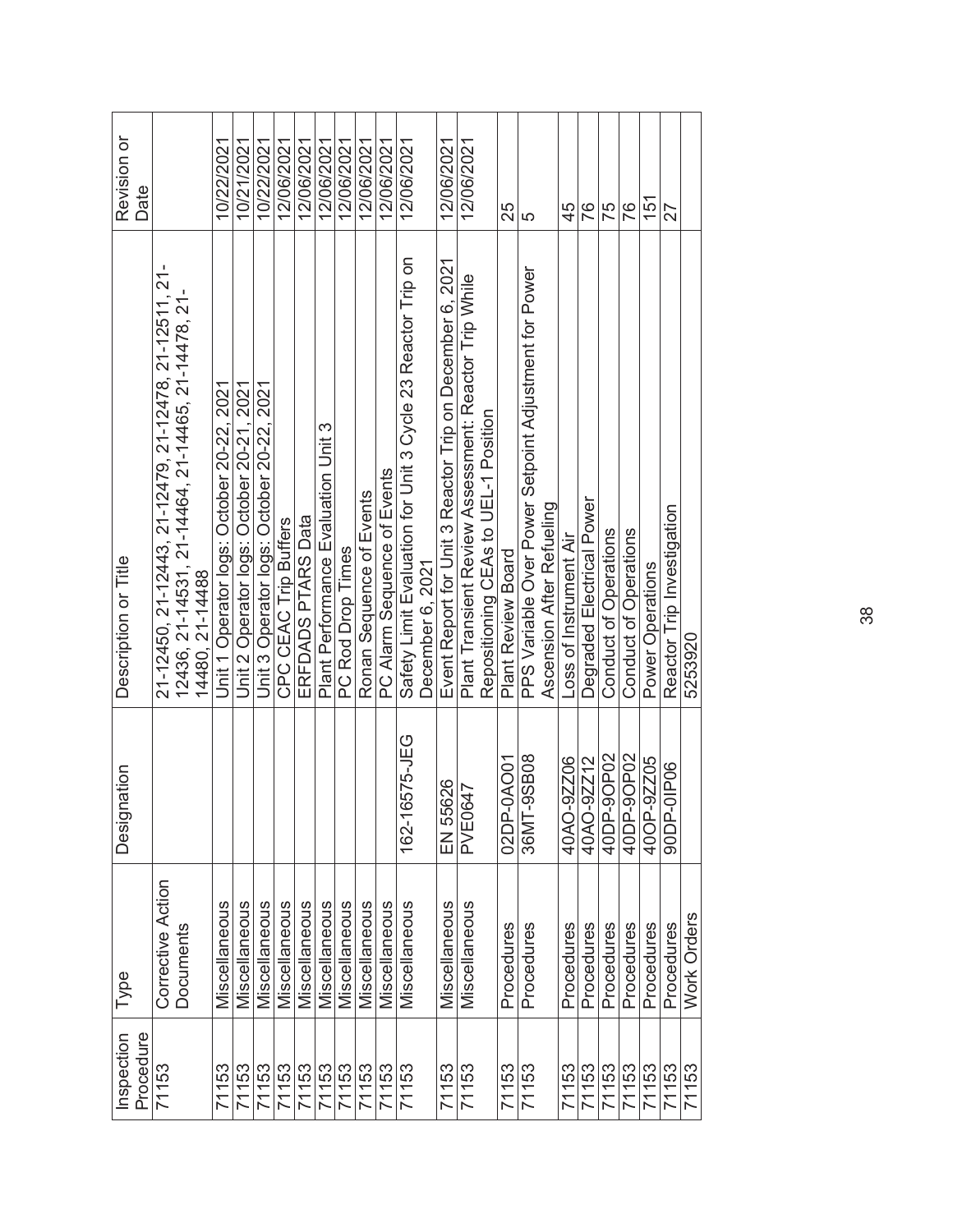| Inspection Procedure | Type | Designation | Description or Title | Revision or Date |
|---|---|---|---|---|
| 71153 | Corrective Action Documents | | 21-12450, 21-12443, 21-12479, 21-12478, 21-12511, 21-12436, 21-14531, 21-14464, 21-14465, 21-14478, 21-14480, 21-14488 | |
| 71153 | Miscellaneous | | Unit 1 Operator logs: October 20-22, 2021 | 10/22/2021 |
| 71153 | Miscellaneous | | Unit 2 Operator logs: October 20-21, 2021 | 10/21/2021 |
| 71153 | Miscellaneous | | Unit 3 Operator logs: October 20-22, 2021 | 10/22/2021 |
| 71153 | Miscellaneous | | CPC CEAC Trip Buffers | 12/06/2021 |
| 71153 | Miscellaneous | | ERFDADS PTARS Data | 12/06/2021 |
| 71153 | Miscellaneous | | Plant Performance Evaluation Unit 3 | 12/06/2021 |
| 71153 | Miscellaneous | | PC Rod Drop Times | 12/06/2021 |
| 71153 | Miscellaneous | | Ronan Sequence of Events | 12/06/2021 |
| 71153 | Miscellaneous | | PC Alarm Sequence of Events | 12/06/2021 |
| 71153 | Miscellaneous | 162-16575-JEG | Safety Limit Evaluation for Unit 3 Cycle 23 Reactor Trip on December 6, 2021 | 12/06/2021 |
| 71153 | Miscellaneous | EN 55626 | Event Report for Unit 3 Reactor Trip on December 6, 2021 | 12/06/2021 |
| 71153 | Miscellaneous | PVE0647 | Plant Transient Review Assessment: Reactor Trip While Repositioning CEAs to UEL-1 Position | 12/06/2021 |
| 71153 | Procedures | 02DP-0AO01 | Plant Review Board | 25 |
| 71153 | Procedures | 36MT-9SB08 | PPS Variable Over Power Setpoint Adjustment for Power Ascension After Refueling | 5 |
| 71153 | Procedures | 40AO-9ZZ06 | Loss of Instrument Air | 45 |
| 71153 | Procedures | 40AO-9ZZ12 | Degraded Electrical Power | 76 |
| 71153 | Procedures | 40DP-9OP02 | Conduct of Operations | 75 |
| 71153 | Procedures | 40DP-9OP02 | Conduct of Operations | 76 |
| 71153 | Procedures | 40OP-9ZZ05 | Power Operations | 151 |
| 71153 | Procedures | 90DP-0IP06 | Reactor Trip Investigation | 27 |
| 71153 | Work Orders | | 5253920 | |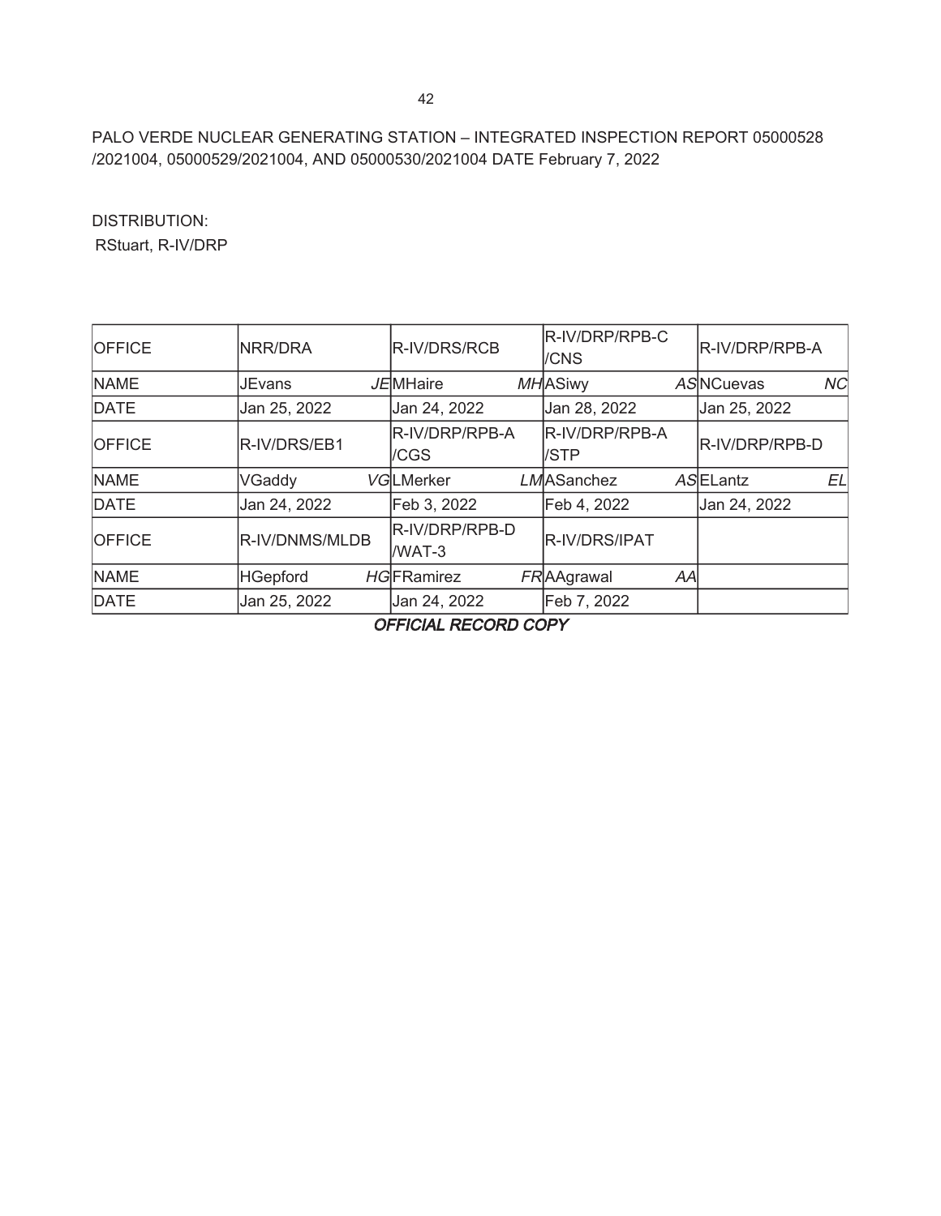PALO VERDE NUCLEAR GENERATING STATION – INTEGRATED INSPECTION REPORT 05000528 /2021004, 05000529/2021004, AND 05000530/2021004 DATE February 7, 2022

DISTRIBUTION:
RStuart, R-IV/DRP

| | | | | |
|---|---|---|---|---|
| OFFICE | NRR/DRA | R-IV/DRS/RCB | R-IV/DRP/RPB-C /CNS | R-IV/DRP/RPB-A |
| NAME | JEvans *JE* | MHaire *MH* | ASiwy *AS* | NCuevas *NC* |
| DATE | Jan 25, 2022 | Jan 24, 2022 | Jan 28, 2022 | Jan 25, 2022 |
| OFFICE | R-IV/DRS/EB1 | R-IV/DRP/RPB-A /CGS | R-IV/DRP/RPB-A /STP | R-IV/DRP/RPB-D |
| NAME | VGaddy *VG* | LMerker *LM* | ASanchez *AS* | ELantz *EL* |
| DATE | Jan 24, 2022 | Feb 3, 2022 | Feb 4, 2022 | Jan 24, 2022 |
| OFFICE | R-IV/DNMS/MLDB | R-IV/DRP/RPB-D /WAT-3 | R-IV/DRS/IPAT | |
| NAME | HGepford *HG* | FRamirez *FR* | AAgrawal *AA* | |
| DATE | Jan 25, 2022 | Jan 24, 2022 | Feb 7, 2022 | |

***OFFICIAL RECORD COPY***